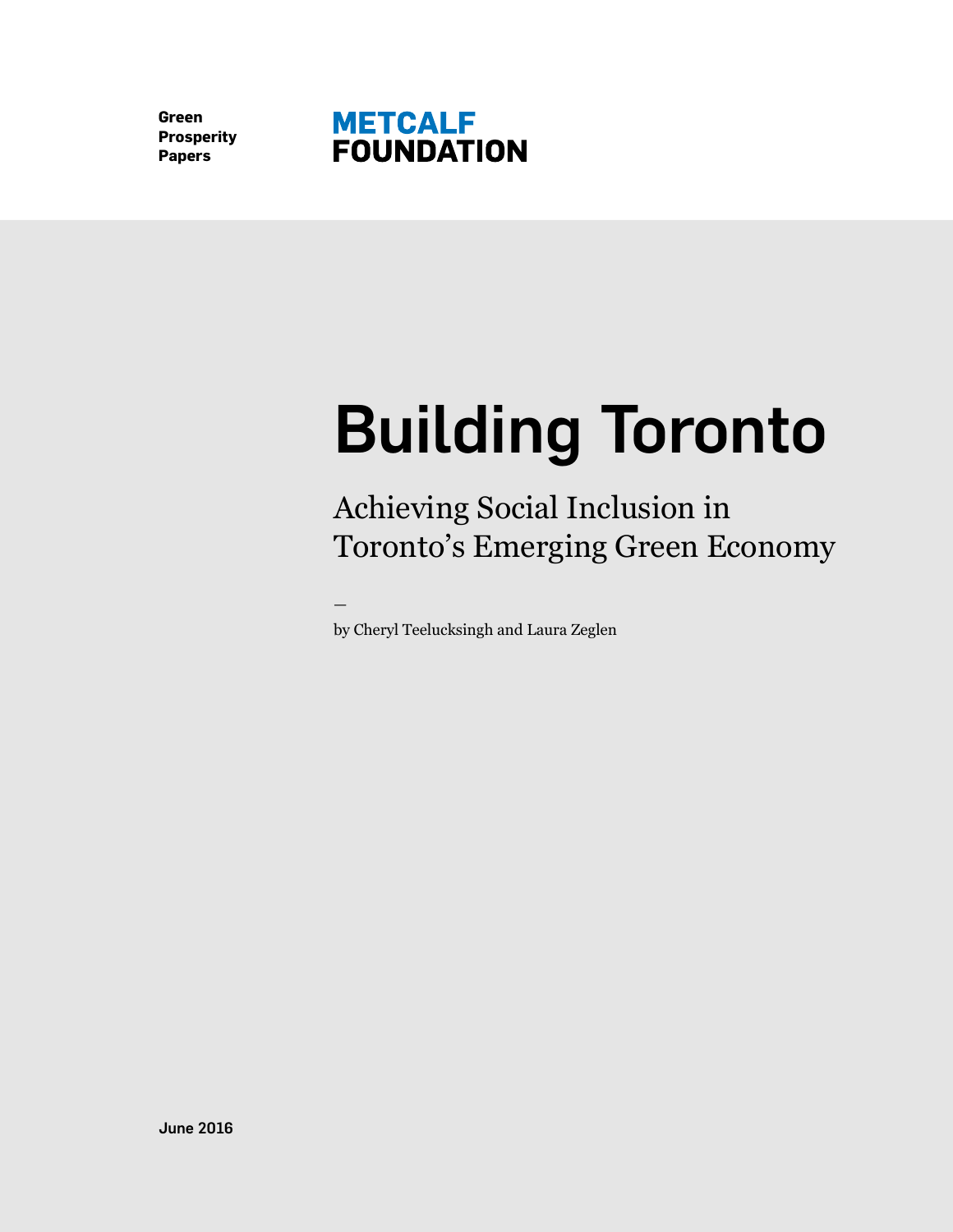Green Prosperity Papers

**METCALF FOUNDATION**

# Building Toronto

## Achieving Social Inclusion in Toronto's Emerging Green Economy

—

by Cheryl Teelucksingh and Laura Zeglen

**June 2016**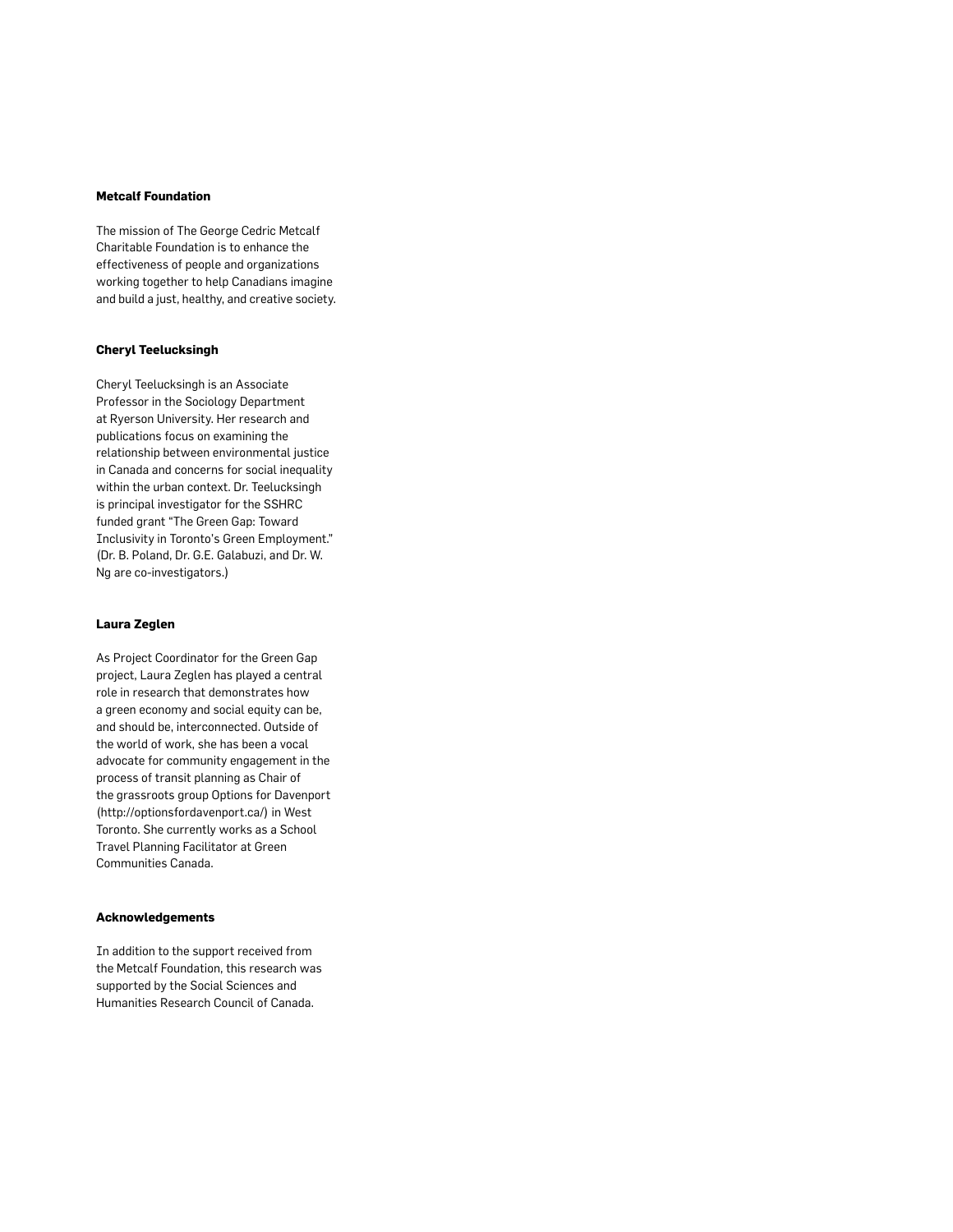**Metcalf Foundation**

The mission of The George Cedric Metcalf Charitable Foundation is to enhance the effectiveness of people and organizations working together to help Canadians imagine and build a just, healthy, and creative society.

**Cheryl Teelucksingh**

Cheryl Teelucksingh is an Associate Professor in the Sociology Department at Ryerson University. Her research and publications focus on examining the relationship between environmental justice in Canada and concerns for social inequality within the urban context. Dr. Teelucksingh is principal investigator for the SSHRC funded grant "The Green Gap: Toward Inclusivity in Toronto's Green Employment." (Dr. B. Poland, Dr. G.E. Galabuzi, and Dr. W. Ng are co-investigators.)

**Laura Zeglen**

As Project Coordinator for the Green Gap project, Laura Zeglen has played a central role in research that demonstrates how a green economy and social equity can be, and should be, interconnected. Outside of the world of work, she has been a vocal advocate for community engagement in the process of transit planning as Chair of the grassroots group Options for Davenport (http://optionsfordavenport.ca/) in West Toronto. She currently works as a School Travel Planning Facilitator at Green Communities Canada.

**Acknowledgements**

In addition to the support received from the Metcalf Foundation, this research was supported by the Social Sciences and Humanities Research Council of Canada.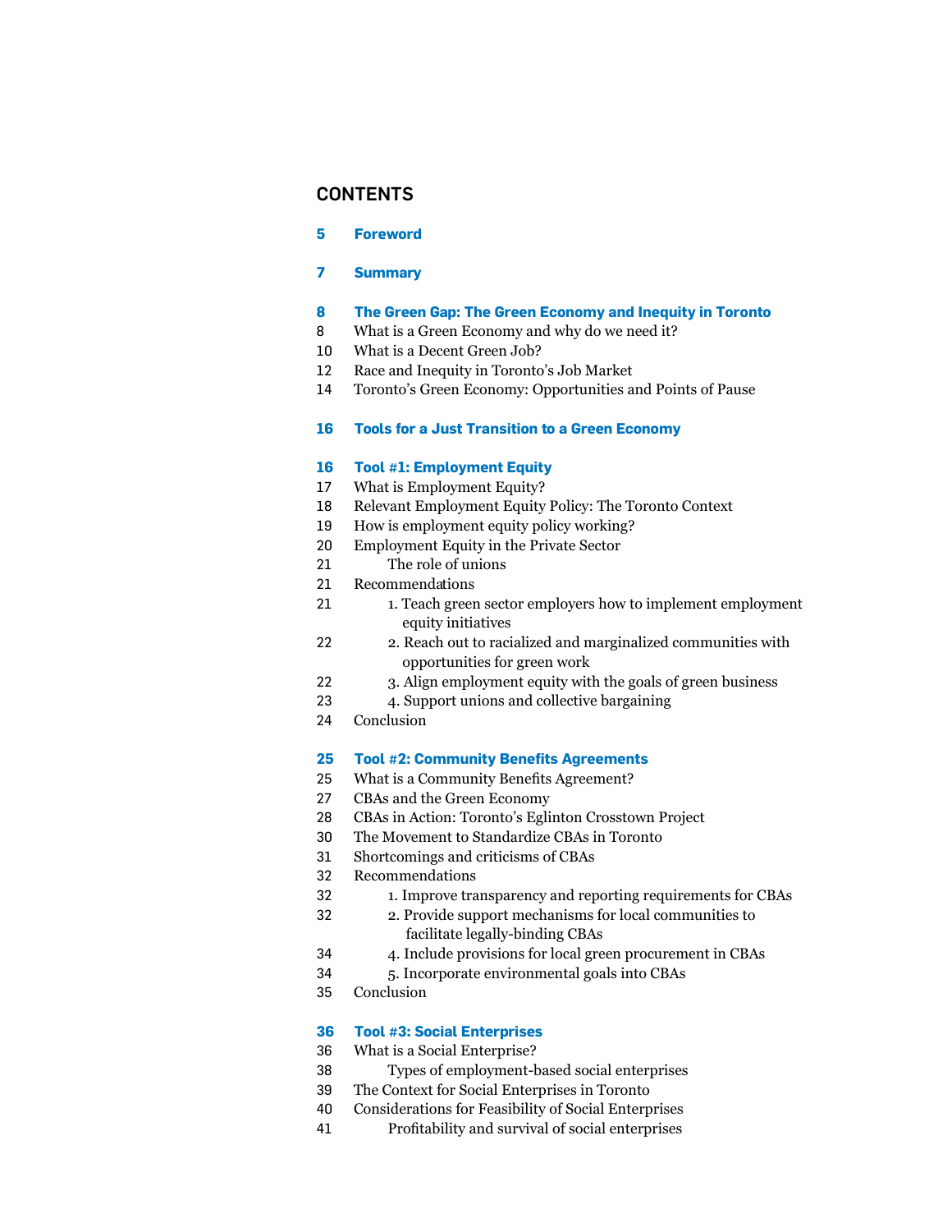## CONTENTS

**5 Foreword**

**7 Summary**

**8 The Green Gap: The Green Economy and Inequity in Toronto**

8 What is a Green Economy and why do we need it?
10 What is a Decent Green Job?
12 Race and Inequity in Toronto's Job Market
14 Toronto's Green Economy: Opportunities and Points of Pause

**16 Tools for a Just Transition to a Green Economy**

**16 Tool #1: Employment Equity**

17 What is Employment Equity?
18 Relevant Employment Equity Policy: The Toronto Context
19 How is employment equity policy working?
20 Employment Equity in the Private Sector
21 The role of unions
21 Recommendations
21 1. Teach green sector employers how to implement employment equity initiatives
22 2. Reach out to racialized and marginalized communities with opportunities for green work
22 3. Align employment equity with the goals of green business
23 4. Support unions and collective bargaining
24 Conclusion

**25 Tool #2: Community Benefits Agreements**

25 What is a Community Benefits Agreement?
27 CBAs and the Green Economy
28 CBAs in Action: Toronto's Eglinton Crosstown Project
30 The Movement to Standardize CBAs in Toronto
31 Shortcomings and criticisms of CBAs
32 Recommendations
32 1. Improve transparency and reporting requirements for CBAs
32 2. Provide support mechanisms for local communities to facilitate legally-binding CBAs
34 4. Include provisions for local green procurement in CBAs
34 5. Incorporate environmental goals into CBAs
35 Conclusion

**36 Tool #3: Social Enterprises**

36 What is a Social Enterprise?
38 Types of employment-based social enterprises
39 The Context for Social Enterprises in Toronto
40 Considerations for Feasibility of Social Enterprises
41 Profitability and survival of social enterprises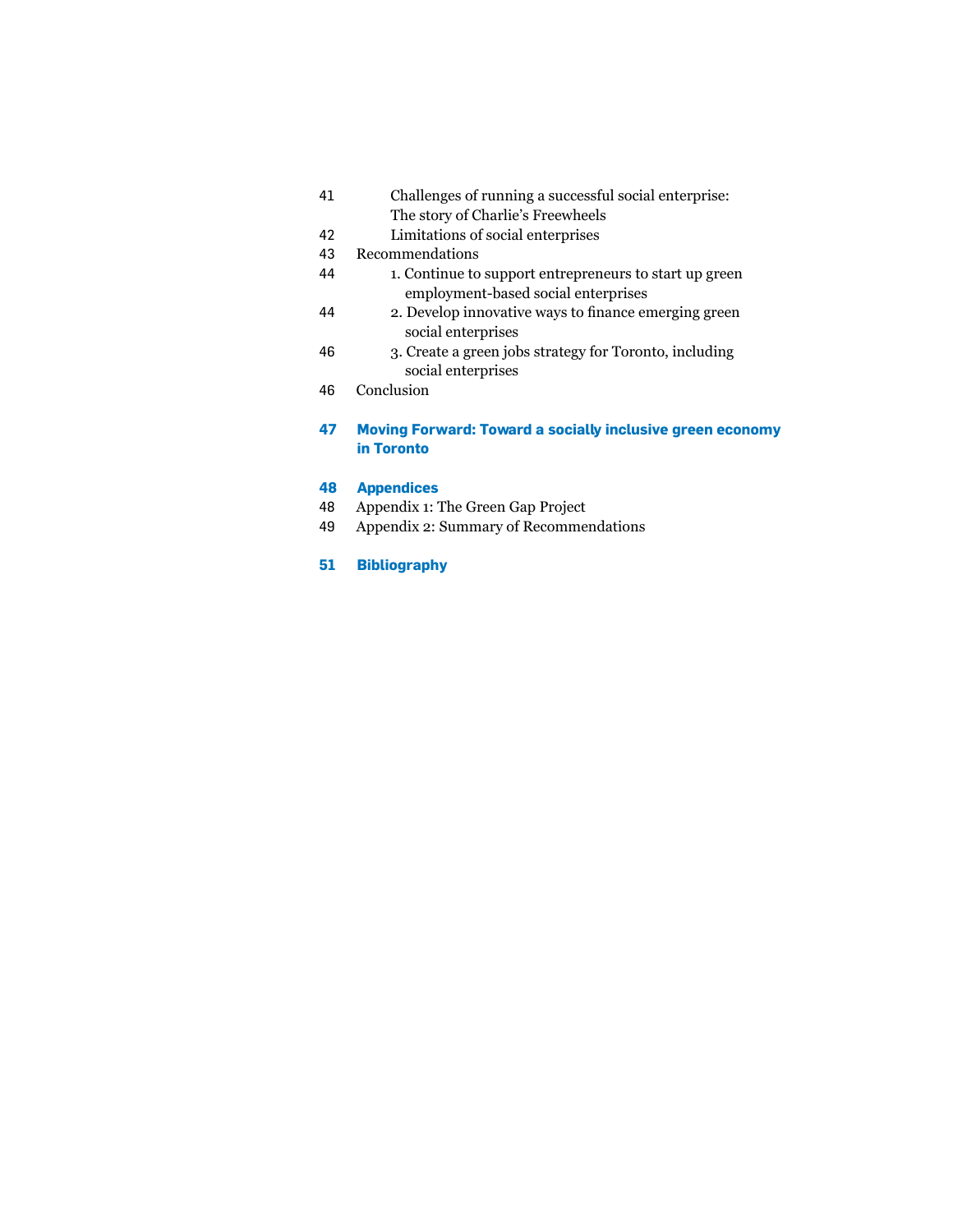41 Challenges of running a successful social enterprise: The story of Charlie's Freewheels

42 Limitations of social enterprises

43 Recommendations

44 1. Continue to support entrepreneurs to start up green employment-based social enterprises

44 2. Develop innovative ways to finance emerging green social enterprises

46 3. Create a green jobs strategy for Toronto, including social enterprises

46 Conclusion

**47 Moving Forward: Toward a socially inclusive green economy in Toronto**

**48 Appendices**

48 Appendix 1: The Green Gap Project

49 Appendix 2: Summary of Recommendations

**51 Bibliography**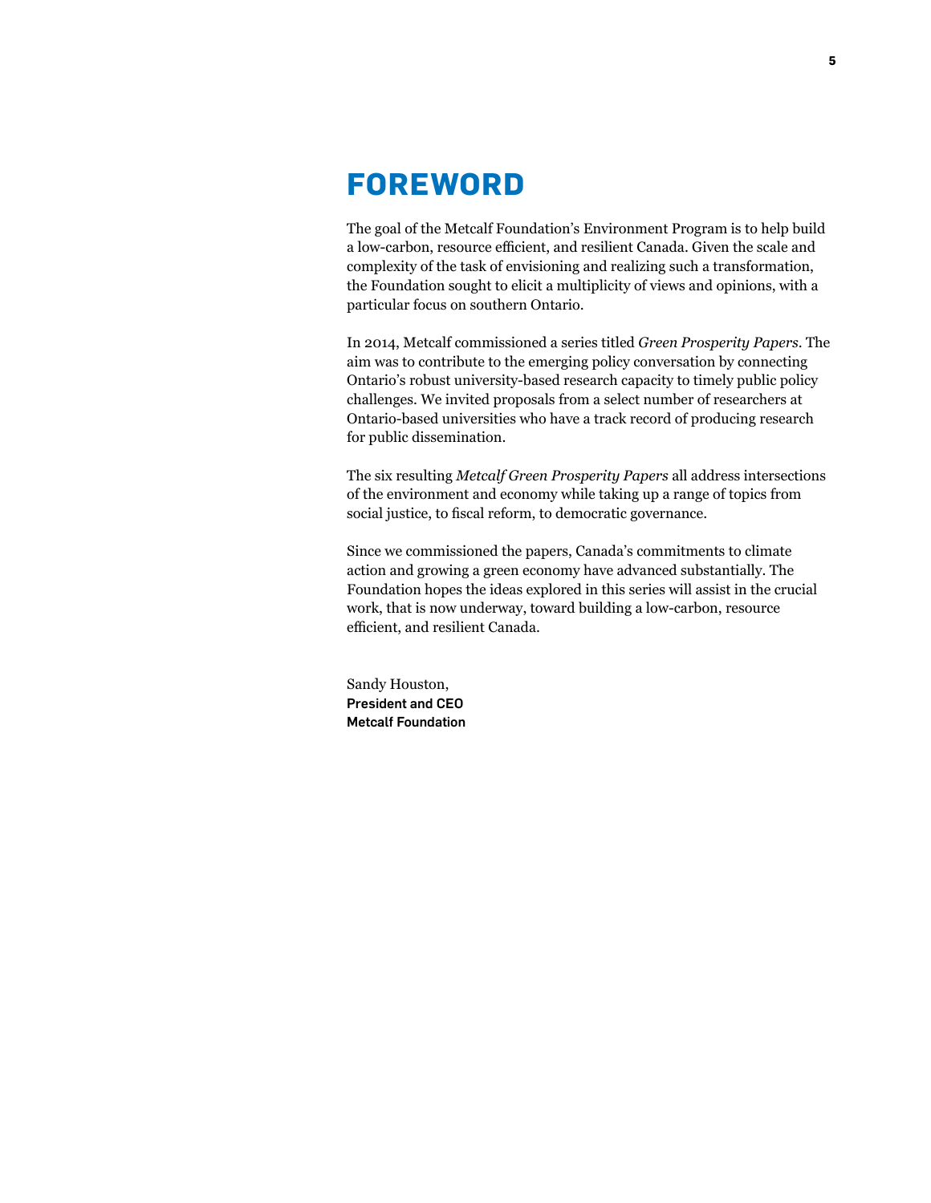# FOREWORD

The goal of the Metcalf Foundation's Environment Program is to help build a low-carbon, resource efficient, and resilient Canada. Given the scale and complexity of the task of envisioning and realizing such a transformation, the Foundation sought to elicit a multiplicity of views and opinions, with a particular focus on southern Ontario.

In 2014, Metcalf commissioned a series titled *Green Prosperity Papers*. The aim was to contribute to the emerging policy conversation by connecting Ontario's robust university-based research capacity to timely public policy challenges. We invited proposals from a select number of researchers at Ontario-based universities who have a track record of producing research for public dissemination.

The six resulting *Metcalf Green Prosperity Papers* all address intersections of the environment and economy while taking up a range of topics from social justice, to fiscal reform, to democratic governance.

Since we commissioned the papers, Canada's commitments to climate action and growing a green economy have advanced substantially. The Foundation hopes the ideas explored in this series will assist in the crucial work, that is now underway, toward building a low-carbon, resource efficient, and resilient Canada.

Sandy Houston,
**President and CEO**
**Metcalf Foundation**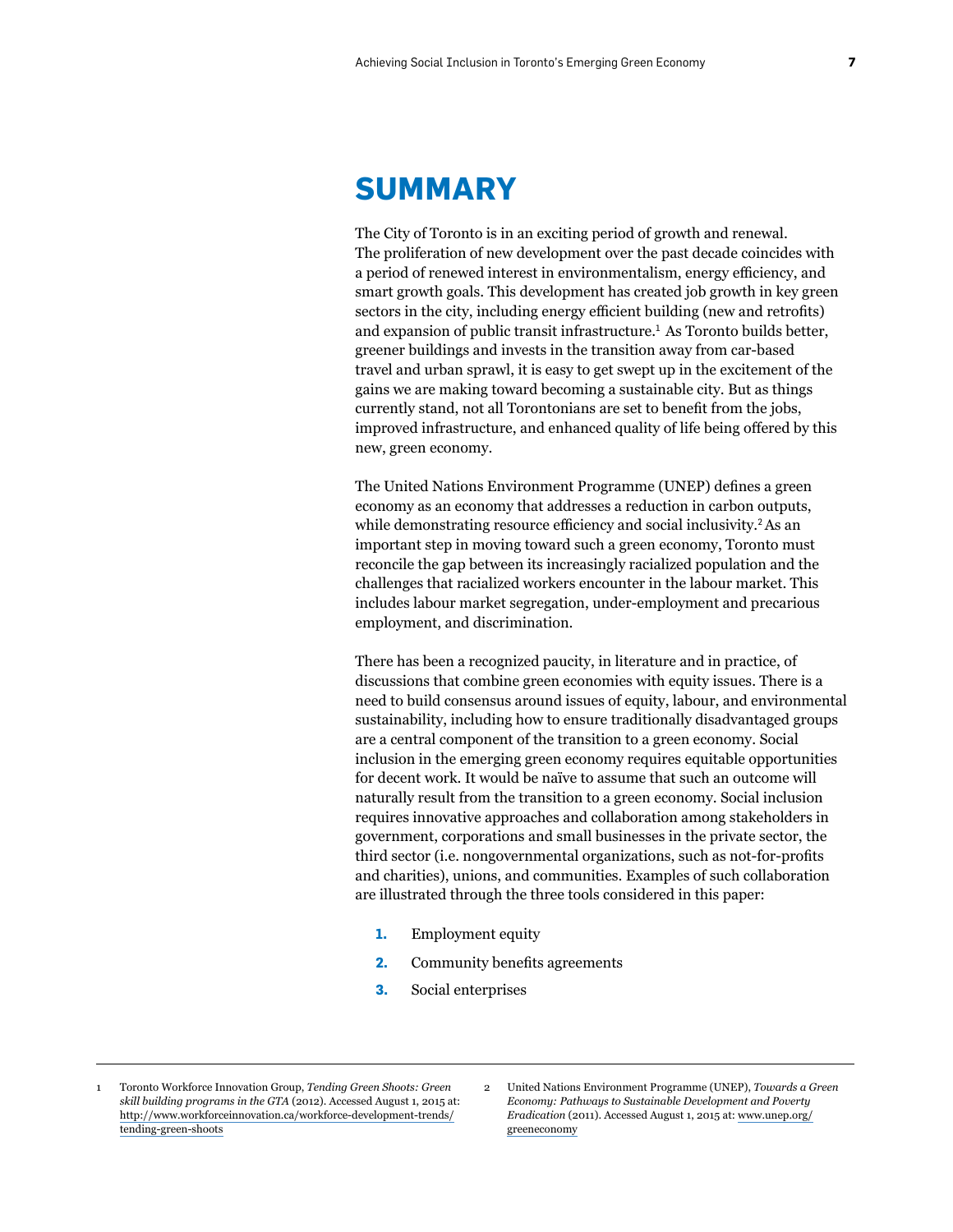# SUMMARY

The City of Toronto is in an exciting period of growth and renewal. The proliferation of new development over the past decade coincides with a period of renewed interest in environmentalism, energy efficiency, and smart growth goals. This development has created job growth in key green sectors in the city, including energy efficient building (new and retrofits) and expansion of public transit infrastructure.[1] As Toronto builds better, greener buildings and invests in the transition away from car-based travel and urban sprawl, it is easy to get swept up in the excitement of the gains we are making toward becoming a sustainable city. But as things currently stand, not all Torontonians are set to benefit from the jobs, improved infrastructure, and enhanced quality of life being offered by this new, green economy.

The United Nations Environment Programme (UNEP) defines a green economy as an economy that addresses a reduction in carbon outputs, while demonstrating resource efficiency and social inclusivity.[2] As an important step in moving toward such a green economy, Toronto must reconcile the gap between its increasingly racialized population and the challenges that racialized workers encounter in the labour market. This includes labour market segregation, under-employment and precarious employment, and discrimination.

There has been a recognized paucity, in literature and in practice, of discussions that combine green economies with equity issues. There is a need to build consensus around issues of equity, labour, and environmental sustainability, including how to ensure traditionally disadvantaged groups are a central component of the transition to a green economy. Social inclusion in the emerging green economy requires equitable opportunities for decent work. It would be naïve to assume that such an outcome will naturally result from the transition to a green economy. Social inclusion requires innovative approaches and collaboration among stakeholders in government, corporations and small businesses in the private sector, the third sector (i.e. nongovernmental organizations, such as not-for-profits and charities), unions, and communities. Examples of such collaboration are illustrated through the three tools considered in this paper:

1. Employment equity
2. Community benefits agreements
3. Social enterprises

---

1 Toronto Workforce Innovation Group, *Tending Green Shoots: Green skill building programs in the GTA* (2012). Accessed August 1, 2015 at: http://www.workforceinnovation.ca/workforce-development-trends/tending-green-shoots

2 United Nations Environment Programme (UNEP), *Towards a Green Economy: Pathways to Sustainable Development and Poverty Eradication* (2011). Accessed August 1, 2015 at: www.unep.org/greeneconomy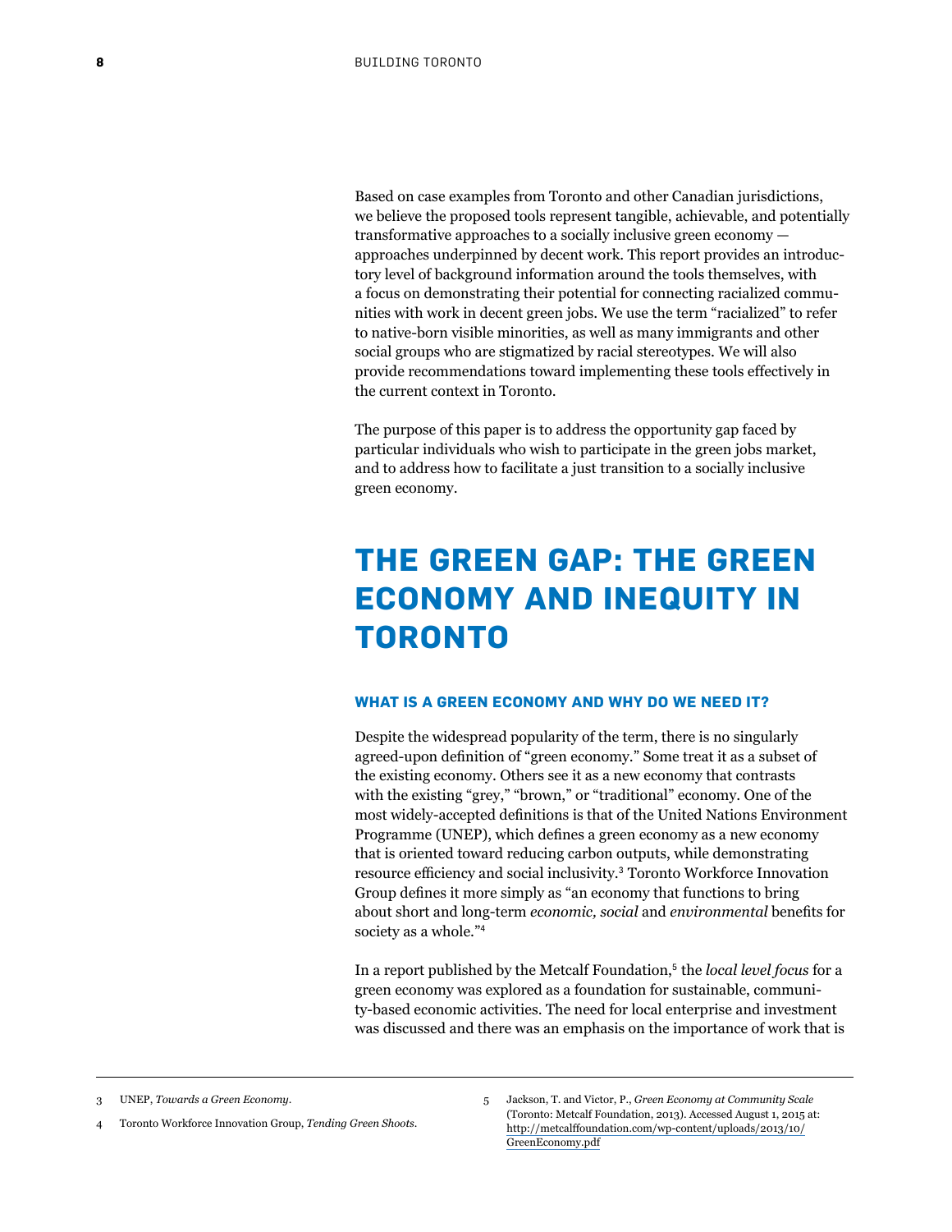Based on case examples from Toronto and other Canadian jurisdictions, we believe the proposed tools represent tangible, achievable, and potentially transformative approaches to a socially inclusive green economy — approaches underpinned by decent work. This report provides an introductory level of background information around the tools themselves, with a focus on demonstrating their potential for connecting racialized communities with work in decent green jobs. We use the term "racialized" to refer to native-born visible minorities, as well as many immigrants and other social groups who are stigmatized by racial stereotypes. We will also provide recommendations toward implementing these tools effectively in the current context in Toronto.

The purpose of this paper is to address the opportunity gap faced by particular individuals who wish to participate in the green jobs market, and to address how to facilitate a just transition to a socially inclusive green economy.

# THE GREEN GAP: THE GREEN ECONOMY AND INEQUITY IN TORONTO

### WHAT IS A GREEN ECONOMY AND WHY DO WE NEED IT?

Despite the widespread popularity of the term, there is no singularly agreed-upon definition of "green economy." Some treat it as a subset of the existing economy. Others see it as a new economy that contrasts with the existing "grey," "brown," or "traditional" economy. One of the most widely-accepted definitions is that of the United Nations Environment Programme (UNEP), which defines a green economy as a new economy that is oriented toward reducing carbon outputs, while demonstrating resource efficiency and social inclusivity.[3] Toronto Workforce Innovation Group defines it more simply as "an economy that functions to bring about short and long-term *economic, social* and *environmental* benefits for society as a whole."[4]

In a report published by the Metcalf Foundation,[5] the *local level focus* for a green economy was explored as a foundation for sustainable, community-based economic activities. The need for local enterprise and investment was discussed and there was an emphasis on the importance of work that is

---

3 UNEP, *Towards a Green Economy*.

4 Toronto Workforce Innovation Group, *Tending Green Shoots*.

5 Jackson, T. and Victor, P., *Green Economy at Community Scale* (Toronto: Metcalf Foundation, 2013). Accessed August 1, 2015 at: http://metcalffoundation.com/wp-content/uploads/2013/10/GreenEconomy.pdf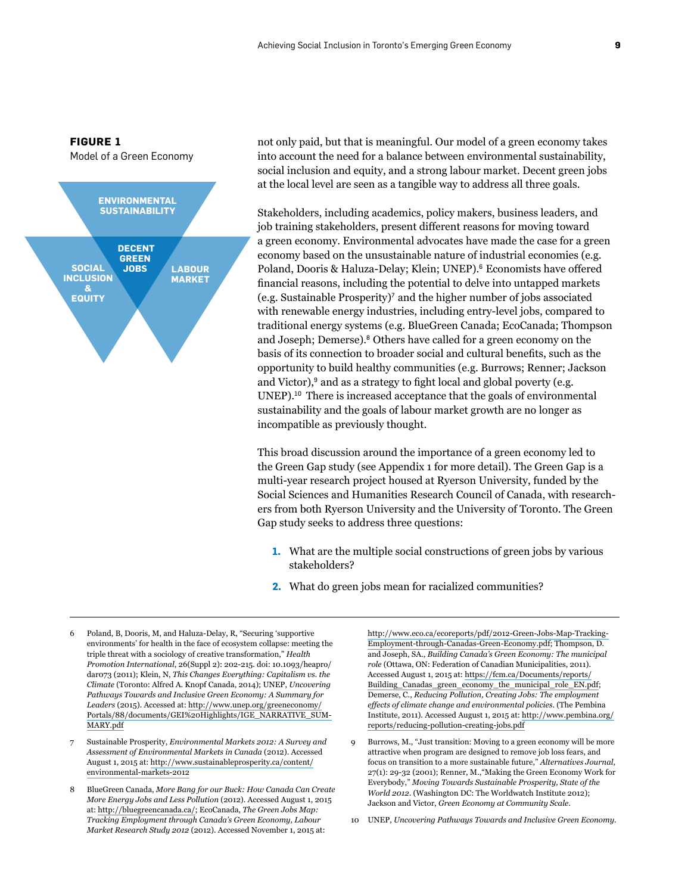**FIGURE 1**
Model of a Green Economy

ENVIRONMENTAL SUSTAINABILITY

DECENT GREEN JOBS

SOCIAL INCLUSION & EQUITY

LABOUR MARKET

not only paid, but that is meaningful. Our model of a green economy takes into account the need for a balance between environmental sustainability, social inclusion and equity, and a strong labour market. Decent green jobs at the local level are seen as a tangible way to address all three goals.

Stakeholders, including academics, policy makers, business leaders, and job training stakeholders, present different reasons for moving toward a green economy. Environmental advocates have made the case for a green economy based on the unsustainable nature of industrial economies (e.g. Poland, Dooris & Haluza-Delay; Klein; UNEP).[6] Economists have offered financial reasons, including the potential to delve into untapped markets (e.g. Sustainable Prosperity)[7] and the higher number of jobs associated with renewable energy industries, including entry-level jobs, compared to traditional energy systems (e.g. BlueGreen Canada; EcoCanada; Thompson and Joseph; Demerse).[8] Others have called for a green economy on the basis of its connection to broader social and cultural benefits, such as the opportunity to build healthy communities (e.g. Burrows; Renner; Jackson and Victor),[9] and as a strategy to fight local and global poverty (e.g. UNEP).[10] There is increased acceptance that the goals of environmental sustainability and the goals of labour market growth are no longer as incompatible as previously thought.

This broad discussion around the importance of a green economy led to the Green Gap study (see Appendix 1 for more detail). The Green Gap is a multi-year research project housed at Ryerson University, funded by the Social Sciences and Humanities Research Council of Canada, with researchers from both Ryerson University and the University of Toronto. The Green Gap study seeks to address three questions:

1. What are the multiple social constructions of green jobs by various stakeholders?
2. What do green jobs mean for racialized communities?

---

6 Poland, B, Dooris, M, and Haluza-Delay, R, "Securing 'supportive environments' for health in the face of ecosystem collapse: meeting the triple threat with a sociology of creative transformation," *Health Promotion International*, 26(Suppl 2): 202-215. doi: 10.1093/heapro/dar073 (2011); Klein, N, *This Changes Everything: Capitalism vs. the Climate* (Toronto: Alfred A. Knopf Canada, 2014); UNEP, *Uncovering Pathways Towards and Inclusive Green Economy: A Summary for Leaders* (2015). Accessed at: http://www.unep.org/greeneconomy/Portals/88/documents/GEI%20Highlights/IGE_NARRATIVE_SUMMARY.pdf

7 Sustainable Prosperity, *Environmental Markets 2012: A Survey and Assessment of Environmental Markets in Canada* (2012). Accessed August 1, 2015 at: http://www.sustainableprosperity.ca/content/environmental-markets-2012

8 BlueGreen Canada, *More Bang for our Buck: How Canada Can Create More Energy Jobs and Less Pollution* (2012). Accessed August 1, 2015 at: http://bluegreencanada.ca/; EcoCanada, *The Green Jobs Map: Tracking Employment through Canada's Green Economy, Labour Market Research Study 2012* (2012). Accessed November 1, 2015 at: http://www.eco.ca/ecoreports/pdf/2012-Green-Jobs-Map-Tracking-Employment-through-Canadas-Green-Economy.pdf; Thompson, D. and Joseph, SA., *Building Canada's Green Economy: The municipal role* (Ottawa, ON: Federation of Canadian Municipalities, 2011). Accessed August 1, 2015 at: https://fcm.ca/Documents/reports/Building_Canadas_green_economy_the_municipal_role_EN.pdf; Demerse, C., *Reducing Pollution, Creating Jobs: The employment effects of climate change and environmental policies*. (The Pembina Institute, 2011). Accessed August 1, 2015 at: http://www.pembina.org/reports/reducing-pollution-creating-jobs.pdf

9 Burrows, M., "Just transition: Moving to a green economy will be more attractive when program are designed to remove job loss fears, and focus on transition to a more sustainable future," *Alternatives Journal*, 27(1): 29-32 (2001); Renner, M.,"Making the Green Economy Work for Everybody," *Moving Towards Sustainable Prosperity, State of the World 2012*. (Washington DC: The Worldwatch Institute 2012); Jackson and Victor, *Green Economy at Community Scale*.

10 UNEP, *Uncovering Pathways Towards and Inclusive Green Economy*.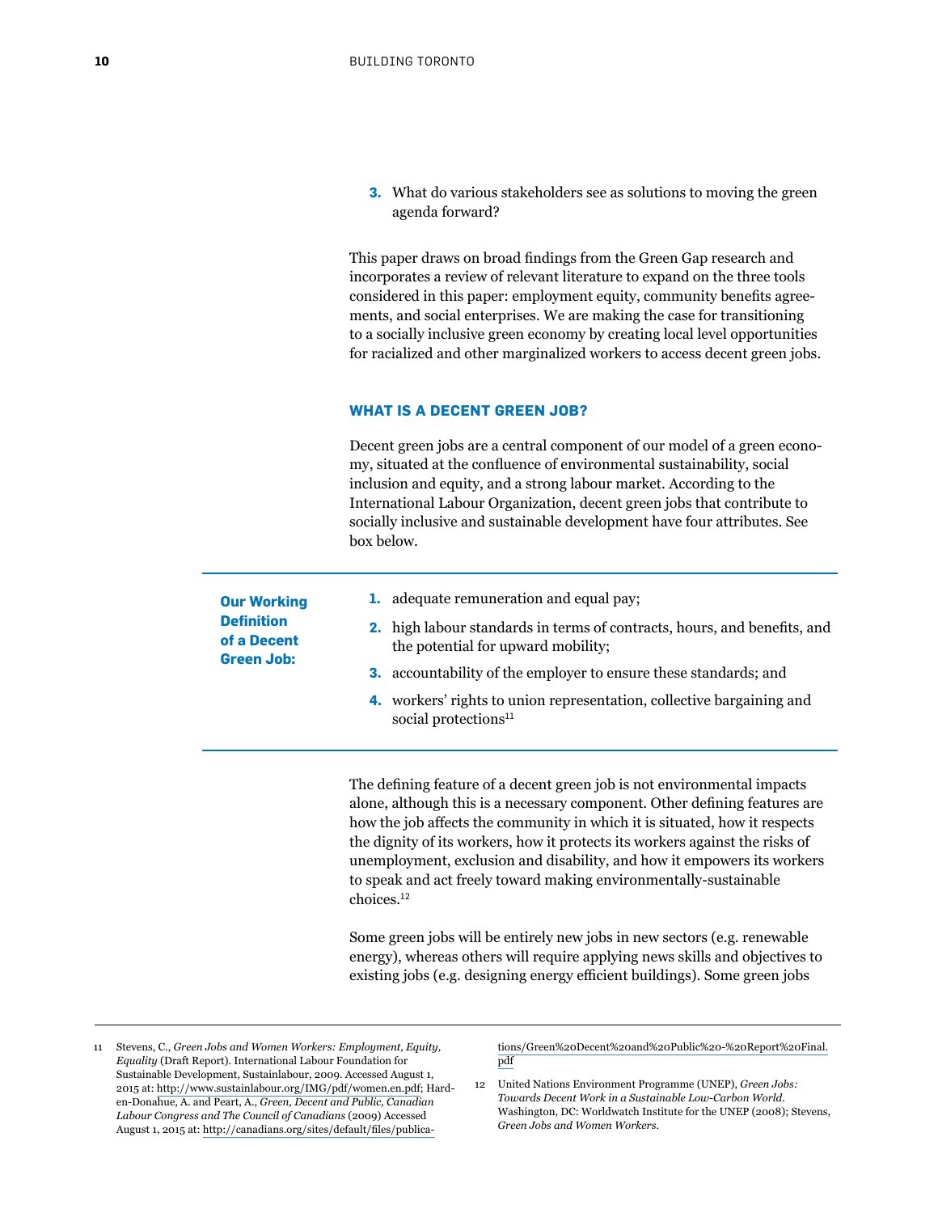3. What do various stakeholders see as solutions to moving the green agenda forward?

This paper draws on broad findings from the Green Gap research and incorporates a review of relevant literature to expand on the three tools considered in this paper: employment equity, community benefits agreements, and social enterprises. We are making the case for transitioning to a socially inclusive green economy by creating local level opportunities for racialized and other marginalized workers to access decent green jobs.

### WHAT IS A DECENT GREEN JOB?

Decent green jobs are a central component of our model of a green economy, situated at the confluence of environmental sustainability, social inclusion and equity, and a strong labour market. According to the International Labour Organization, decent green jobs that contribute to socially inclusive and sustainable development have four attributes. See box below.

**Our Working Definition of a Decent Green Job:**

1. adequate remuneration and equal pay;
2. high labour standards in terms of contracts, hours, and benefits, and the potential for upward mobility;
3. accountability of the employer to ensure these standards; and
4. workers' rights to union representation, collective bargaining and social protections[11]

The defining feature of a decent green job is not environmental impacts alone, although this is a necessary component. Other defining features are how the job affects the community in which it is situated, how it respects the dignity of its workers, how it protects its workers against the risks of unemployment, exclusion and disability, and how it empowers its workers to speak and act freely toward making environmentally-sustainable choices.[12]

Some green jobs will be entirely new jobs in new sectors (e.g. renewable energy), whereas others will require applying news skills and objectives to existing jobs (e.g. designing energy efficient buildings). Some green jobs

---

11 Stevens, C., *Green Jobs and Women Workers: Employment, Equity, Equality* (Draft Report). International Labour Foundation for Sustainable Development, Sustainlabour, 2009. Accessed August 1, 2015 at: http://www.sustainlabour.org/IMG/pdf/women.en.pdf; Hard-en-Donahue, A. and Peart, A., *Green, Decent and Public, Canadian Labour Congress and The Council of Canadians* (2009) Accessed August 1, 2015 at: http://canadians.org/sites/default/files/publications/Green%20Decent%20and%20Public%20-%20Report%20Final.pdf

12 United Nations Environment Programme (UNEP), *Green Jobs: Towards Decent Work in a Sustainable Low-Carbon World.* Washington, DC: Worldwatch Institute for the UNEP (2008); Stevens, *Green Jobs and Women Workers.*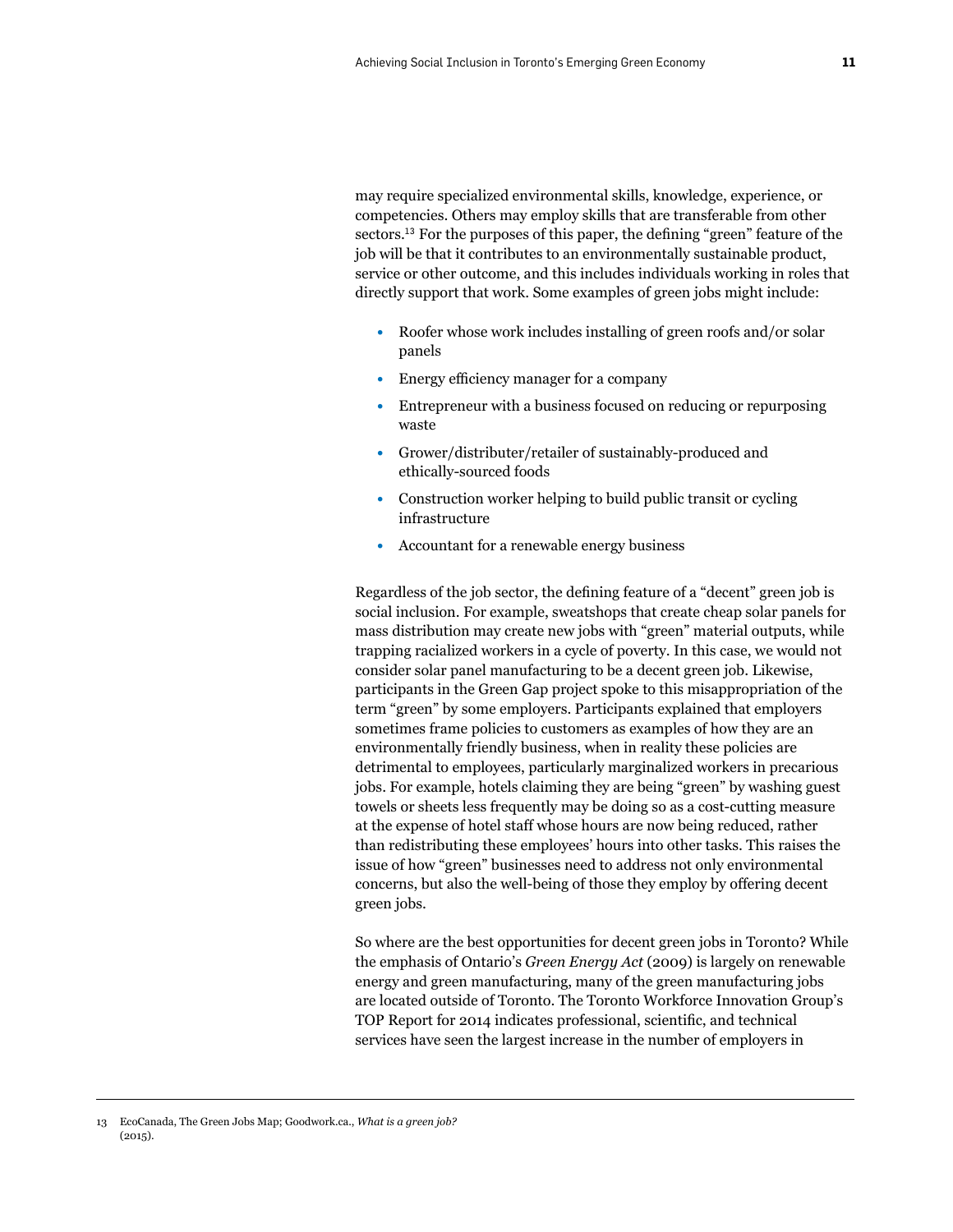may require specialized environmental skills, knowledge, experience, or competencies. Others may employ skills that are transferable from other sectors.[13] For the purposes of this paper, the defining "green" feature of the job will be that it contributes to an environmentally sustainable product, service or other outcome, and this includes individuals working in roles that directly support that work. Some examples of green jobs might include:

- Roofer whose work includes installing of green roofs and/or solar panels
- Energy efficiency manager for a company
- Entrepreneur with a business focused on reducing or repurposing waste
- Grower/distributer/retailer of sustainably-produced and ethically-sourced foods
- Construction worker helping to build public transit or cycling infrastructure
- Accountant for a renewable energy business

Regardless of the job sector, the defining feature of a "decent" green job is social inclusion. For example, sweatshops that create cheap solar panels for mass distribution may create new jobs with "green" material outputs, while trapping racialized workers in a cycle of poverty. In this case, we would not consider solar panel manufacturing to be a decent green job. Likewise, participants in the Green Gap project spoke to this misappropriation of the term "green" by some employers. Participants explained that employers sometimes frame policies to customers as examples of how they are an environmentally friendly business, when in reality these policies are detrimental to employees, particularly marginalized workers in precarious jobs. For example, hotels claiming they are being "green" by washing guest towels or sheets less frequently may be doing so as a cost-cutting measure at the expense of hotel staff whose hours are now being reduced, rather than redistributing these employees' hours into other tasks. This raises the issue of how "green" businesses need to address not only environmental concerns, but also the well-being of those they employ by offering decent green jobs.

So where are the best opportunities for decent green jobs in Toronto? While the emphasis of Ontario's *Green Energy Act* (2009) is largely on renewable energy and green manufacturing, many of the green manufacturing jobs are located outside of Toronto. The Toronto Workforce Innovation Group's TOP Report for 2014 indicates professional, scientific, and technical services have seen the largest increase in the number of employers in

13 EcoCanada, The Green Jobs Map; Goodwork.ca., *What is a green job?* (2015).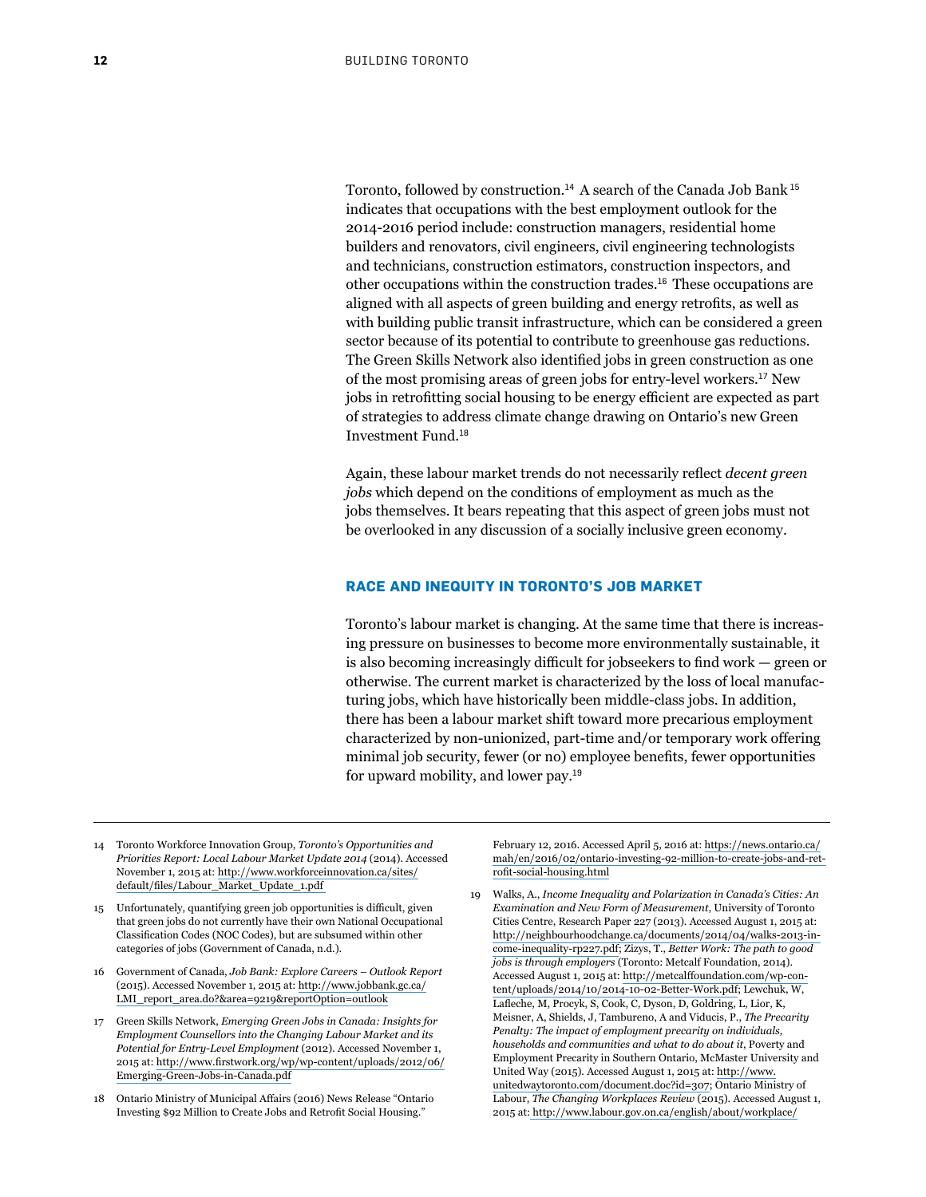Toronto, followed by construction.[14] A search of the Canada Job Bank[15] indicates that occupations with the best employment outlook for the 2014-2016 period include: construction managers, residential home builders and renovators, civil engineers, civil engineering technologists and technicians, construction estimators, construction inspectors, and other occupations within the construction trades.[16] These occupations are aligned with all aspects of green building and energy retrofits, as well as with building public transit infrastructure, which can be considered a green sector because of its potential to contribute to greenhouse gas reductions. The Green Skills Network also identified jobs in green construction as one of the most promising areas of green jobs for entry-level workers.[17] New jobs in retrofitting social housing to be energy efficient are expected as part of strategies to address climate change drawing on Ontario's new Green Investment Fund.[18]

Again, these labour market trends do not necessarily reflect *decent green jobs* which depend on the conditions of employment as much as the jobs themselves. It bears repeating that this aspect of green jobs must not be overlooked in any discussion of a socially inclusive green economy.

## RACE AND INEQUITY IN TORONTO'S JOB MARKET

Toronto's labour market is changing. At the same time that there is increasing pressure on businesses to become more environmentally sustainable, it is also becoming increasingly difficult for jobseekers to find work — green or otherwise. The current market is characterized by the loss of local manufacturing jobs, which have historically been middle-class jobs. In addition, there has been a labour market shift toward more precarious employment characterized by non-unionized, part-time and/or temporary work offering minimal job security, fewer (or no) employee benefits, fewer opportunities for upward mobility, and lower pay.[19]

---

14 Toronto Workforce Innovation Group, *Toronto's Opportunities and Priorities Report: Local Labour Market Update 2014* (2014). Accessed November 1, 2015 at: http://www.workforceinnovation.ca/sites/default/files/Labour_Market_Update_1.pdf

15 Unfortunately, quantifying green job opportunities is difficult, given that green jobs do not currently have their own National Occupational Classification Codes (NOC Codes), but are subsumed within other categories of jobs (Government of Canada, n.d.).

16 Government of Canada, *Job Bank: Explore Careers – Outlook Report* (2015). Accessed November 1, 2015 at: http://www.jobbank.gc.ca/LMI_report_area.do?&area=9219&reportOption=outlook

17 Green Skills Network, *Emerging Green Jobs in Canada: Insights for Employment Counsellors into the Changing Labour Market and its Potential for Entry-Level Employment* (2012). Accessed November 1, 2015 at: http://www.firstwork.org/wp/wp-content/uploads/2012/06/Emerging-Green-Jobs-in-Canada.pdf

18 Ontario Ministry of Municipal Affairs (2016) News Release "Ontario Investing $92 Million to Create Jobs and Retrofit Social Housing." February 12, 2016. Accessed April 5, 2016 at: https://news.ontario.ca/mah/en/2016/02/ontario-investing-92-million-to-create-jobs-and-retrofit-social-housing.html

19 Walks, A., *Income Inequality and Polarization in Canada's Cities: An Examination and New Form of Measurement*, University of Toronto Cities Centre, Research Paper 227 (2013). Accessed August 1, 2015 at: http://neighbourhoodchange.ca/documents/2014/04/walks-2013-income-inequality-rp227.pdf; Zizys, T., *Better Work: The path to good jobs is through employers* (Toronto: Metcalf Foundation, 2014). Accessed August 1, 2015 at: http://metcalffoundation.com/wp-content/uploads/2014/10/2014-10-02-Better-Work.pdf; Lewchuk, W, Lafleche, M, Procyk, S, Cook, C, Dyson, D, Goldring, L, Lior, K, Meisner, A, Shields, J, Tambureno, A and Viducis, P., *The Precarity Penalty: The impact of employment precarity on individuals, households and communities and what to do about it*, Poverty and Employment Precarity in Southern Ontario, McMaster University and United Way (2015). Accessed August 1, 2015 at: http://www.unitedwaytoronto.com/document.doc?id=307; Ontario Ministry of Labour, *The Changing Workplaces Review* (2015). Accessed August 1, 2015 at: http://www.labour.gov.on.ca/english/about/workplace/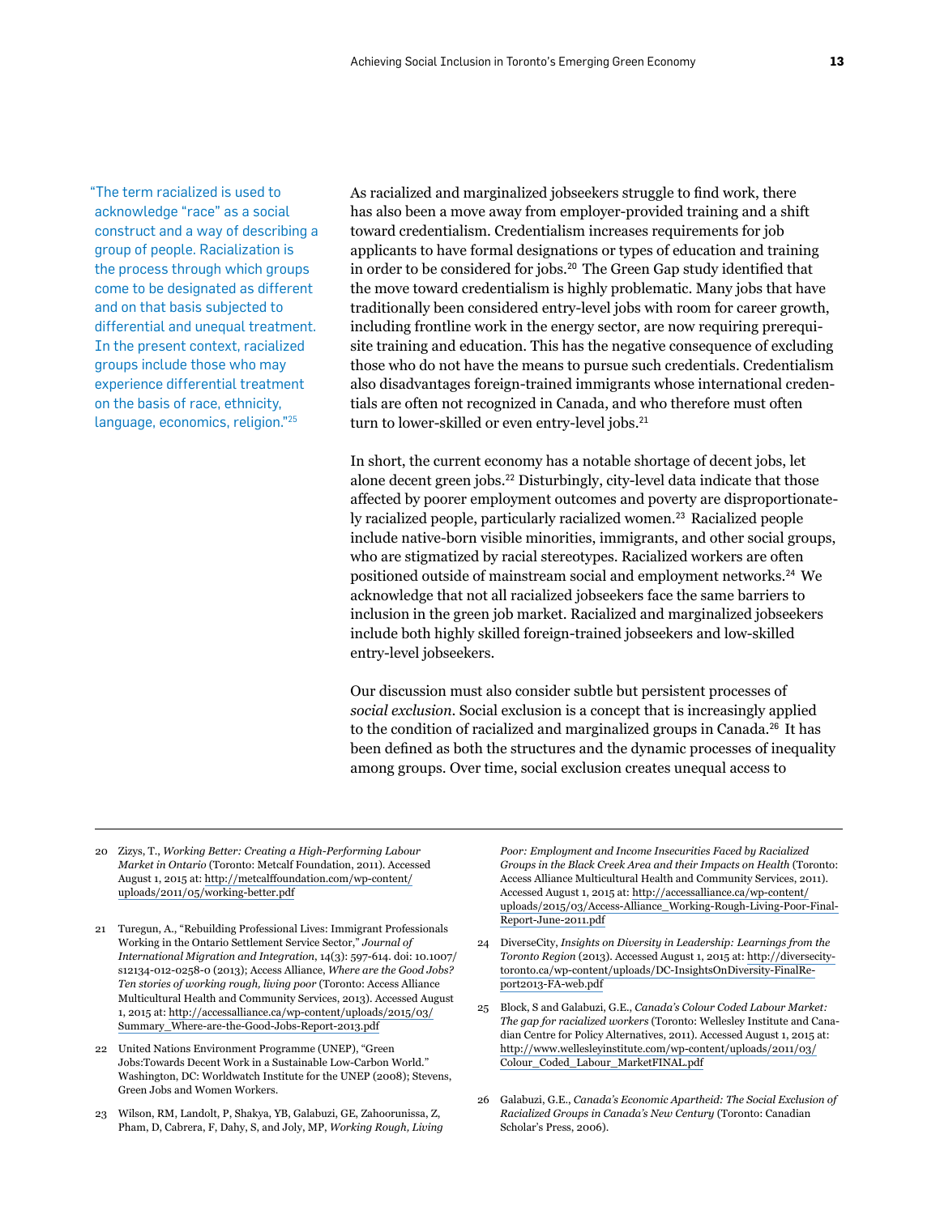"The term racialized is used to acknowledge "race" as a social construct and a way of describing a group of people. Racialization is the process through which groups come to be designated as different and on that basis subjected to differential and unequal treatment. In the present context, racialized groups include those who may experience differential treatment on the basis of race, ethnicity, language, economics, religion."[25]

As racialized and marginalized jobseekers struggle to find work, there has also been a move away from employer-provided training and a shift toward credentialism. Credentialism increases requirements for job applicants to have formal designations or types of education and training in order to be considered for jobs.[20] The Green Gap study identified that the move toward credentialism is highly problematic. Many jobs that have traditionally been considered entry-level jobs with room for career growth, including frontline work in the energy sector, are now requiring prerequisite training and education. This has the negative consequence of excluding those who do not have the means to pursue such credentials. Credentialism also disadvantages foreign-trained immigrants whose international credentials are often not recognized in Canada, and who therefore must often turn to lower-skilled or even entry-level jobs.[21]

In short, the current economy has a notable shortage of decent jobs, let alone decent green jobs.[22] Disturbingly, city-level data indicate that those affected by poorer employment outcomes and poverty are disproportionately racialized people, particularly racialized women.[23] Racialized people include native-born visible minorities, immigrants, and other social groups, who are stigmatized by racial stereotypes. Racialized workers are often positioned outside of mainstream social and employment networks.[24] We acknowledge that not all racialized jobseekers face the same barriers to inclusion in the green job market. Racialized and marginalized jobseekers include both highly skilled foreign-trained jobseekers and low-skilled entry-level jobseekers.

Our discussion must also consider subtle but persistent processes of *social exclusion*. Social exclusion is a concept that is increasingly applied to the condition of racialized and marginalized groups in Canada.[26] It has been defined as both the structures and the dynamic processes of inequality among groups. Over time, social exclusion creates unequal access to

---

20 Zizys, T., *Working Better: Creating a High-Performing Labour Market in Ontario* (Toronto: Metcalf Foundation, 2011). Accessed August 1, 2015 at: http://metcalffoundation.com/wp-content/uploads/2011/05/working-better.pdf

21 Turegun, A., "Rebuilding Professional Lives: Immigrant Professionals Working in the Ontario Settlement Service Sector," *Journal of International Migration and Integration*, 14(3): 597-614. doi: 10.1007/s12134-012-0258-0 (2013); Access Alliance, *Where are the Good Jobs? Ten stories of working rough, living poor* (Toronto: Access Alliance Multicultural Health and Community Services, 2013). Accessed August 1, 2015 at: http://accessalliance.ca/wp-content/uploads/2015/03/Summary_Where-are-the-Good-Jobs-Report-2013.pdf

22 United Nations Environment Programme (UNEP), "Green Jobs:Towards Decent Work in a Sustainable Low-Carbon World." Washington, DC: Worldwatch Institute for the UNEP (2008); Stevens, Green Jobs and Women Workers.

23 Wilson, RM, Landolt, P, Shakya, YB, Galabuzi, GE, Zahoorunissa, Z, Pham, D, Cabrera, F, Dahy, S, and Joly, MP, *Working Rough, Living Poor: Employment and Income Insecurities Faced by Racialized Groups in the Black Creek Area and their Impacts on Health* (Toronto: Access Alliance Multicultural Health and Community Services, 2011). Accessed August 1, 2015 at: http://accessalliance.ca/wp-content/uploads/2015/03/Access-Alliance_Working-Rough-Living-Poor-Final-Report-June-2011.pdf

24 DiverseCity, *Insights on Diversity in Leadership: Learnings from the Toronto Region* (2013). Accessed August 1, 2015 at: http://diversecity-toronto.ca/wp-content/uploads/DC-InsightsOnDiversity-FinalReport2013-FA-web.pdf

25 Block, S and Galabuzi, G.E., *Canada's Colour Coded Labour Market: The gap for racialized workers* (Toronto: Wellesley Institute and Canadian Centre for Policy Alternatives, 2011). Accessed August 1, 2015 at: http://www.wellesleyinstitute.com/wp-content/uploads/2011/03/Colour_Coded_Labour_MarketFINAL.pdf

26 Galabuzi, G.E., *Canada's Economic Apartheid: The Social Exclusion of Racialized Groups in Canada's New Century* (Toronto: Canadian Scholar's Press, 2006).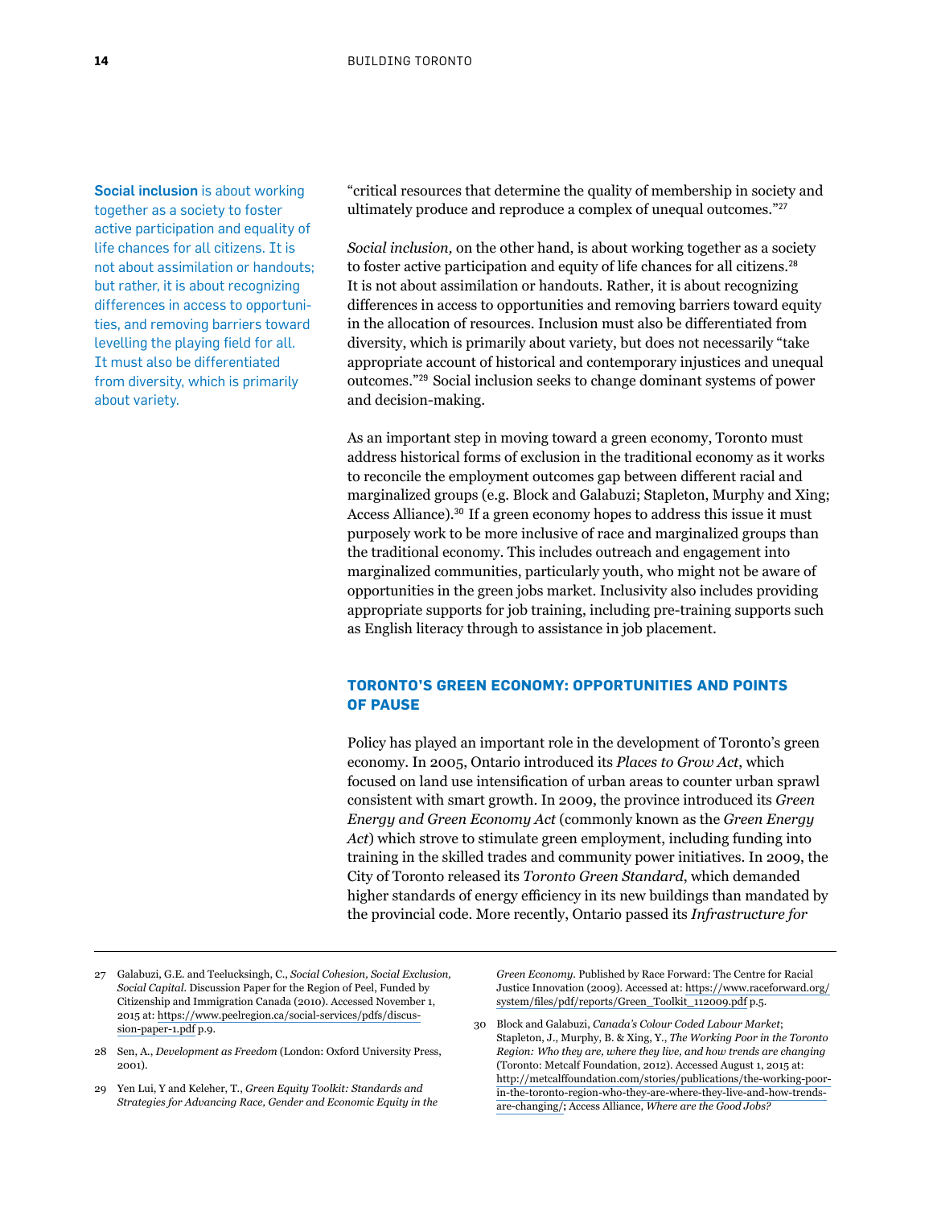**Social inclusion** is about working together as a society to foster active participation and equality of life chances for all citizens. It is not about assimilation or handouts; but rather, it is about recognizing differences in access to opportunities, and removing barriers toward levelling the playing field for all. It must also be differentiated from diversity, which is primarily about variety.

"critical resources that determine the quality of membership in society and ultimately produce and reproduce a complex of unequal outcomes."[27]

*Social inclusion,* on the other hand, is about working together as a society to foster active participation and equity of life chances for all citizens.[28] It is not about assimilation or handouts. Rather, it is about recognizing differences in access to opportunities and removing barriers toward equity in the allocation of resources. Inclusion must also be differentiated from diversity, which is primarily about variety, but does not necessarily "take appropriate account of historical and contemporary injustices and unequal outcomes."[29] Social inclusion seeks to change dominant systems of power and decision-making.

As an important step in moving toward a green economy, Toronto must address historical forms of exclusion in the traditional economy as it works to reconcile the employment outcomes gap between different racial and marginalized groups (e.g. Block and Galabuzi; Stapleton, Murphy and Xing; Access Alliance).[30] If a green economy hopes to address this issue it must purposely work to be more inclusive of race and marginalized groups than the traditional economy. This includes outreach and engagement into marginalized communities, particularly youth, who might not be aware of opportunities in the green jobs market. Inclusivity also includes providing appropriate supports for job training, including pre-training supports such as English literacy through to assistance in job placement.

## TORONTO'S GREEN ECONOMY: OPPORTUNITIES AND POINTS OF PAUSE

Policy has played an important role in the development of Toronto's green economy. In 2005, Ontario introduced its *Places to Grow Act*, which focused on land use intensification of urban areas to counter urban sprawl consistent with smart growth. In 2009, the province introduced its *Green Energy and Green Economy Act* (commonly known as the *Green Energy Act*) which strove to stimulate green employment, including funding into training in the skilled trades and community power initiatives. In 2009, the City of Toronto released its *Toronto Green Standard*, which demanded higher standards of energy efficiency in its new buildings than mandated by the provincial code. More recently, Ontario passed its *Infrastructure for*

---

27 Galabuzi, G.E. and Teelucksingh, C., *Social Cohesion, Social Exclusion, Social Capital*. Discussion Paper for the Region of Peel, Funded by Citizenship and Immigration Canada (2010). Accessed November 1, 2015 at: https://www.peelregion.ca/social-services/pdfs/discussion-paper-1.pdf p.9.

28 Sen, A., *Development as Freedom* (London: Oxford University Press, 2001).

29 Yen Lui, Y and Keleher, T., *Green Equity Toolkit: Standards and Strategies for Advancing Race, Gender and Economic Equity in the Green Economy*. Published by Race Forward: The Centre for Racial Justice Innovation (2009). Accessed at: https://www.raceforward.org/system/files/pdf/reports/Green_Toolkit_112009.pdf p.5.

30 Block and Galabuzi, *Canada's Colour Coded Labour Market*; Stapleton, J., Murphy, B. & Xing, Y., *The Working Poor in the Toronto Region: Who they are, where they live, and how trends are changing* (Toronto: Metcalf Foundation, 2012). Accessed August 1, 2015 at: http://metcalffoundation.com/stories/publications/the-working-poor-in-the-toronto-region-who-they-are-where-they-live-and-how-trends-are-changing/; Access Alliance, *Where are the Good Jobs?*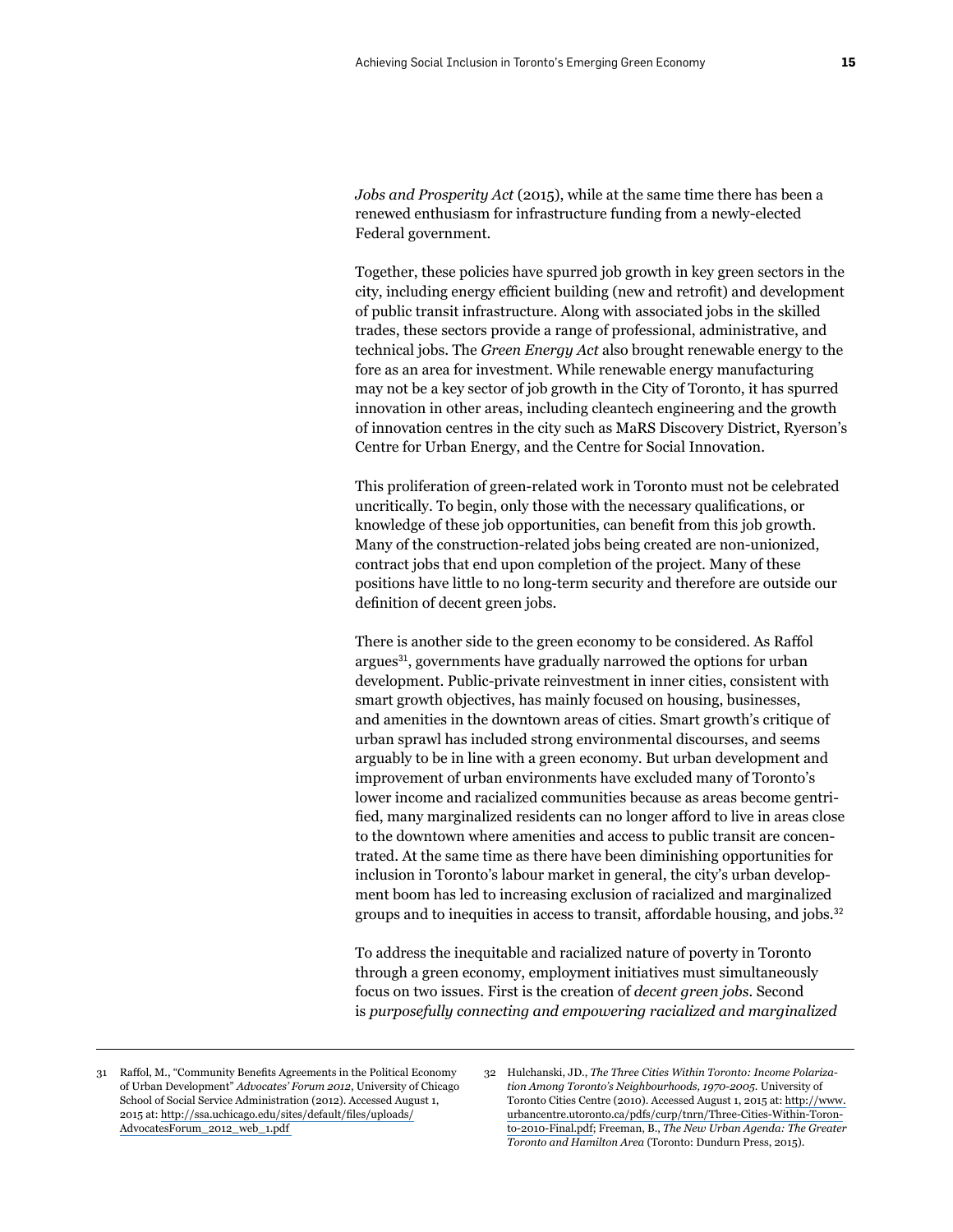*Jobs and Prosperity Act* (2015), while at the same time there has been a renewed enthusiasm for infrastructure funding from a newly-elected Federal government.

Together, these policies have spurred job growth in key green sectors in the city, including energy efficient building (new and retrofit) and development of public transit infrastructure. Along with associated jobs in the skilled trades, these sectors provide a range of professional, administrative, and technical jobs. The *Green Energy Act* also brought renewable energy to the fore as an area for investment. While renewable energy manufacturing may not be a key sector of job growth in the City of Toronto, it has spurred innovation in other areas, including cleantech engineering and the growth of innovation centres in the city such as MaRS Discovery District, Ryerson's Centre for Urban Energy, and the Centre for Social Innovation.

This proliferation of green-related work in Toronto must not be celebrated uncritically. To begin, only those with the necessary qualifications, or knowledge of these job opportunities, can benefit from this job growth. Many of the construction-related jobs being created are non-unionized, contract jobs that end upon completion of the project. Many of these positions have little to no long-term security and therefore are outside our definition of decent green jobs.

There is another side to the green economy to be considered. As Raffol argues[31], governments have gradually narrowed the options for urban development. Public-private reinvestment in inner cities, consistent with smart growth objectives, has mainly focused on housing, businesses, and amenities in the downtown areas of cities. Smart growth's critique of urban sprawl has included strong environmental discourses, and seems arguably to be in line with a green economy. But urban development and improvement of urban environments have excluded many of Toronto's lower income and racialized communities because as areas become gentrified, many marginalized residents can no longer afford to live in areas close to the downtown where amenities and access to public transit are concentrated. At the same time as there have been diminishing opportunities for inclusion in Toronto's labour market in general, the city's urban development boom has led to increasing exclusion of racialized and marginalized groups and to inequities in access to transit, affordable housing, and jobs.[32]

To address the inequitable and racialized nature of poverty in Toronto through a green economy, employment initiatives must simultaneously focus on two issues. First is the creation of *decent green jobs*. Second is *purposefully connecting and empowering racialized and marginalized*

---

31 Raffol, M., "Community Benefits Agreements in the Political Economy of Urban Development" *Advocates' Forum 2012*, University of Chicago School of Social Service Administration (2012). Accessed August 1, 2015 at: http://ssa.uchicago.edu/sites/default/files/uploads/AdvocatesForum_2012_web_1.pdf

32 Hulchanski, JD., *The Three Cities Within Toronto: Income Polarization Among Toronto's Neighbourhoods, 1970-2005*. University of Toronto Cities Centre (2010). Accessed August 1, 2015 at: http://www.urbancentre.utoronto.ca/pdfs/curp/tnrn/Three-Cities-Within-Toronto-2010-Final.pdf; Freeman, B., *The New Urban Agenda: The Greater Toronto and Hamilton Area* (Toronto: Dundurn Press, 2015).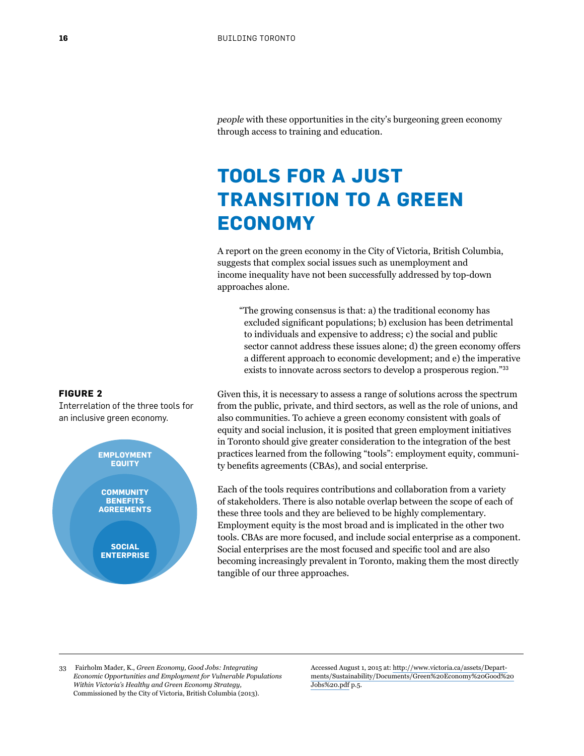*people* with these opportunities in the city's burgeoning green economy through access to training and education.

# TOOLS FOR A JUST TRANSITION TO A GREEN ECONOMY

A report on the green economy in the City of Victoria, British Columbia, suggests that complex social issues such as unemployment and income inequality have not been successfully addressed by top-down approaches alone.

> "The growing consensus is that: a) the traditional economy has excluded significant populations; b) exclusion has been detrimental to individuals and expensive to address; c) the social and public sector cannot address these issues alone; d) the green economy offers a different approach to economic development; and e) the imperative exists to innovate across sectors to develop a prosperous region."[33]

Given this, it is necessary to assess a range of solutions across the spectrum from the public, private, and third sectors, as well as the role of unions, and also communities. To achieve a green economy consistent with goals of equity and social inclusion, it is posited that green employment initiatives in Toronto should give greater consideration to the integration of the best practices learned from the following "tools": employment equity, community benefits agreements (CBAs), and social enterprise.

**FIGURE 2**

Interrelation of the three tools for an inclusive green economy.

EMPLOYMENT EQUITY

COMMUNITY BENEFITS AGREEMENTS

SOCIAL ENTERPRISE

Each of the tools requires contributions and collaboration from a variety of stakeholders. There is also notable overlap between the scope of each of these three tools and they are believed to be highly complementary. Employment equity is the most broad and is implicated in the other two tools. CBAs are more focused, and include social enterprise as a component. Social enterprises are the most focused and specific tool and are also becoming increasingly prevalent in Toronto, making them the most directly tangible of our three approaches.

---

33 Fairholm Mader, K., *Green Economy, Good Jobs: Integrating Economic Opportunities and Employment for Vulnerable Populations Within Victoria's Healthy and Green Economy Strategy,* Commissioned by the City of Victoria, British Columbia (2013). Accessed August 1, 2015 at: http://www.victoria.ca/assets/Departments/Sustainability/Documents/Green%20Economy%20Good%20Jobs%20.pdf p.5.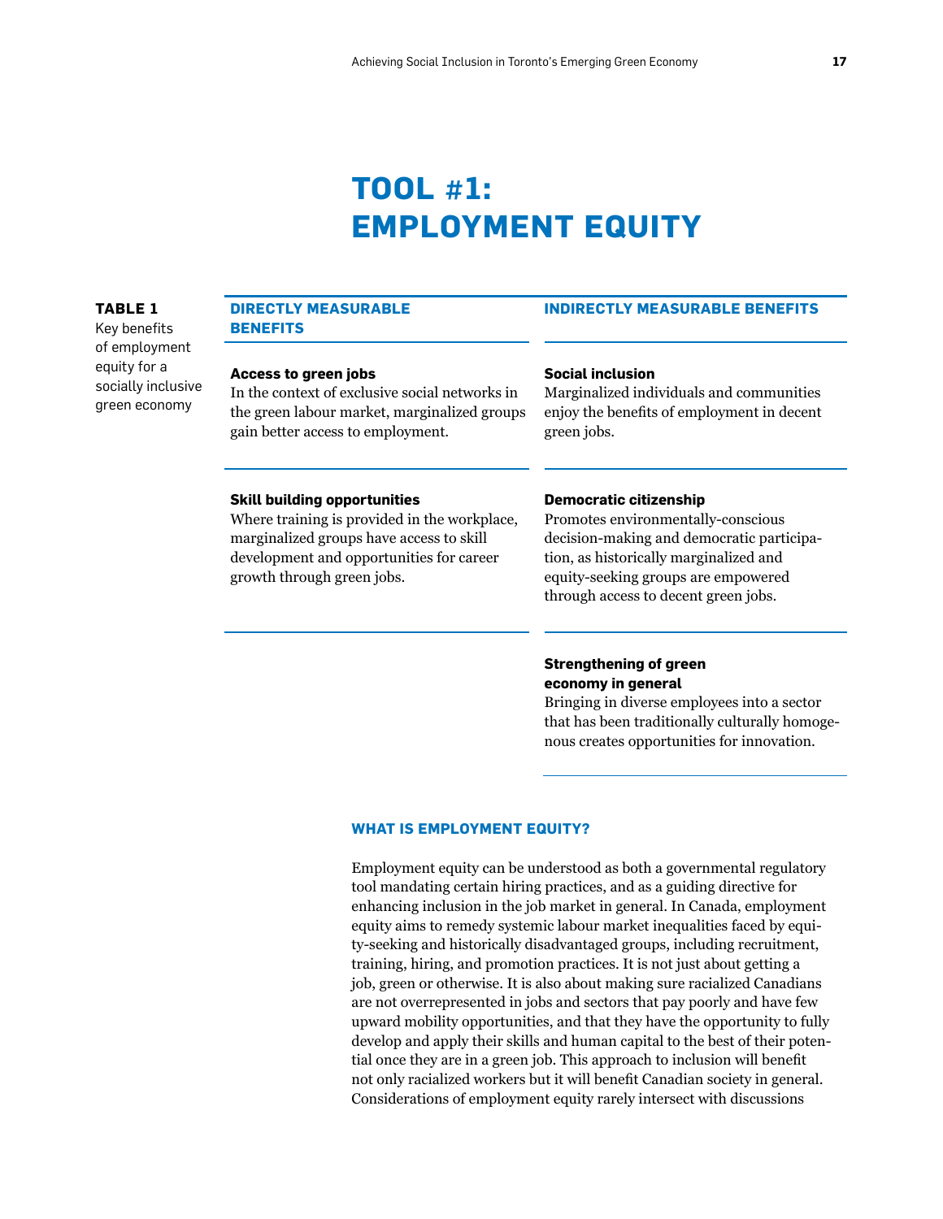# TOOL #1: EMPLOYMENT EQUITY

**TABLE 1**
Key benefits of employment equity for a socially inclusive green economy

| DIRECTLY MEASURABLE BENEFITS | INDIRECTLY MEASURABLE BENEFITS |
|---|---|
| **Access to green jobs** In the context of exclusive social networks in the green labour market, marginalized groups gain better access to employment. | **Social inclusion** Marginalized individuals and communities enjoy the benefits of employment in decent green jobs. |
| **Skill building opportunities** Where training is provided in the workplace, marginalized groups have access to skill development and opportunities for career growth through green jobs. | **Democratic citizenship** Promotes environmentally-conscious decision-making and democratic participation, as historically marginalized and equity-seeking groups are empowered through access to decent green jobs. |
| | **Strengthening of green economy in general** Bringing in diverse employees into a sector that has been traditionally culturally homogenous creates opportunities for innovation. |

## WHAT IS EMPLOYMENT EQUITY?

Employment equity can be understood as both a governmental regulatory tool mandating certain hiring practices, and as a guiding directive for enhancing inclusion in the job market in general. In Canada, employment equity aims to remedy systemic labour market inequalities faced by equity-seeking and historically disadvantaged groups, including recruitment, training, hiring, and promotion practices. It is not just about getting a job, green or otherwise. It is also about making sure racialized Canadians are not overrepresented in jobs and sectors that pay poorly and have few upward mobility opportunities, and that they have the opportunity to fully develop and apply their skills and human capital to the best of their potential once they are in a green job. This approach to inclusion will benefit not only racialized workers but it will benefit Canadian society in general. Considerations of employment equity rarely intersect with discussions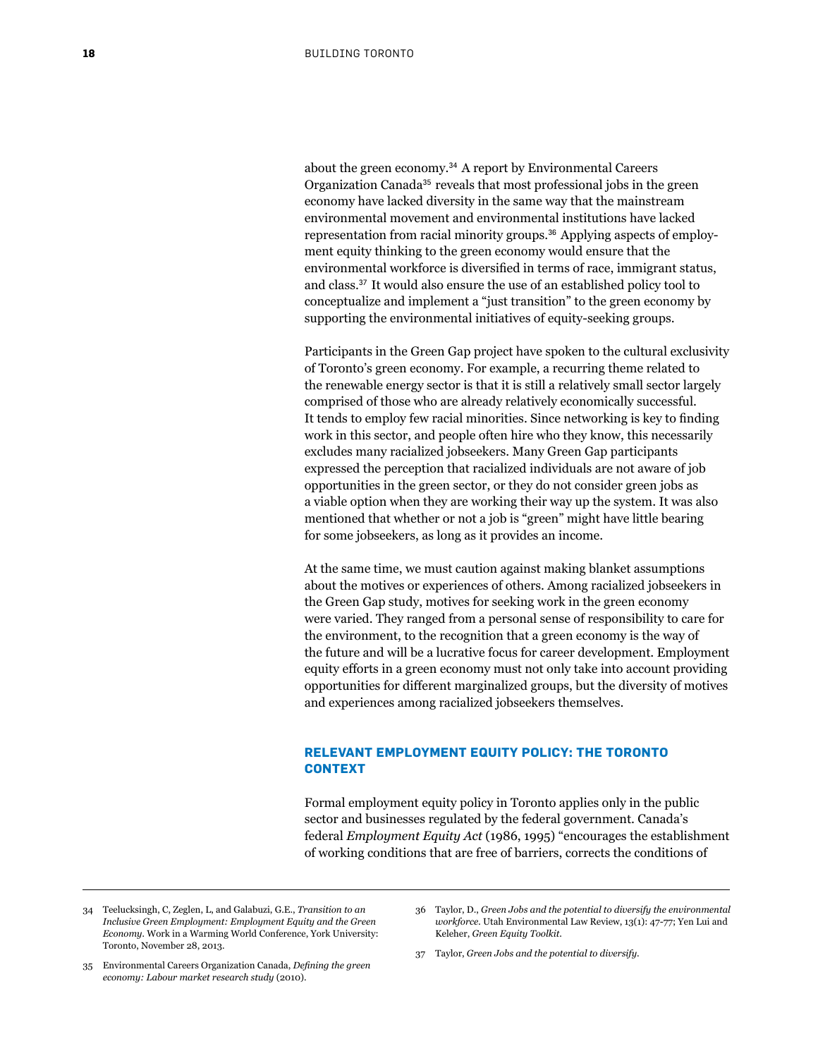about the green economy.[34] A report by Environmental Careers Organization Canada[35] reveals that most professional jobs in the green economy have lacked diversity in the same way that the mainstream environmental movement and environmental institutions have lacked representation from racial minority groups.[36] Applying aspects of employment equity thinking to the green economy would ensure that the environmental workforce is diversified in terms of race, immigrant status, and class.[37] It would also ensure the use of an established policy tool to conceptualize and implement a "just transition" to the green economy by supporting the environmental initiatives of equity-seeking groups.

Participants in the Green Gap project have spoken to the cultural exclusivity of Toronto's green economy. For example, a recurring theme related to the renewable energy sector is that it is still a relatively small sector largely comprised of those who are already relatively economically successful. It tends to employ few racial minorities. Since networking is key to finding work in this sector, and people often hire who they know, this necessarily excludes many racialized jobseekers. Many Green Gap participants expressed the perception that racialized individuals are not aware of job opportunities in the green sector, or they do not consider green jobs as a viable option when they are working their way up the system. It was also mentioned that whether or not a job is "green" might have little bearing for some jobseekers, as long as it provides an income.

At the same time, we must caution against making blanket assumptions about the motives or experiences of others. Among racialized jobseekers in the Green Gap study, motives for seeking work in the green economy were varied. They ranged from a personal sense of responsibility to care for the environment, to the recognition that a green economy is the way of the future and will be a lucrative focus for career development. Employment equity efforts in a green economy must not only take into account providing opportunities for different marginalized groups, but the diversity of motives and experiences among racialized jobseekers themselves.

## RELEVANT EMPLOYMENT EQUITY POLICY: THE TORONTO CONTEXT

Formal employment equity policy in Toronto applies only in the public sector and businesses regulated by the federal government. Canada's federal *Employment Equity Act* (1986, 1995) "encourages the establishment of working conditions that are free of barriers, corrects the conditions of

---

34 Teelucksingh, C, Zeglen, L, and Galabuzi, G.E., *Transition to an Inclusive Green Employment: Employment Equity and the Green Economy*. Work in a Warming World Conference, York University: Toronto, November 28, 2013.

35 Environmental Careers Organization Canada, *Defining the green economy: Labour market research study* (2010).

36 Taylor, D., *Green Jobs and the potential to diversify the environmental workforce*. Utah Environmental Law Review, 13(1): 47-77; Yen Lui and Keleher, *Green Equity Toolkit*.

37 Taylor, *Green Jobs and the potential to diversify*.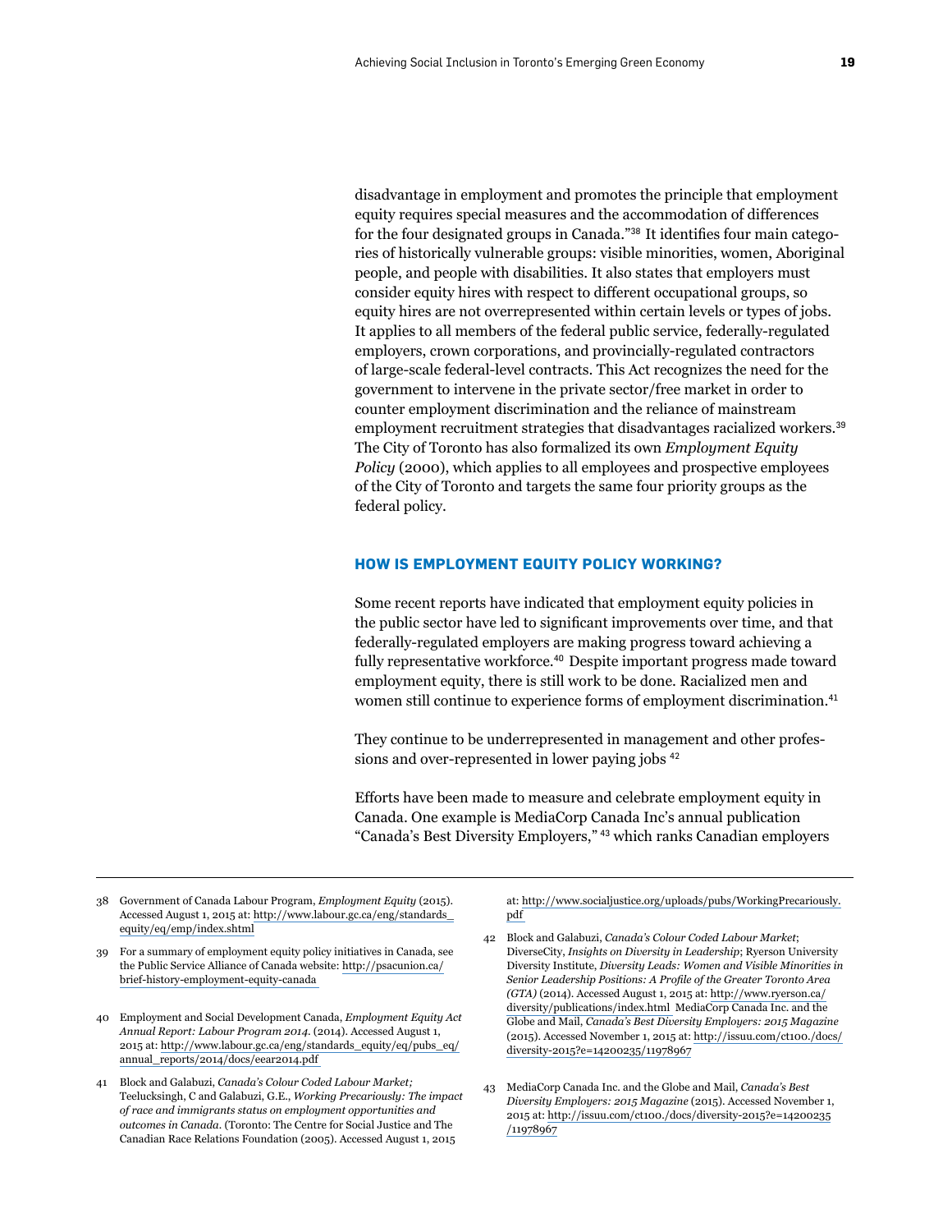disadvantage in employment and promotes the principle that employment equity requires special measures and the accommodation of differences for the four designated groups in Canada."[38] It identifies four main categories of historically vulnerable groups: visible minorities, women, Aboriginal people, and people with disabilities. It also states that employers must consider equity hires with respect to different occupational groups, so equity hires are not overrepresented within certain levels or types of jobs. It applies to all members of the federal public service, federally-regulated employers, crown corporations, and provincially-regulated contractors of large-scale federal-level contracts. This Act recognizes the need for the government to intervene in the private sector/free market in order to counter employment discrimination and the reliance of mainstream employment recruitment strategies that disadvantages racialized workers.[39] The City of Toronto has also formalized its own *Employment Equity Policy* (2000), which applies to all employees and prospective employees of the City of Toronto and targets the same four priority groups as the federal policy.

### HOW IS EMPLOYMENT EQUITY POLICY WORKING?

Some recent reports have indicated that employment equity policies in the public sector have led to significant improvements over time, and that federally-regulated employers are making progress toward achieving a fully representative workforce.[40] Despite important progress made toward employment equity, there is still work to be done. Racialized men and women still continue to experience forms of employment discrimination.[41]

They continue to be underrepresented in management and other professions and over-represented in lower paying jobs [42]

Efforts have been made to measure and celebrate employment equity in Canada. One example is MediaCorp Canada Inc's annual publication "Canada's Best Diversity Employers," [43] which ranks Canadian employers

---

38 Government of Canada Labour Program, *Employment Equity* (2015). Accessed August 1, 2015 at: http://www.labour.gc.ca/eng/standards_equity/eq/emp/index.shtml

39 For a summary of employment equity policy initiatives in Canada, see the Public Service Alliance of Canada website: http://psacunion.ca/brief-history-employment-equity-canada

40 Employment and Social Development Canada, *Employment Equity Act Annual Report: Labour Program 2014*. (2014). Accessed August 1, 2015 at: http://www.labour.gc.ca/eng/standards_equity/eq/pubs_eq/annual_reports/2014/docs/eear2014.pdf

41 Block and Galabuzi, *Canada's Colour Coded Labour Market;* Teelucksingh, C and Galabuzi, G.E., *Working Precariously: The impact of race and immigrants status on employment opportunities and outcomes in Canada.* (Toronto: The Centre for Social Justice and The Canadian Race Relations Foundation (2005). Accessed August 1, 2015 at: http://www.socialjustice.org/uploads/pubs/WorkingPrecariously.pdf

42 Block and Galabuzi, *Canada's Colour Coded Labour Market*; DiverseCity, *Insights on Diversity in Leadership*; Ryerson University Diversity Institute, *Diversity Leads: Women and Visible Minorities in Senior Leadership Positions: A Profile of the Greater Toronto Area (GTA)* (2014). Accessed August 1, 2015 at: http://www.ryerson.ca/diversity/publications/index.html MediaCorp Canada Inc. and the Globe and Mail, *Canada's Best Diversity Employers: 2015 Magazine* (2015). Accessed November 1, 2015 at: http://issuu.com/ct100./docs/diversity-2015?e=14200235/11978967

43 MediaCorp Canada Inc. and the Globe and Mail, *Canada's Best Diversity Employers: 2015 Magazine* (2015). Accessed November 1, 2015 at: http://issuu.com/ct100./docs/diversity-2015?e=14200235/11978967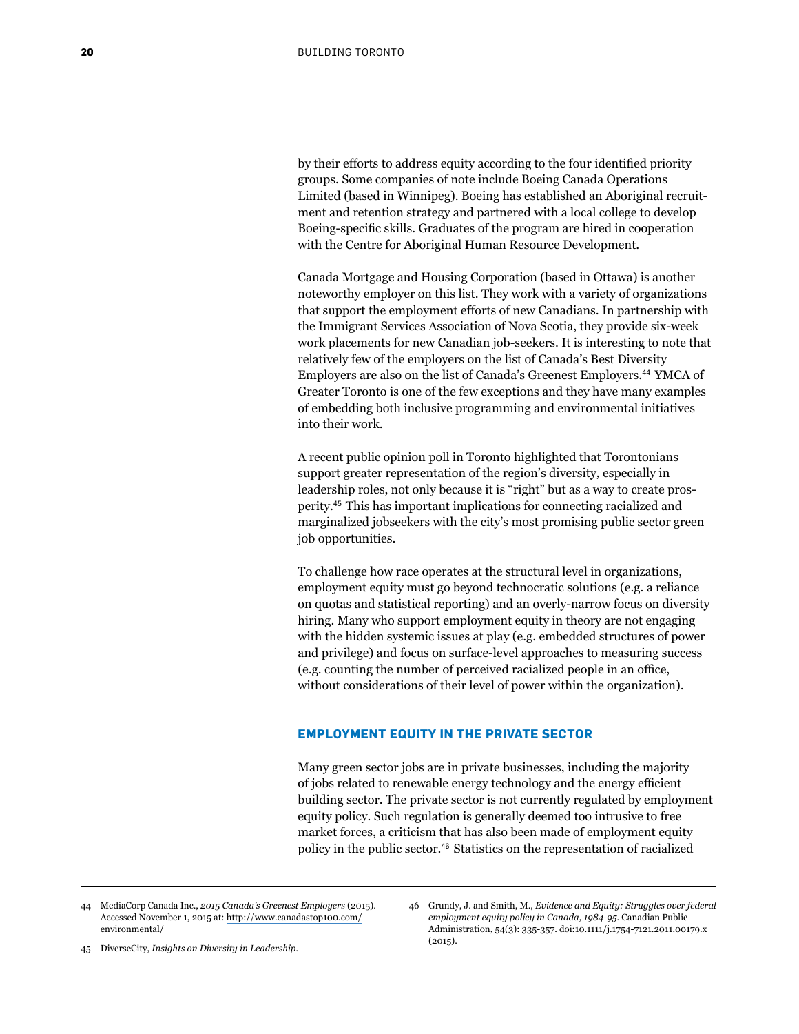by their efforts to address equity according to the four identified priority groups. Some companies of note include Boeing Canada Operations Limited (based in Winnipeg). Boeing has established an Aboriginal recruitment and retention strategy and partnered with a local college to develop Boeing-specific skills. Graduates of the program are hired in cooperation with the Centre for Aboriginal Human Resource Development.

Canada Mortgage and Housing Corporation (based in Ottawa) is another noteworthy employer on this list. They work with a variety of organizations that support the employment efforts of new Canadians. In partnership with the Immigrant Services Association of Nova Scotia, they provide six-week work placements for new Canadian job-seekers. It is interesting to note that relatively few of the employers on the list of Canada's Best Diversity Employers are also on the list of Canada's Greenest Employers.[44] YMCA of Greater Toronto is one of the few exceptions and they have many examples of embedding both inclusive programming and environmental initiatives into their work.

A recent public opinion poll in Toronto highlighted that Torontonians support greater representation of the region's diversity, especially in leadership roles, not only because it is "right" but as a way to create prosperity.[45] This has important implications for connecting racialized and marginalized jobseekers with the city's most promising public sector green job opportunities.

To challenge how race operates at the structural level in organizations, employment equity must go beyond technocratic solutions (e.g. a reliance on quotas and statistical reporting) and an overly-narrow focus on diversity hiring. Many who support employment equity in theory are not engaging with the hidden systemic issues at play (e.g. embedded structures of power and privilege) and focus on surface-level approaches to measuring success (e.g. counting the number of perceived racialized people in an office, without considerations of their level of power within the organization).

## EMPLOYMENT EQUITY IN THE PRIVATE SECTOR

Many green sector jobs are in private businesses, including the majority of jobs related to renewable energy technology and the energy efficient building sector. The private sector is not currently regulated by employment equity policy. Such regulation is generally deemed too intrusive to free market forces, a criticism that has also been made of employment equity policy in the public sector.[46] Statistics on the representation of racialized

---

44 MediaCorp Canada Inc., *2015 Canada's Greenest Employers* (2015). Accessed November 1, 2015 at: http://www.canadastop100.com/environmental/

45 DiverseCity, *Insights on Diversity in Leadership*.

46 Grundy, J. and Smith, M., *Evidence and Equity: Struggles over federal employment equity policy in Canada, 1984-95*. Canadian Public Administration, 54(3): 335-357. doi:10.1111/j.1754-7121.2011.00179.x (2015).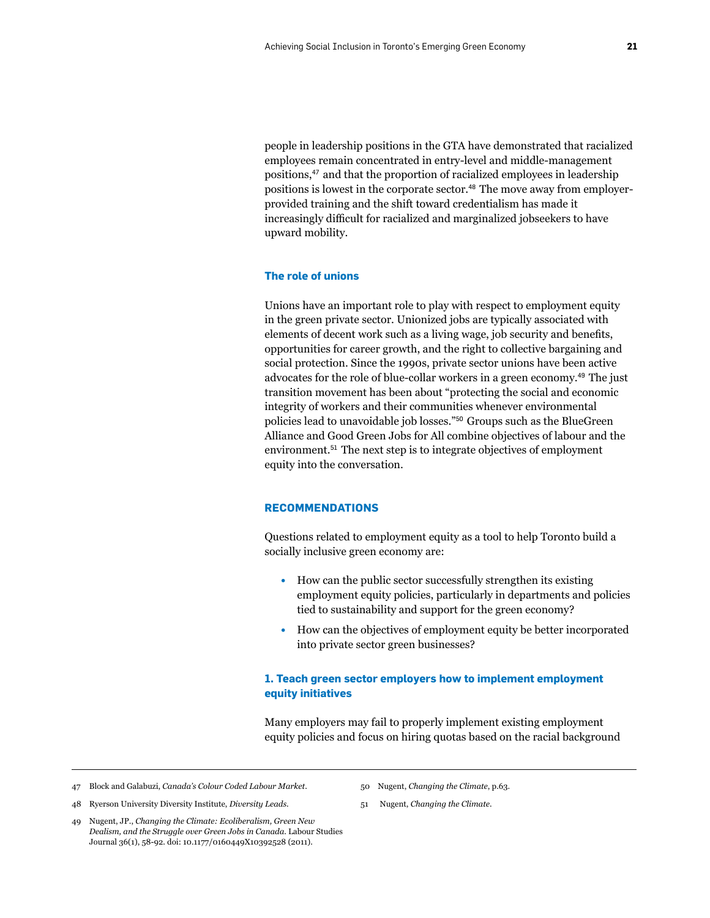people in leadership positions in the GTA have demonstrated that racialized employees remain concentrated in entry-level and middle-management positions,[47] and that the proportion of racialized employees in leadership positions is lowest in the corporate sector.[48] The move away from employer-provided training and the shift toward credentialism has made it increasingly difficult for racialized and marginalized jobseekers to have upward mobility.

### The role of unions

Unions have an important role to play with respect to employment equity in the green private sector. Unionized jobs are typically associated with elements of decent work such as a living wage, job security and benefits, opportunities for career growth, and the right to collective bargaining and social protection. Since the 1990s, private sector unions have been active advocates for the role of blue-collar workers in a green economy.[49] The just transition movement has been about "protecting the social and economic integrity of workers and their communities whenever environmental policies lead to unavoidable job losses."[50] Groups such as the BlueGreen Alliance and Good Green Jobs for All combine objectives of labour and the environment.[51] The next step is to integrate objectives of employment equity into the conversation.

## RECOMMENDATIONS

Questions related to employment equity as a tool to help Toronto build a socially inclusive green economy are:

- How can the public sector successfully strengthen its existing employment equity policies, particularly in departments and policies tied to sustainability and support for the green economy?
- How can the objectives of employment equity be better incorporated into private sector green businesses?

### 1. Teach green sector employers how to implement employment equity initiatives

Many employers may fail to properly implement existing employment equity policies and focus on hiring quotas based on the racial background

---

47 Block and Galabuzi, *Canada's Colour Coded Labour Market*.

48 Ryerson University Diversity Institute, *Diversity Leads*.

49 Nugent, JP., *Changing the Climate: Ecoliberalism, Green New Dealism, and the Struggle over Green Jobs in Canada*. Labour Studies Journal 36(1), 58-92. doi: 10.1177/0160449X10392528 (2011).

50 Nugent, *Changing the Climate*, p.63.

51 Nugent, *Changing the Climate*.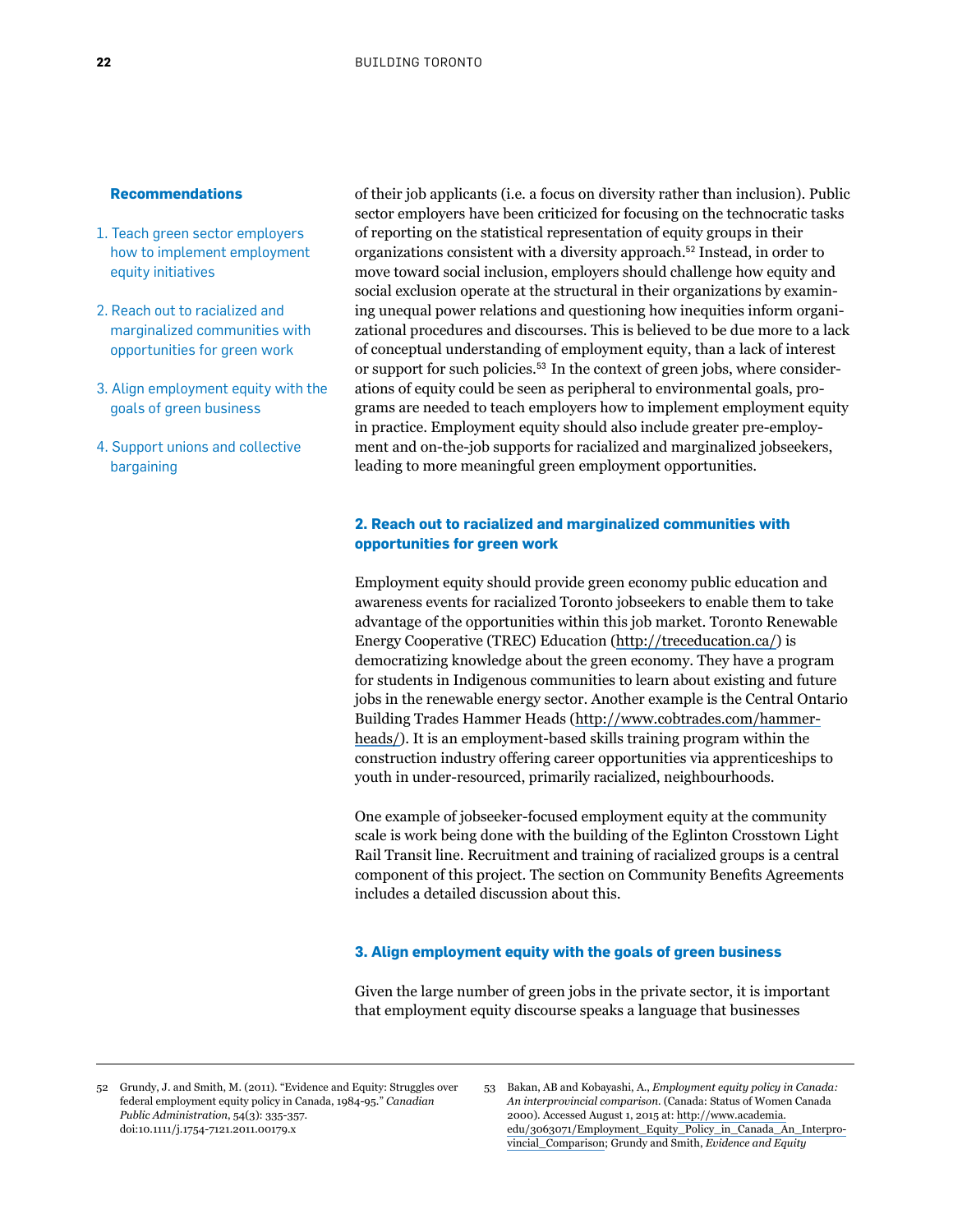**Recommendations**

1. Teach green sector employers how to implement employment equity initiatives
2. Reach out to racialized and marginalized communities with opportunities for green work
3. Align employment equity with the goals of green business
4. Support unions and collective bargaining

of their job applicants (i.e. a focus on diversity rather than inclusion). Public sector employers have been criticized for focusing on the technocratic tasks of reporting on the statistical representation of equity groups in their organizations consistent with a diversity approach.[52] Instead, in order to move toward social inclusion, employers should challenge how equity and social exclusion operate at the structural in their organizations by examining unequal power relations and questioning how inequities inform organizational procedures and discourses. This is believed to be due more to a lack of conceptual understanding of employment equity, than a lack of interest or support for such policies.[53] In the context of green jobs, where considerations of equity could be seen as peripheral to environmental goals, programs are needed to teach employers how to implement employment equity in practice. Employment equity should also include greater pre-employment and on-the-job supports for racialized and marginalized jobseekers, leading to more meaningful green employment opportunities.

### 2. Reach out to racialized and marginalized communities with opportunities for green work

Employment equity should provide green economy public education and awareness events for racialized Toronto jobseekers to enable them to take advantage of the opportunities within this job market. Toronto Renewable Energy Cooperative (TREC) Education (http://treceducation.ca/) is democratizing knowledge about the green economy. They have a program for students in Indigenous communities to learn about existing and future jobs in the renewable energy sector. Another example is the Central Ontario Building Trades Hammer Heads (http://www.cobtrades.com/hammer-heads/). It is an employment-based skills training program within the construction industry offering career opportunities via apprenticeships to youth in under-resourced, primarily racialized, neighbourhoods.

One example of jobseeker-focused employment equity at the community scale is work being done with the building of the Eglinton Crosstown Light Rail Transit line. Recruitment and training of racialized groups is a central component of this project. The section on Community Benefits Agreements includes a detailed discussion about this.

### 3. Align employment equity with the goals of green business

Given the large number of green jobs in the private sector, it is important that employment equity discourse speaks a language that businesses

---

52 Grundy, J. and Smith, M. (2011). "Evidence and Equity: Struggles over federal employment equity policy in Canada, 1984-95." *Canadian Public Administration*, 54(3): 335-357. doi:10.1111/j.1754-7121.2011.00179.x

53 Bakan, AB and Kobayashi, A., *Employment equity policy in Canada: An interprovincial comparison*. (Canada: Status of Women Canada 2000). Accessed August 1, 2015 at: http://www.academia.edu/3063071/Employment_Equity_Policy_in_Canada_An_Interprovincial_Comparison; Grundy and Smith, *Evidence and Equity*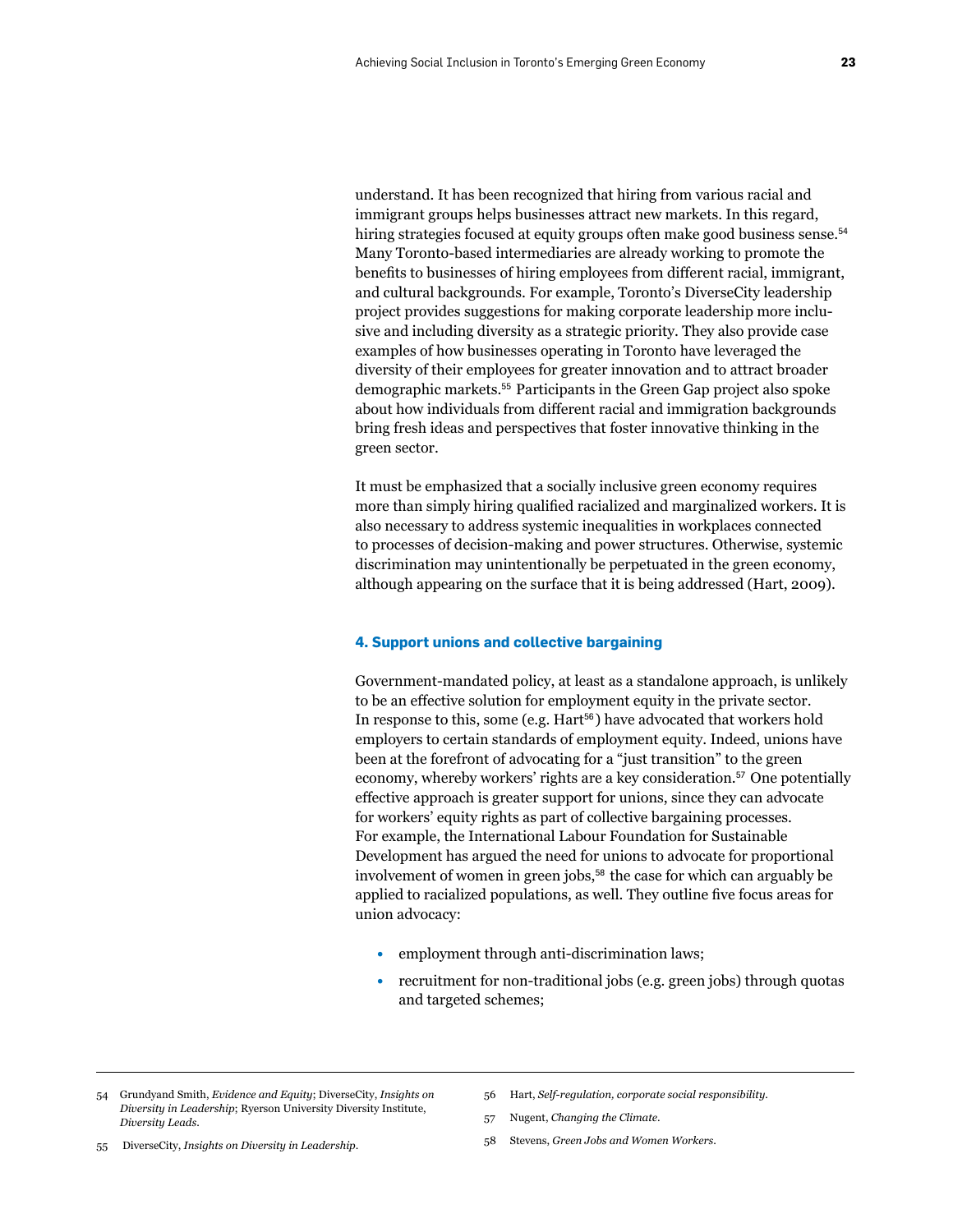understand. It has been recognized that hiring from various racial and immigrant groups helps businesses attract new markets. In this regard, hiring strategies focused at equity groups often make good business sense.[54] Many Toronto-based intermediaries are already working to promote the benefits to businesses of hiring employees from different racial, immigrant, and cultural backgrounds. For example, Toronto's DiverseCity leadership project provides suggestions for making corporate leadership more inclusive and including diversity as a strategic priority. They also provide case examples of how businesses operating in Toronto have leveraged the diversity of their employees for greater innovation and to attract broader demographic markets.[55] Participants in the Green Gap project also spoke about how individuals from different racial and immigration backgrounds bring fresh ideas and perspectives that foster innovative thinking in the green sector.

It must be emphasized that a socially inclusive green economy requires more than simply hiring qualified racialized and marginalized workers. It is also necessary to address systemic inequalities in workplaces connected to processes of decision-making and power structures. Otherwise, systemic discrimination may unintentionally be perpetuated in the green economy, although appearing on the surface that it is being addressed (Hart, 2009).

### 4. Support unions and collective bargaining

Government-mandated policy, at least as a standalone approach, is unlikely to be an effective solution for employment equity in the private sector. In response to this, some (e.g. Hart[56]) have advocated that workers hold employers to certain standards of employment equity. Indeed, unions have been at the forefront of advocating for a "just transition" to the green economy, whereby workers' rights are a key consideration.[57] One potentially effective approach is greater support for unions, since they can advocate for workers' equity rights as part of collective bargaining processes. For example, the International Labour Foundation for Sustainable Development has argued the need for unions to advocate for proportional involvement of women in green jobs,[58] the case for which can arguably be applied to racialized populations, as well. They outline five focus areas for union advocacy:

- employment through anti-discrimination laws;
- recruitment for non-traditional jobs (e.g. green jobs) through quotas and targeted schemes;

---

54 Grundyand Smith, *Evidence and Equity*; DiverseCity, *Insights on Diversity in Leadership*; Ryerson University Diversity Institute, *Diversity Leads*.

55 DiverseCity, *Insights on Diversity in Leadership*.

56 Hart, *Self-regulation, corporate social responsibility*.

57 Nugent, *Changing the Climate*.

58 Stevens, *Green Jobs and Women Workers*.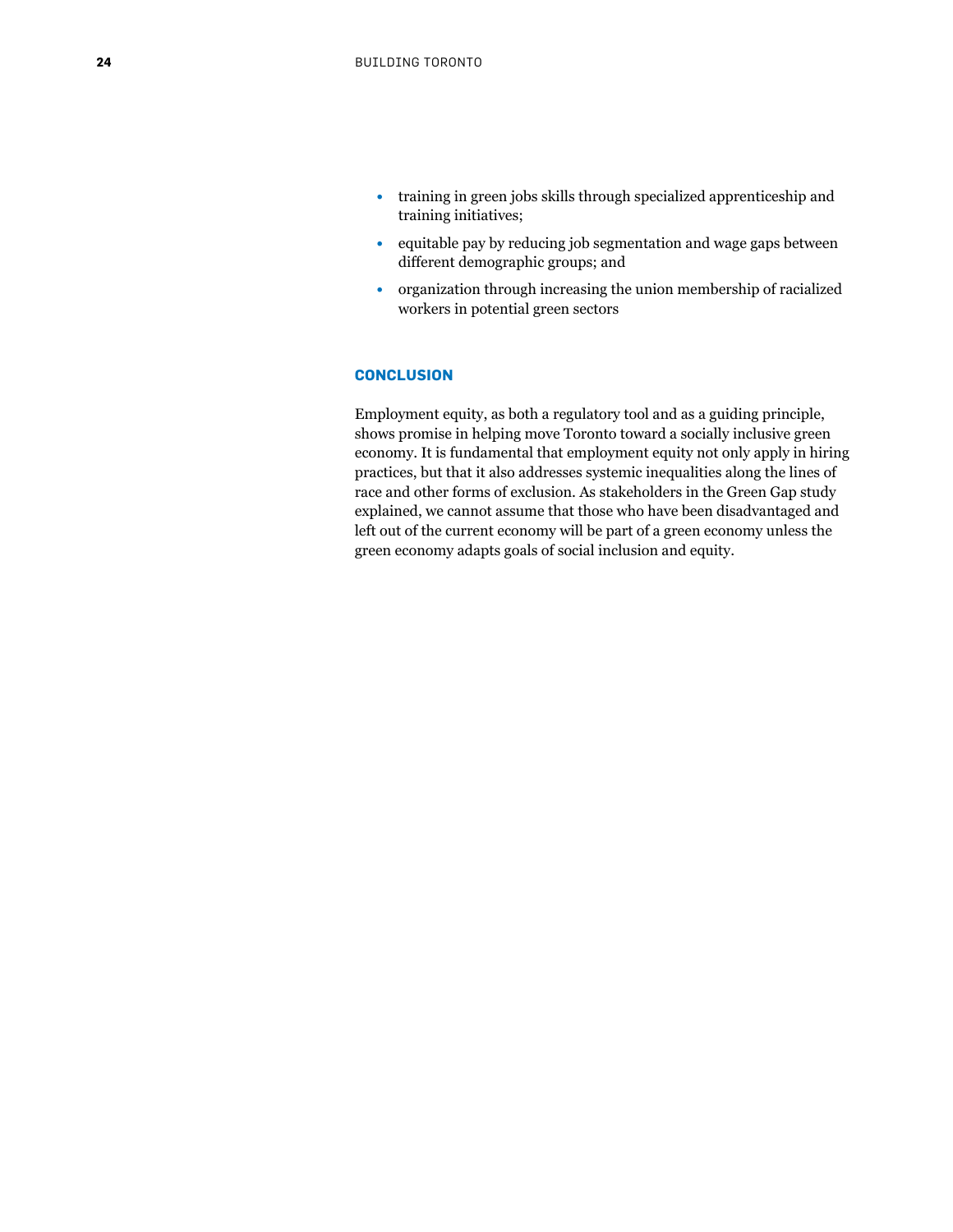- training in green jobs skills through specialized apprenticeship and training initiatives;
- equitable pay by reducing job segmentation and wage gaps between different demographic groups; and
- organization through increasing the union membership of racialized workers in potential green sectors

## CONCLUSION

Employment equity, as both a regulatory tool and as a guiding principle, shows promise in helping move Toronto toward a socially inclusive green economy. It is fundamental that employment equity not only apply in hiring practices, but that it also addresses systemic inequalities along the lines of race and other forms of exclusion. As stakeholders in the Green Gap study explained, we cannot assume that those who have been disadvantaged and left out of the current economy will be part of a green economy unless the green economy adapts goals of social inclusion and equity.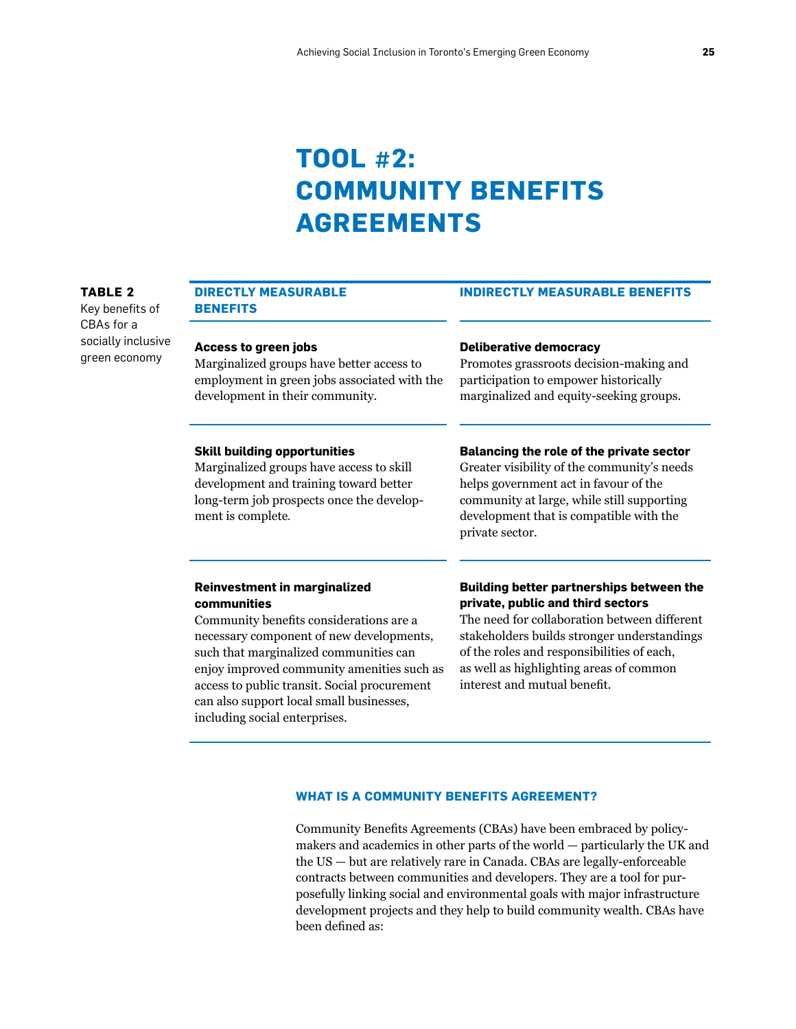# TOOL #2: COMMUNITY BENEFITS AGREEMENTS

**TABLE 2**
Key benefits of CBAs for a socially inclusive green economy

| DIRECTLY MEASURABLE BENEFITS | INDIRECTLY MEASURABLE BENEFITS |
|---|---|
| **Access to green jobs** Marginalized groups have better access to employment in green jobs associated with the development in their community. | **Deliberative democracy** Promotes grassroots decision-making and participation to empower historically marginalized and equity-seeking groups. |
| **Skill building opportunities** Marginalized groups have access to skill development and training toward better long-term job prospects once the development is complete. | **Balancing the role of the private sector** Greater visibility of the community's needs helps government act in favour of the community at large, while still supporting development that is compatible with the private sector. |
| **Reinvestment in marginalized communities** Community benefits considerations are a necessary component of new developments, such that marginalized communities can enjoy improved community amenities such as access to public transit. Social procurement can also support local small businesses, including social enterprises. | **Building better partnerships between the private, public and third sectors** The need for collaboration between different stakeholders builds stronger understandings of the roles and responsibilities of each, as well as highlighting areas of common interest and mutual benefit. |

### WHAT IS A COMMUNITY BENEFITS AGREEMENT?

Community Benefits Agreements (CBAs) have been embraced by policymakers and academics in other parts of the world — particularly the UK and the US — but are relatively rare in Canada. CBAs are legally-enforceable contracts between communities and developers. They are a tool for purposefully linking social and environmental goals with major infrastructure development projects and they help to build community wealth. CBAs have been defined as: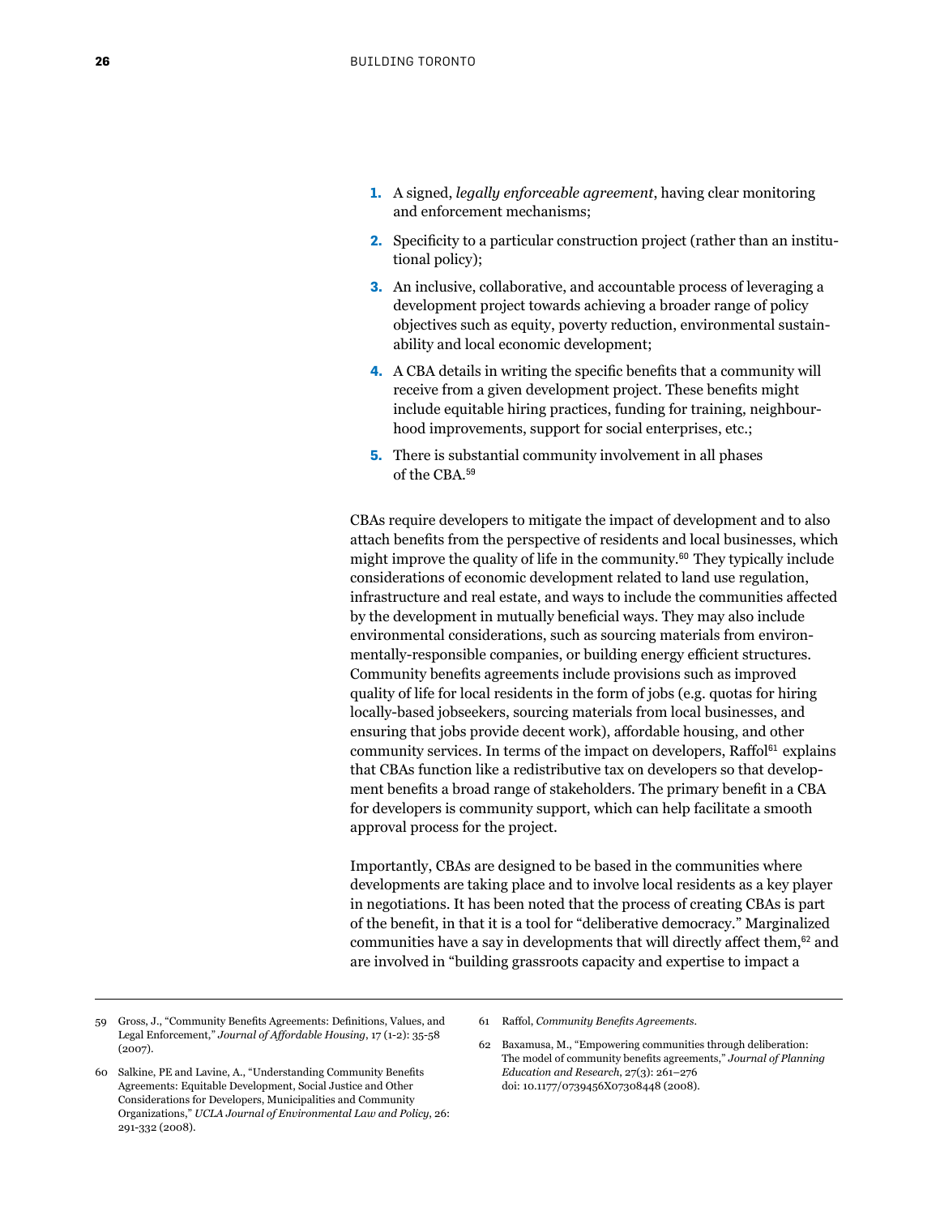1. A signed, *legally enforceable agreement*, having clear monitoring and enforcement mechanisms;
2. Specificity to a particular construction project (rather than an institutional policy);
3. An inclusive, collaborative, and accountable process of leveraging a development project towards achieving a broader range of policy objectives such as equity, poverty reduction, environmental sustainability and local economic development;
4. A CBA details in writing the specific benefits that a community will receive from a given development project. These benefits might include equitable hiring practices, funding for training, neighbourhood improvements, support for social enterprises, etc.;
5. There is substantial community involvement in all phases of the CBA.[59]

CBAs require developers to mitigate the impact of development and to also attach benefits from the perspective of residents and local businesses, which might improve the quality of life in the community.[60] They typically include considerations of economic development related to land use regulation, infrastructure and real estate, and ways to include the communities affected by the development in mutually beneficial ways. They may also include environmental considerations, such as sourcing materials from environmentally-responsible companies, or building energy efficient structures. Community benefits agreements include provisions such as improved quality of life for local residents in the form of jobs (e.g. quotas for hiring locally-based jobseekers, sourcing materials from local businesses, and ensuring that jobs provide decent work), affordable housing, and other community services. In terms of the impact on developers, Raffol[61] explains that CBAs function like a redistributive tax on developers so that development benefits a broad range of stakeholders. The primary benefit in a CBA for developers is community support, which can help facilitate a smooth approval process for the project.

Importantly, CBAs are designed to be based in the communities where developments are taking place and to involve local residents as a key player in negotiations. It has been noted that the process of creating CBAs is part of the benefit, in that it is a tool for "deliberative democracy." Marginalized communities have a say in developments that will directly affect them,[62] and are involved in "building grassroots capacity and expertise to impact a

---

59 Gross, J., "Community Benefits Agreements: Definitions, Values, and Legal Enforcement," *Journal of Affordable Housing*, 17 (1-2): 35-58 (2007).

60 Salkine, PE and Lavine, A., "Understanding Community Benefits Agreements: Equitable Development, Social Justice and Other Considerations for Developers, Municipalities and Community Organizations," *UCLA Journal of Environmental Law and Policy*, 26: 291-332 (2008).

61 Raffol, *Community Benefits Agreements*.

62 Baxamusa, M., "Empowering communities through deliberation: The model of community benefits agreements," *Journal of Planning Education and Research*, 27(3): 261–276 doi: 10.1177/0739456X07308448 (2008).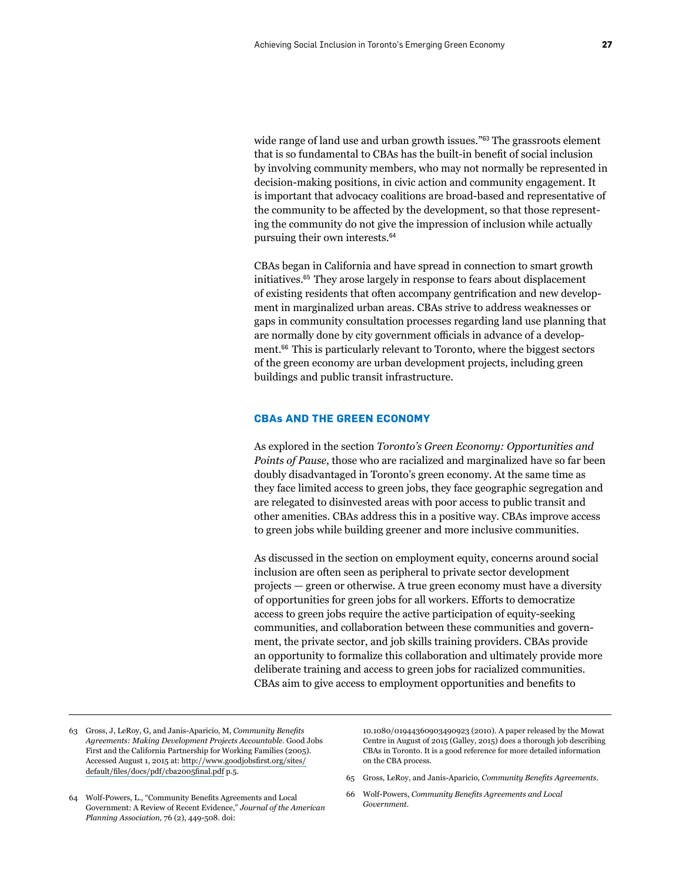wide range of land use and urban growth issues."[63] The grassroots element that is so fundamental to CBAs has the built-in benefit of social inclusion by involving community members, who may not normally be represented in decision-making positions, in civic action and community engagement. It is important that advocacy coalitions are broad-based and representative of the community to be affected by the development, so that those representing the community do not give the impression of inclusion while actually pursuing their own interests.[64]

CBAs began in California and have spread in connection to smart growth initiatives.[65] They arose largely in response to fears about displacement of existing residents that often accompany gentrification and new development in marginalized urban areas. CBAs strive to address weaknesses or gaps in community consultation processes regarding land use planning that are normally done by city government officials in advance of a development.[66] This is particularly relevant to Toronto, where the biggest sectors of the green economy are urban development projects, including green buildings and public transit infrastructure.

### CBAs AND THE GREEN ECONOMY

As explored in the section *Toronto's Green Economy: Opportunities and Points of Pause*, those who are racialized and marginalized have so far been doubly disadvantaged in Toronto's green economy. At the same time as they face limited access to green jobs, they face geographic segregation and are relegated to disinvested areas with poor access to public transit and other amenities. CBAs address this in a positive way. CBAs improve access to green jobs while building greener and more inclusive communities.

As discussed in the section on employment equity, concerns around social inclusion are often seen as peripheral to private sector development projects — green or otherwise. A true green economy must have a diversity of opportunities for green jobs for all workers. Efforts to democratize access to green jobs require the active participation of equity-seeking communities, and collaboration between these communities and government, the private sector, and job skills training providers. CBAs provide an opportunity to formalize this collaboration and ultimately provide more deliberate training and access to green jobs for racialized communities. CBAs aim to give access to employment opportunities and benefits to

---

63 Gross, J, LeRoy, G, and Janis-Aparicio, M, *Community Benefits Agreements: Making Development Projects Accountable.* Good Jobs First and the California Partnership for Working Families (2005). Accessed August 1, 2015 at: http://www.goodjobsfirst.org/sites/default/files/docs/pdf/cba2005final.pdf p.5.

64 Wolf-Powers, L., "Community Benefits Agreements and Local Government: A Review of Recent Evidence," *Journal of the American Planning Association,* 76 (2), 449-508. doi: 10.1080/01944360903490923 (2010). A paper released by the Mowat Centre in August of 2015 (Galley, 2015) does a thorough job describing CBAs in Toronto. It is a good reference for more detailed information on the CBA process.

65 Gross, LeRoy, and Janis-Aparicio, *Community Benefits Agreements.*

66 Wolf-Powers, *Community Benefits Agreements and Local Government.*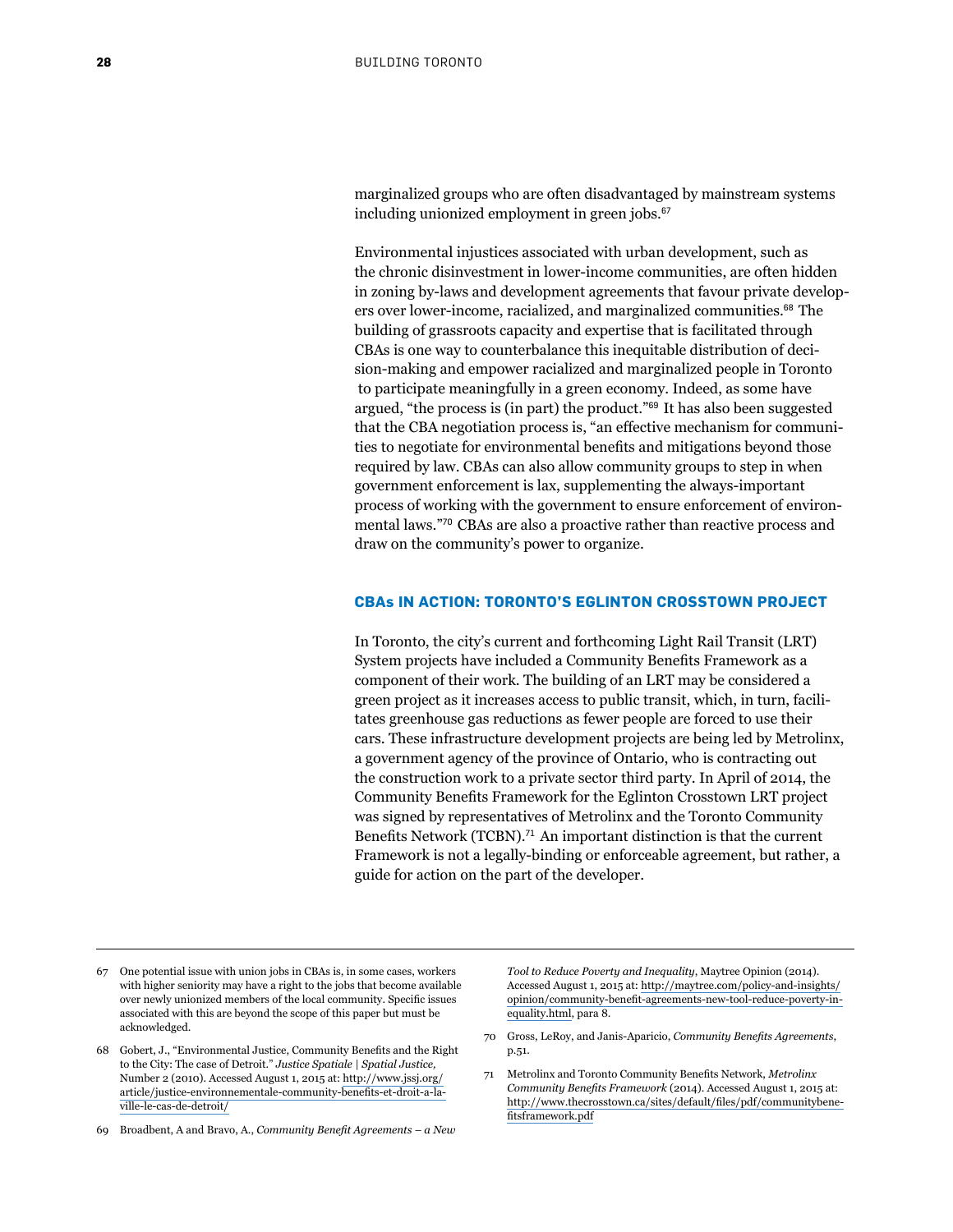marginalized groups who are often disadvantaged by mainstream systems including unionized employment in green jobs.[67]

Environmental injustices associated with urban development, such as the chronic disinvestment in lower-income communities, are often hidden in zoning by-laws and development agreements that favour private developers over lower-income, racialized, and marginalized communities.[68] The building of grassroots capacity and expertise that is facilitated through CBAs is one way to counterbalance this inequitable distribution of decision-making and empower racialized and marginalized people in Toronto to participate meaningfully in a green economy. Indeed, as some have argued, "the process is (in part) the product."[69] It has also been suggested that the CBA negotiation process is, "an effective mechanism for communities to negotiate for environmental benefits and mitigations beyond those required by law. CBAs can also allow community groups to step in when government enforcement is lax, supplementing the always-important process of working with the government to ensure enforcement of environmental laws."[70] CBAs are also a proactive rather than reactive process and draw on the community's power to organize.

## CBAs IN ACTION: TORONTO'S EGLINTON CROSSTOWN PROJECT

In Toronto, the city's current and forthcoming Light Rail Transit (LRT) System projects have included a Community Benefits Framework as a component of their work. The building of an LRT may be considered a green project as it increases access to public transit, which, in turn, facilitates greenhouse gas reductions as fewer people are forced to use their cars. These infrastructure development projects are being led by Metrolinx, a government agency of the province of Ontario, who is contracting out the construction work to a private sector third party. In April of 2014, the Community Benefits Framework for the Eglinton Crosstown LRT project was signed by representatives of Metrolinx and the Toronto Community Benefits Network (TCBN).[71] An important distinction is that the current Framework is not a legally-binding or enforceable agreement, but rather, a guide for action on the part of the developer.

---

67 One potential issue with union jobs in CBAs is, in some cases, workers with higher seniority may have a right to the jobs that become available over newly unionized members of the local community. Specific issues associated with this are beyond the scope of this paper but must be acknowledged.

68 Gobert, J., "Environmental Justice, Community Benefits and the Right to the City: The case of Detroit." *Justice Spatiale | Spatial Justice,* Number 2 (2010). Accessed August 1, 2015 at: http://www.jssj.org/article/justice-environnementale-community-benefits-et-droit-a-la-ville-le-cas-de-detroit/

69 Broadbent, A and Bravo, A., *Community Benefit Agreements – a New Tool to Reduce Poverty and Inequality*, Maytree Opinion (2014). Accessed August 1, 2015 at: http://maytree.com/policy-and-insights/opinion/community-benefit-agreements-new-tool-reduce-poverty-in-equality.html, para 8.

70 Gross, LeRoy, and Janis-Aparicio, *Community Benefits Agreements*, p.51.

71 Metrolinx and Toronto Community Benefits Network, *Metrolinx Community Benefits Framework* (2014). Accessed August 1, 2015 at: http://www.thecrosstown.ca/sites/default/files/pdf/communitybenefitsframework.pdf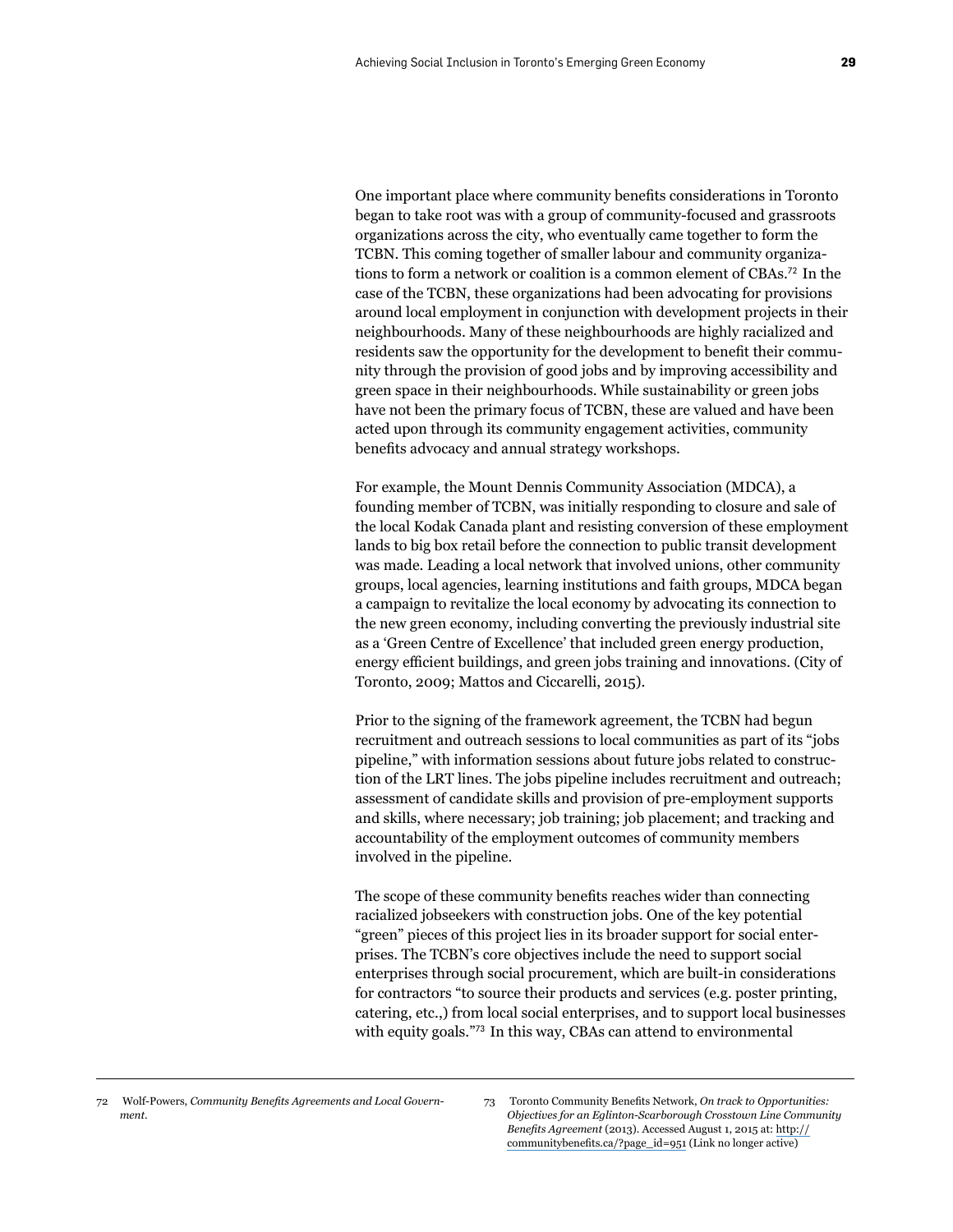One important place where community benefits considerations in Toronto began to take root was with a group of community-focused and grassroots organizations across the city, who eventually came together to form the TCBN. This coming together of smaller labour and community organizations to form a network or coalition is a common element of CBAs.[72] In the case of the TCBN, these organizations had been advocating for provisions around local employment in conjunction with development projects in their neighbourhoods. Many of these neighbourhoods are highly racialized and residents saw the opportunity for the development to benefit their community through the provision of good jobs and by improving accessibility and green space in their neighbourhoods. While sustainability or green jobs have not been the primary focus of TCBN, these are valued and have been acted upon through its community engagement activities, community benefits advocacy and annual strategy workshops.

For example, the Mount Dennis Community Association (MDCA), a founding member of TCBN, was initially responding to closure and sale of the local Kodak Canada plant and resisting conversion of these employment lands to big box retail before the connection to public transit development was made. Leading a local network that involved unions, other community groups, local agencies, learning institutions and faith groups, MDCA began a campaign to revitalize the local economy by advocating its connection to the new green economy, including converting the previously industrial site as a 'Green Centre of Excellence' that included green energy production, energy efficient buildings, and green jobs training and innovations. (City of Toronto, 2009; Mattos and Ciccarelli, 2015).

Prior to the signing of the framework agreement, the TCBN had begun recruitment and outreach sessions to local communities as part of its "jobs pipeline," with information sessions about future jobs related to construction of the LRT lines. The jobs pipeline includes recruitment and outreach; assessment of candidate skills and provision of pre-employment supports and skills, where necessary; job training; job placement; and tracking and accountability of the employment outcomes of community members involved in the pipeline.

The scope of these community benefits reaches wider than connecting racialized jobseekers with construction jobs. One of the key potential "green" pieces of this project lies in its broader support for social enterprises. The TCBN's core objectives include the need to support social enterprises through social procurement, which are built-in considerations for contractors "to source their products and services (e.g. poster printing, catering, etc.,) from local social enterprises, and to support local businesses with equity goals."[73] In this way, CBAs can attend to environmental

---

72 Wolf-Powers, *Community Benefits Agreements and Local Government*.

73 Toronto Community Benefits Network, *On track to Opportunities: Objectives for an Eglinton-Scarborough Crosstown Line Community Benefits Agreement* (2013). Accessed August 1, 2015 at: http://communitybenefits.ca/?page_id=951 (Link no longer active)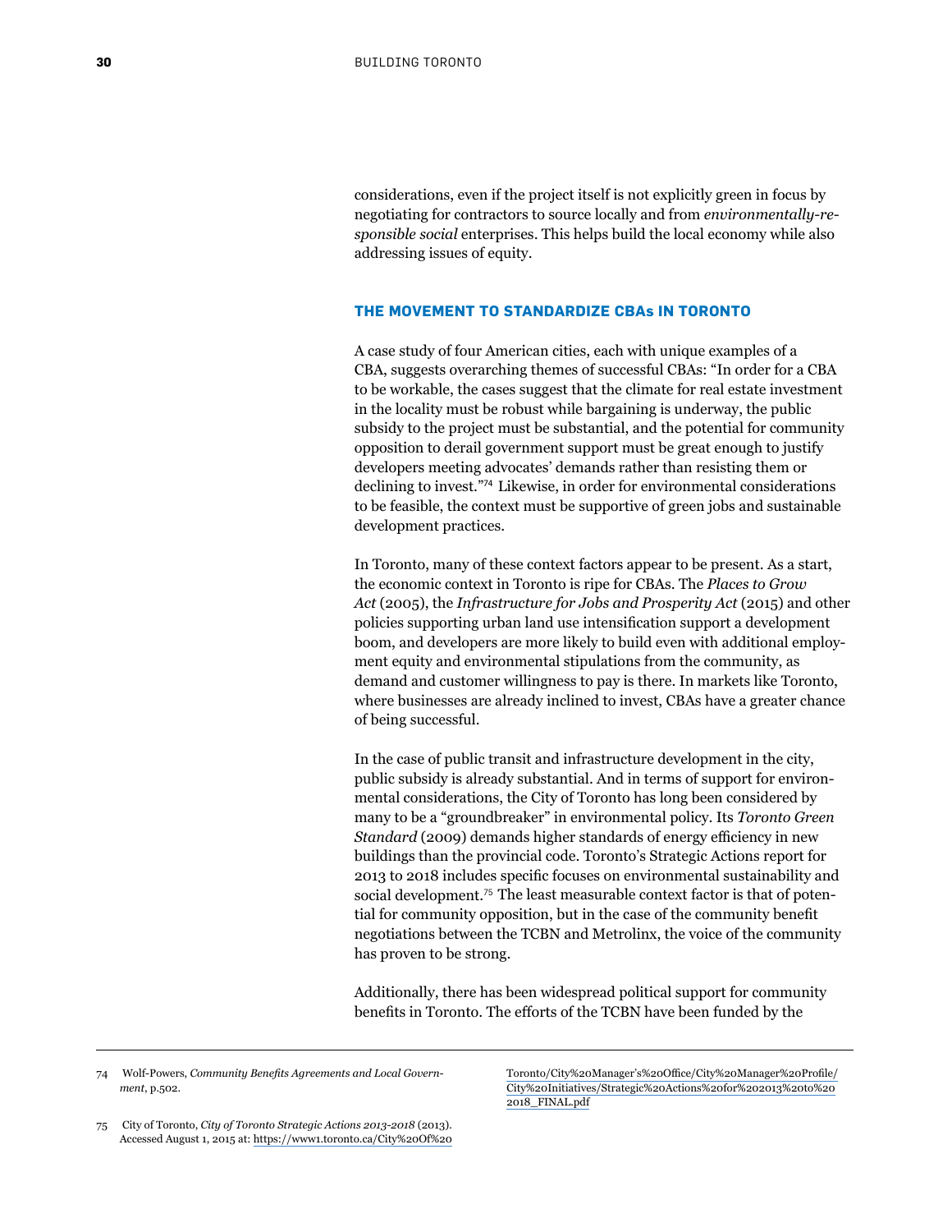considerations, even if the project itself is not explicitly green in focus by negotiating for contractors to source locally and from *environmentally-responsible social* enterprises. This helps build the local economy while also addressing issues of equity.

## THE MOVEMENT TO STANDARDIZE CBAs IN TORONTO

A case study of four American cities, each with unique examples of a CBA, suggests overarching themes of successful CBAs: "In order for a CBA to be workable, the cases suggest that the climate for real estate investment in the locality must be robust while bargaining is underway, the public subsidy to the project must be substantial, and the potential for community opposition to derail government support must be great enough to justify developers meeting advocates' demands rather than resisting them or declining to invest."[74] Likewise, in order for environmental considerations to be feasible, the context must be supportive of green jobs and sustainable development practices.

In Toronto, many of these context factors appear to be present. As a start, the economic context in Toronto is ripe for CBAs. The *Places to Grow Act* (2005), the *Infrastructure for Jobs and Prosperity Act* (2015) and other policies supporting urban land use intensification support a development boom, and developers are more likely to build even with additional employment equity and environmental stipulations from the community, as demand and customer willingness to pay is there. In markets like Toronto, where businesses are already inclined to invest, CBAs have a greater chance of being successful.

In the case of public transit and infrastructure development in the city, public subsidy is already substantial. And in terms of support for environmental considerations, the City of Toronto has long been considered by many to be a "groundbreaker" in environmental policy. Its *Toronto Green Standard* (2009) demands higher standards of energy efficiency in new buildings than the provincial code. Toronto's Strategic Actions report for 2013 to 2018 includes specific focuses on environmental sustainability and social development.[75] The least measurable context factor is that of potential for community opposition, but in the case of the community benefit negotiations between the TCBN and Metrolinx, the voice of the community has proven to be strong.

Additionally, there has been widespread political support for community benefits in Toronto. The efforts of the TCBN have been funded by the

---

74 Wolf-Powers, *Community Benefits Agreements and Local Government*, p.502.

75 City of Toronto, *City of Toronto Strategic Actions 2013-2018* (2013). Accessed August 1, 2015 at: https://www1.toronto.ca/City%20Of%20Toronto/City%20Manager's%20Office/City%20Manager%20Profile/City%20Initiatives/Strategic%20Actions%20for%202013%20to%202018_FINAL.pdf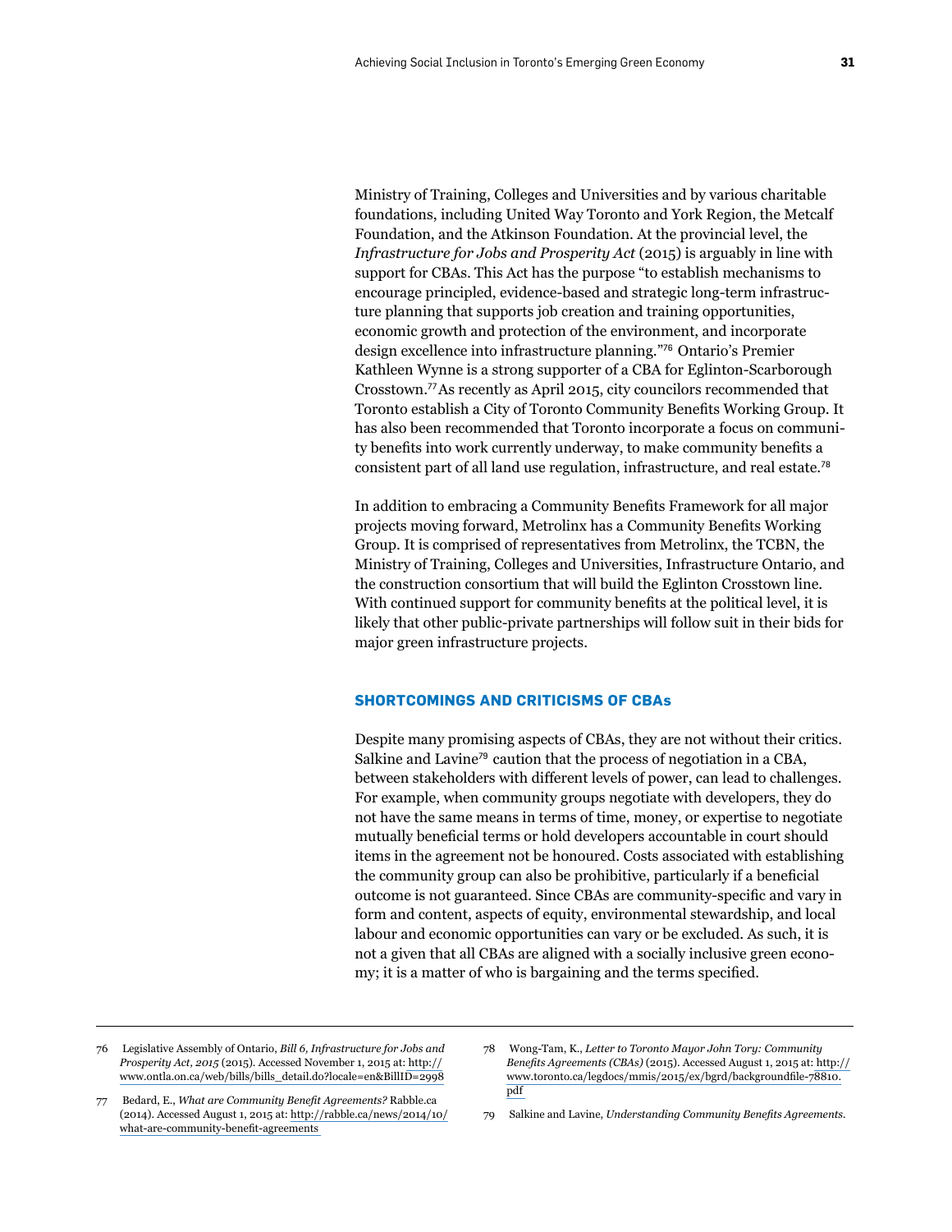Ministry of Training, Colleges and Universities and by various charitable foundations, including United Way Toronto and York Region, the Metcalf Foundation, and the Atkinson Foundation. At the provincial level, the *Infrastructure for Jobs and Prosperity Act* (2015) is arguably in line with support for CBAs. This Act has the purpose "to establish mechanisms to encourage principled, evidence-based and strategic long-term infrastructure planning that supports job creation and training opportunities, economic growth and protection of the environment, and incorporate design excellence into infrastructure planning."[76] Ontario's Premier Kathleen Wynne is a strong supporter of a CBA for Eglinton-Scarborough Crosstown.[77] As recently as April 2015, city councilors recommended that Toronto establish a City of Toronto Community Benefits Working Group. It has also been recommended that Toronto incorporate a focus on community benefits into work currently underway, to make community benefits a consistent part of all land use regulation, infrastructure, and real estate.[78]

In addition to embracing a Community Benefits Framework for all major projects moving forward, Metrolinx has a Community Benefits Working Group. It is comprised of representatives from Metrolinx, the TCBN, the Ministry of Training, Colleges and Universities, Infrastructure Ontario, and the construction consortium that will build the Eglinton Crosstown line. With continued support for community benefits at the political level, it is likely that other public-private partnerships will follow suit in their bids for major green infrastructure projects.

## SHORTCOMINGS AND CRITICISMS OF CBAs

Despite many promising aspects of CBAs, they are not without their critics. Salkine and Lavine[79] caution that the process of negotiation in a CBA, between stakeholders with different levels of power, can lead to challenges. For example, when community groups negotiate with developers, they do not have the same means in terms of time, money, or expertise to negotiate mutually beneficial terms or hold developers accountable in court should items in the agreement not be honoured. Costs associated with establishing the community group can also be prohibitive, particularly if a beneficial outcome is not guaranteed. Since CBAs are community-specific and vary in form and content, aspects of equity, environmental stewardship, and local labour and economic opportunities can vary or be excluded. As such, it is not a given that all CBAs are aligned with a socially inclusive green economy; it is a matter of who is bargaining and the terms specified.

---

76 Legislative Assembly of Ontario, *Bill 6, Infrastructure for Jobs and Prosperity Act, 2015* (2015). Accessed November 1, 2015 at: http://www.ontla.on.ca/web/bills/bills_detail.do?locale=en&BillID=2998

77 Bedard, E., *What are Community Benefit Agreements?* Rabble.ca (2014). Accessed August 1, 2015 at: http://rabble.ca/news/2014/10/what-are-community-benefit-agreements

78 Wong-Tam, K., *Letter to Toronto Mayor John Tory: Community Benefits Agreements (CBAs)* (2015). Accessed August 1, 2015 at: http://www.toronto.ca/legdocs/mmis/2015/ex/bgrd/backgroundfile-78810.pdf

79 Salkine and Lavine, *Understanding Community Benefits Agreements*.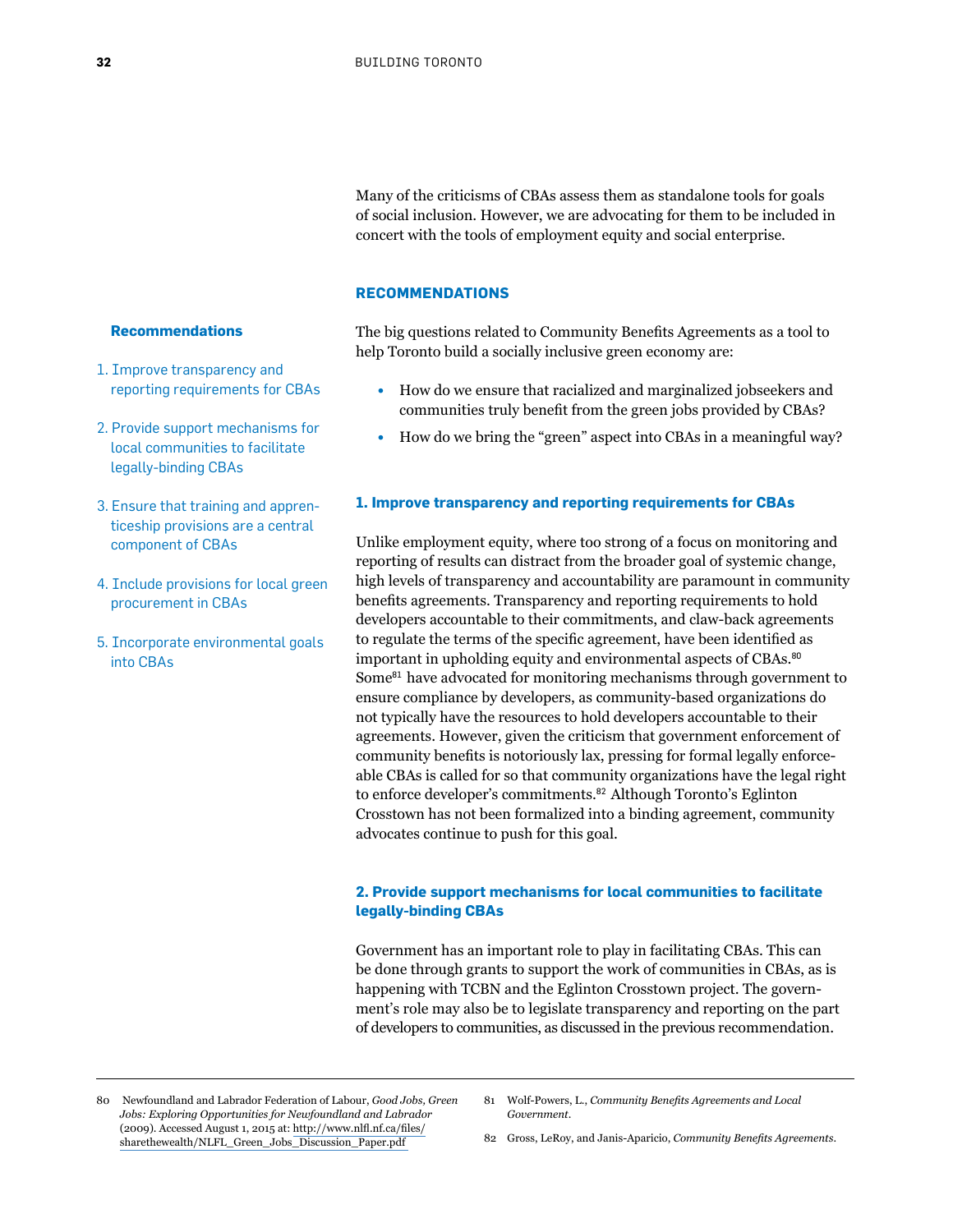Many of the criticisms of CBAs assess them as standalone tools for goals of social inclusion. However, we are advocating for them to be included in concert with the tools of employment equity and social enterprise.

## RECOMMENDATIONS

**Recommendations**

1. Improve transparency and reporting requirements for CBAs
2. Provide support mechanisms for local communities to facilitate legally-binding CBAs
3. Ensure that training and apprenticeship provisions are a central component of CBAs
4. Include provisions for local green procurement in CBAs
5. Incorporate environmental goals into CBAs

The big questions related to Community Benefits Agreements as a tool to help Toronto build a socially inclusive green economy are:

- How do we ensure that racialized and marginalized jobseekers and communities truly benefit from the green jobs provided by CBAs?
- How do we bring the "green" aspect into CBAs in a meaningful way?

### 1. Improve transparency and reporting requirements for CBAs

Unlike employment equity, where too strong of a focus on monitoring and reporting of results can distract from the broader goal of systemic change, high levels of transparency and accountability are paramount in community benefits agreements. Transparency and reporting requirements to hold developers accountable to their commitments, and claw-back agreements to regulate the terms of the specific agreement, have been identified as important in upholding equity and environmental aspects of CBAs.[80] Some[81] have advocated for monitoring mechanisms through government to ensure compliance by developers, as community-based organizations do not typically have the resources to hold developers accountable to their agreements. However, given the criticism that government enforcement of community benefits is notoriously lax, pressing for formal legally enforceable CBAs is called for so that community organizations have the legal right to enforce developer's commitments.[82] Although Toronto's Eglinton Crosstown has not been formalized into a binding agreement, community advocates continue to push for this goal.

### 2. Provide support mechanisms for local communities to facilitate legally-binding CBAs

Government has an important role to play in facilitating CBAs. This can be done through grants to support the work of communities in CBAs, as is happening with TCBN and the Eglinton Crosstown project. The government's role may also be to legislate transparency and reporting on the part of developers to communities, as discussed in the previous recommendation.

---

80 Newfoundland and Labrador Federation of Labour, *Good Jobs, Green Jobs: Exploring Opportunities for Newfoundland and Labrador* (2009). Accessed August 1, 2015 at: http://www.nlfl.nf.ca/files/sharethewealth/NLFL_Green_Jobs_Discussion_Paper.pdf

81 Wolf-Powers, L., *Community Benefits Agreements and Local Government*.

82 Gross, LeRoy, and Janis-Aparicio, *Community Benefits Agreements*.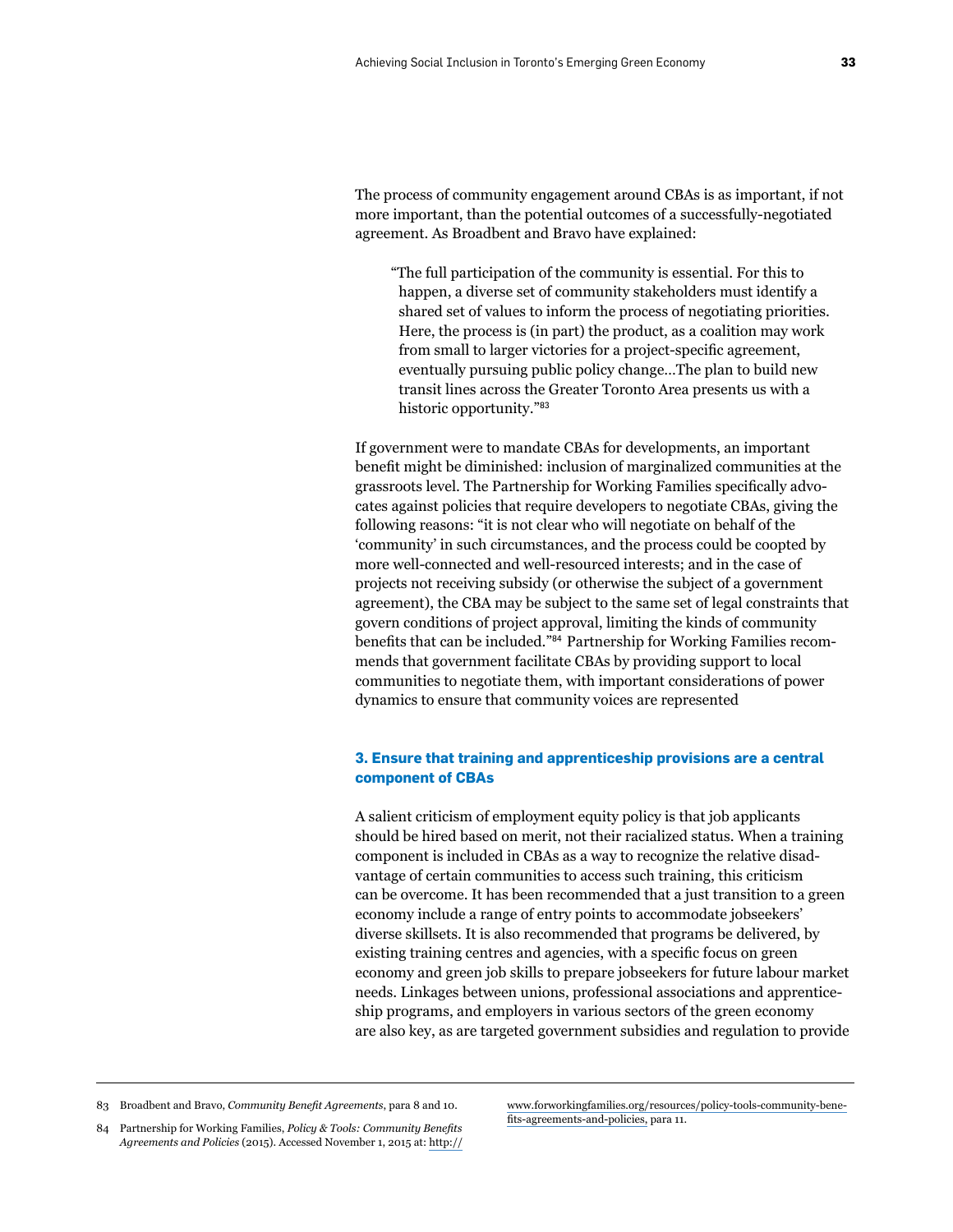The process of community engagement around CBAs is as important, if not more important, than the potential outcomes of a successfully-negotiated agreement. As Broadbent and Bravo have explained:

> "The full participation of the community is essential. For this to happen, a diverse set of community stakeholders must identify a shared set of values to inform the process of negotiating priorities. Here, the process is (in part) the product, as a coalition may work from small to larger victories for a project-specific agreement, eventually pursuing public policy change…The plan to build new transit lines across the Greater Toronto Area presents us with a historic opportunity."[83]

If government were to mandate CBAs for developments, an important benefit might be diminished: inclusion of marginalized communities at the grassroots level. The Partnership for Working Families specifically advocates against policies that require developers to negotiate CBAs, giving the following reasons: "it is not clear who will negotiate on behalf of the 'community' in such circumstances, and the process could be coopted by more well-connected and well-resourced interests; and in the case of projects not receiving subsidy (or otherwise the subject of a government agreement), the CBA may be subject to the same set of legal constraints that govern conditions of project approval, limiting the kinds of community benefits that can be included."[84] Partnership for Working Families recommends that government facilitate CBAs by providing support to local communities to negotiate them, with important considerations of power dynamics to ensure that community voices are represented

### 3. Ensure that training and apprenticeship provisions are a central component of CBAs

A salient criticism of employment equity policy is that job applicants should be hired based on merit, not their racialized status. When a training component is included in CBAs as a way to recognize the relative disadvantage of certain communities to access such training, this criticism can be overcome. It has been recommended that a just transition to a green economy include a range of entry points to accommodate jobseekers' diverse skillsets. It is also recommended that programs be delivered, by existing training centres and agencies, with a specific focus on green economy and green job skills to prepare jobseekers for future labour market needs. Linkages between unions, professional associations and apprenticeship programs, and employers in various sectors of the green economy are also key, as are targeted government subsidies and regulation to provide

---

83 Broadbent and Bravo, *Community Benefit Agreements*, para 8 and 10.

84 Partnership for Working Families, *Policy & Tools: Community Benefits Agreements and Policies* (2015). Accessed November 1, 2015 at: http://www.forworkingfamilies.org/resources/policy-tools-community-benefits-agreements-and-policies, para 11.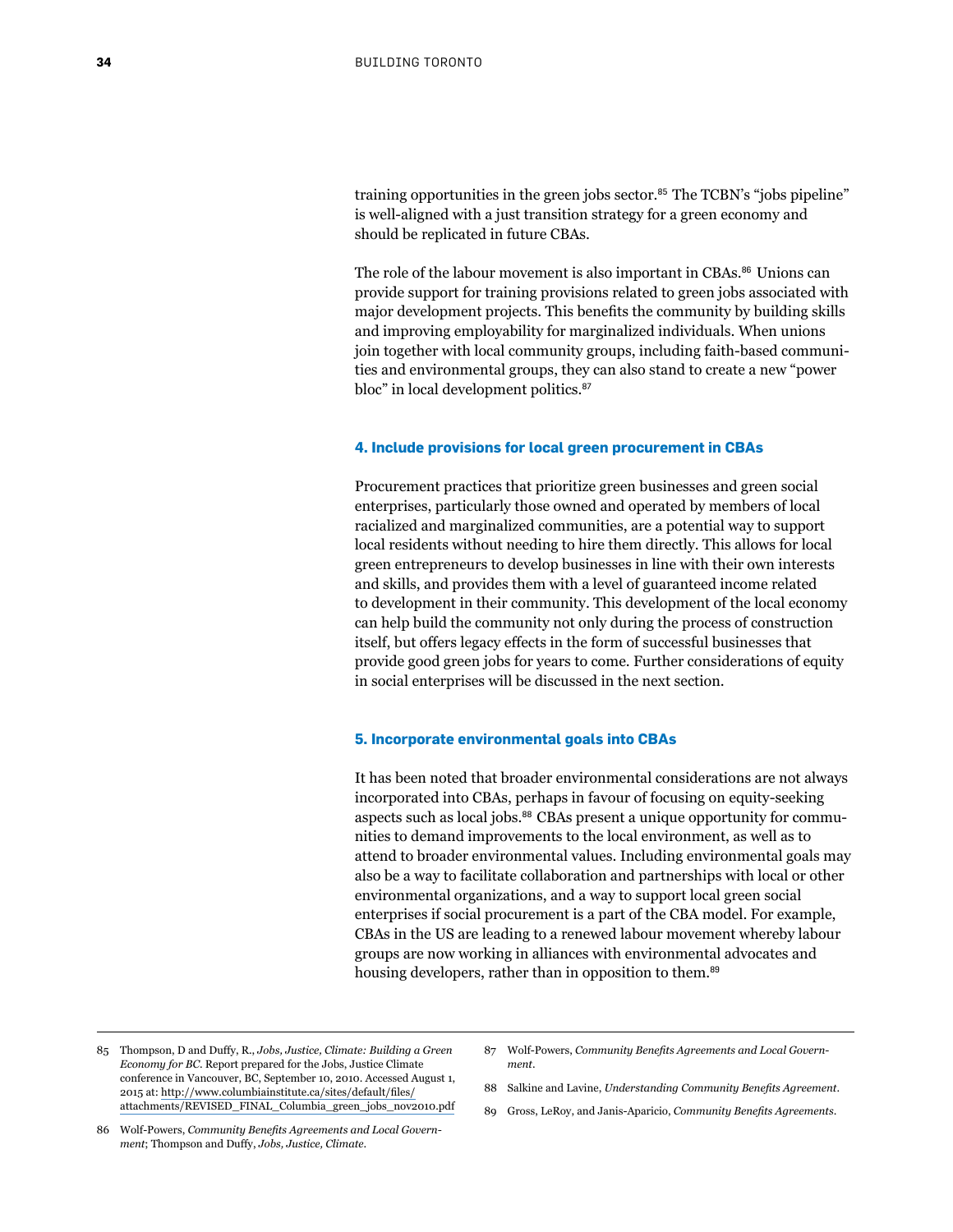training opportunities in the green jobs sector.[85] The TCBN's "jobs pipeline" is well-aligned with a just transition strategy for a green economy and should be replicated in future CBAs.

The role of the labour movement is also important in CBAs.[86] Unions can provide support for training provisions related to green jobs associated with major development projects. This benefits the community by building skills and improving employability for marginalized individuals. When unions join together with local community groups, including faith-based communities and environmental groups, they can also stand to create a new "power bloc" in local development politics.[87]

#### 4. Include provisions for local green procurement in CBAs

Procurement practices that prioritize green businesses and green social enterprises, particularly those owned and operated by members of local racialized and marginalized communities, are a potential way to support local residents without needing to hire them directly. This allows for local green entrepreneurs to develop businesses in line with their own interests and skills, and provides them with a level of guaranteed income related to development in their community. This development of the local economy can help build the community not only during the process of construction itself, but offers legacy effects in the form of successful businesses that provide good green jobs for years to come. Further considerations of equity in social enterprises will be discussed in the next section.

#### 5. Incorporate environmental goals into CBAs

It has been noted that broader environmental considerations are not always incorporated into CBAs, perhaps in favour of focusing on equity-seeking aspects such as local jobs.[88] CBAs present a unique opportunity for communities to demand improvements to the local environment, as well as to attend to broader environmental values. Including environmental goals may also be a way to facilitate collaboration and partnerships with local or other environmental organizations, and a way to support local green social enterprises if social procurement is a part of the CBA model. For example, CBAs in the US are leading to a renewed labour movement whereby labour groups are now working in alliances with environmental advocates and housing developers, rather than in opposition to them.[89]

---

85 Thompson, D and Duffy, R., *Jobs, Justice, Climate: Building a Green Economy for BC*. Report prepared for the Jobs, Justice Climate conference in Vancouver, BC, September 10, 2010. Accessed August 1, 2015 at: http://www.columbiainstitute.ca/sites/default/files/attachments/REVISED_FINAL_Columbia_green_jobs_nov2010.pdf

86 Wolf-Powers, *Community Benefits Agreements and Local Government*; Thompson and Duffy, *Jobs, Justice, Climate*.

87 Wolf-Powers, *Community Benefits Agreements and Local Government*.

88 Salkine and Lavine, *Understanding Community Benefits Agreement*.

89 Gross, LeRoy, and Janis-Aparicio, *Community Benefits Agreements*.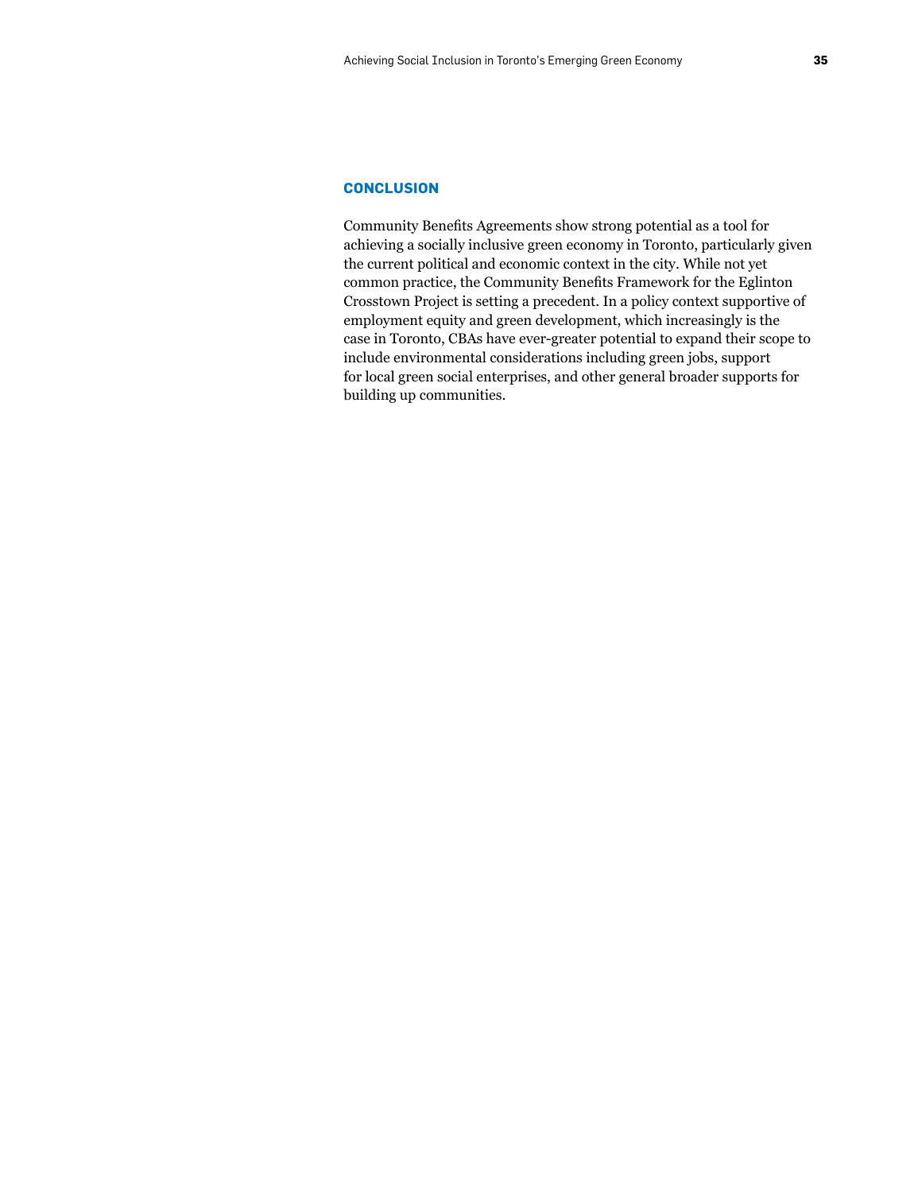## CONCLUSION

Community Benefits Agreements show strong potential as a tool for achieving a socially inclusive green economy in Toronto, particularly given the current political and economic context in the city. While not yet common practice, the Community Benefits Framework for the Eglinton Crosstown Project is setting a precedent. In a policy context supportive of employment equity and green development, which increasingly is the case in Toronto, CBAs have ever-greater potential to expand their scope to include environmental considerations including green jobs, support for local green social enterprises, and other general broader supports for building up communities.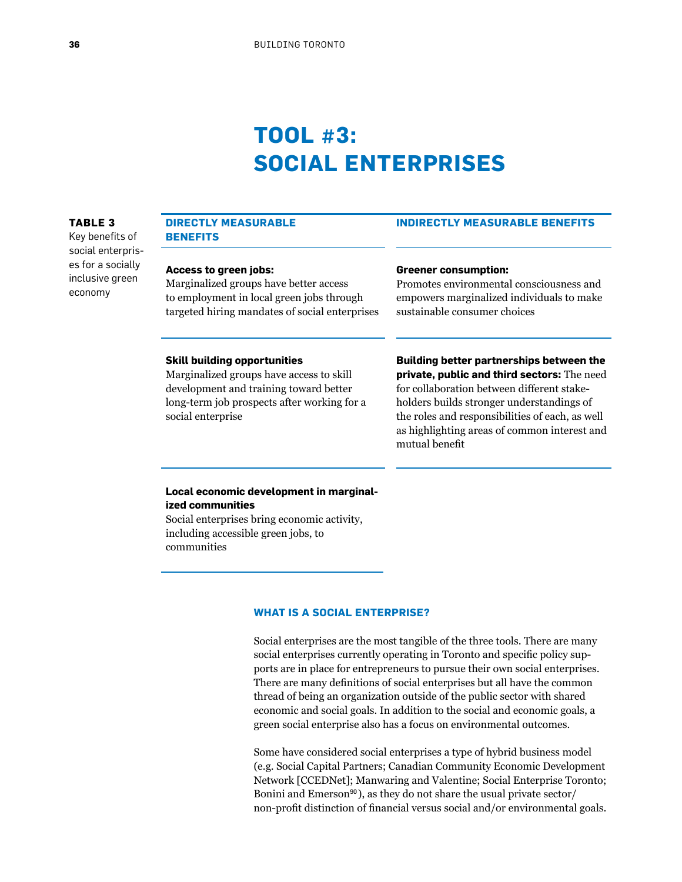# TOOL #3: SOCIAL ENTERPRISES

**TABLE 3**
Key benefits of social enterprises for a socially inclusive green economy

| DIRECTLY MEASURABLE BENEFITS | INDIRECTLY MEASURABLE BENEFITS |
|---|---|
| **Access to green jobs:** Marginalized groups have better access to employment in local green jobs through targeted hiring mandates of social enterprises | **Greener consumption:** Promotes environmental consciousness and empowers marginalized individuals to make sustainable consumer choices |
| **Skill building opportunities** Marginalized groups have access to skill development and training toward better long-term job prospects after working for a social enterprise | **Building better partnerships between the private, public and third sectors:** The need for collaboration between different stakeholders builds stronger understandings of the roles and responsibilities of each, as well as highlighting areas of common interest and mutual benefit |
| **Local economic development in marginalized communities** Social enterprises bring economic activity, including accessible green jobs, to communities | |

### WHAT IS A SOCIAL ENTERPRISE?

Social enterprises are the most tangible of the three tools. There are many social enterprises currently operating in Toronto and specific policy supports are in place for entrepreneurs to pursue their own social enterprises. There are many definitions of social enterprises but all have the common thread of being an organization outside of the public sector with shared economic and social goals. In addition to the social and economic goals, a green social enterprise also has a focus on environmental outcomes.

Some have considered social enterprises a type of hybrid business model (e.g. Social Capital Partners; Canadian Community Economic Development Network [CCEDNet]; Manwaring and Valentine; Social Enterprise Toronto; Bonini and Emerson[90]), as they do not share the usual private sector/non-profit distinction of financial versus social and/or environmental goals.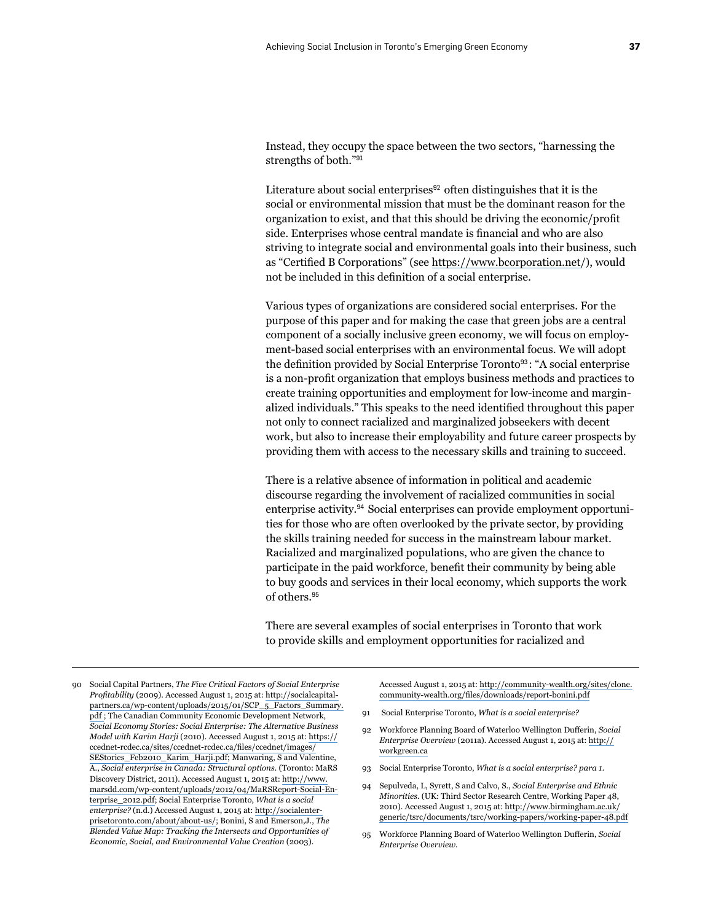Instead, they occupy the space between the two sectors, "harnessing the strengths of both."[91]

Literature about social enterprises[92] often distinguishes that it is the social or environmental mission that must be the dominant reason for the organization to exist, and that this should be driving the economic/profit side. Enterprises whose central mandate is financial and who are also striving to integrate social and environmental goals into their business, such as "Certified B Corporations" (see https://www.bcorporation.net/), would not be included in this definition of a social enterprise.

Various types of organizations are considered social enterprises. For the purpose of this paper and for making the case that green jobs are a central component of a socially inclusive green economy, we will focus on employment-based social enterprises with an environmental focus. We will adopt the definition provided by Social Enterprise Toronto[93]: "A social enterprise is a non-profit organization that employs business methods and practices to create training opportunities and employment for low-income and marginalized individuals." This speaks to the need identified throughout this paper not only to connect racialized and marginalized jobseekers with decent work, but also to increase their employability and future career prospects by providing them with access to the necessary skills and training to succeed.

There is a relative absence of information in political and academic discourse regarding the involvement of racialized communities in social enterprise activity.[94] Social enterprises can provide employment opportunities for those who are often overlooked by the private sector, by providing the skills training needed for success in the mainstream labour market. Racialized and marginalized populations, who are given the chance to participate in the paid workforce, benefit their community by being able to buy goods and services in their local economy, which supports the work of others.[95]

There are several examples of social enterprises in Toronto that work to provide skills and employment opportunities for racialized and

---

90 Social Capital Partners, *The Five Critical Factors of Social Enterprise Profitability* (2009). Accessed August 1, 2015 at: http://socialcapitalpartners.ca/wp-content/uploads/2015/01/SCP_5_Factors_Summary.pdf ; The Canadian Community Economic Development Network, *Social Economy Stories: Social Enterprise: The Alternative Business Model with Karim Harji* (2010). Accessed August 1, 2015 at: https://ccednet-rcdec.ca/sites/ccednet-rcdec.ca/files/ccednet/images/SEStories_Feb2010_Karim_Harji.pdf; Manwaring, S and Valentine, A., *Social enterprise in Canada: Structural options*. (Toronto: MaRS Discovery District, 2011). Accessed August 1, 2015 at: http://www.marsdd.com/wp-content/uploads/2012/04/MaRSReport-Social-Enterprise_2012.pdf; Social Enterprise Toronto, *What is a social enterprise?* (n.d.) Accessed August 1, 2015 at: http://socialenterprisetoronto.com/about/about-us/; Bonini, S and Emerson,J., *The Blended Value Map: Tracking the Intersects and Opportunities of Economic, Social, and Environmental Value Creation* (2003). Accessed August 1, 2015 at: http://community-wealth.org/sites/clone.community-wealth.org/files/downloads/report-bonini.pdf

91 Social Enterprise Toronto, *What is a social enterprise?*

92 Workforce Planning Board of Waterloo Wellington Dufferin, *Social Enterprise Overview* (2011a). Accessed August 1, 2015 at: http://workgreen.ca

93 Social Enterprise Toronto, *What is a social enterprise? para 1.*

94 Sepulveda, L, Syrett, S and Calvo, S., *Social Enterprise and Ethnic Minorities*. (UK: Third Sector Research Centre, Working Paper 48, 2010). Accessed August 1, 2015 at: http://www.birmingham.ac.uk/generic/tsrc/documents/tsrc/working-papers/working-paper-48.pdf

95 Workforce Planning Board of Waterloo Wellington Dufferin, *Social Enterprise Overview.*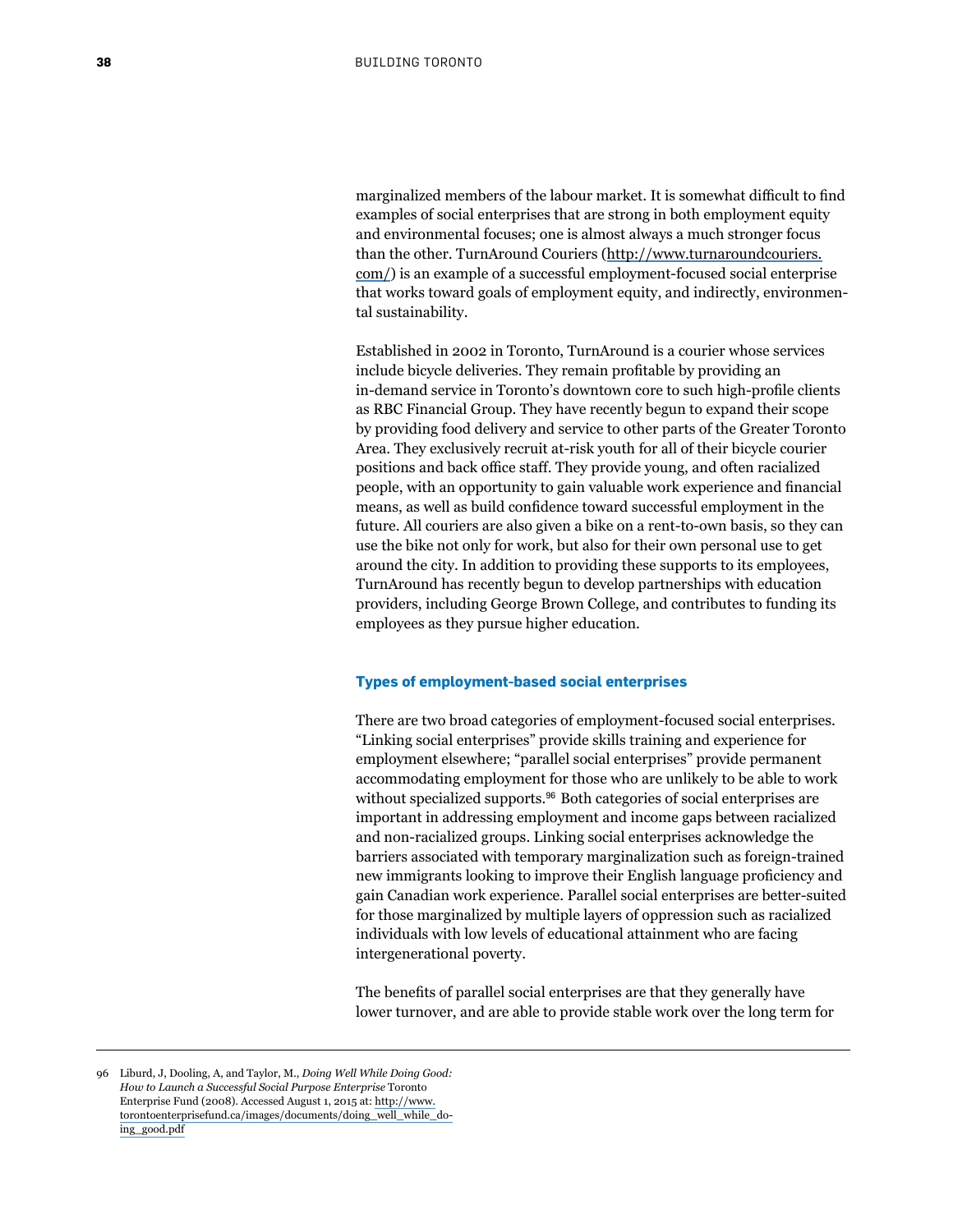marginalized members of the labour market. It is somewhat difficult to find examples of social enterprises that are strong in both employment equity and environmental focuses; one is almost always a much stronger focus than the other. TurnAround Couriers (http://www.turnaroundcouriers.com/) is an example of a successful employment-focused social enterprise that works toward goals of employment equity, and indirectly, environmental sustainability.

Established in 2002 in Toronto, TurnAround is a courier whose services include bicycle deliveries. They remain profitable by providing an in-demand service in Toronto's downtown core to such high-profile clients as RBC Financial Group. They have recently begun to expand their scope by providing food delivery and service to other parts of the Greater Toronto Area. They exclusively recruit at-risk youth for all of their bicycle courier positions and back office staff. They provide young, and often racialized people, with an opportunity to gain valuable work experience and financial means, as well as build confidence toward successful employment in the future. All couriers are also given a bike on a rent-to-own basis, so they can use the bike not only for work, but also for their own personal use to get around the city. In addition to providing these supports to its employees, TurnAround has recently begun to develop partnerships with education providers, including George Brown College, and contributes to funding its employees as they pursue higher education.

### Types of employment-based social enterprises

There are two broad categories of employment-focused social enterprises. "Linking social enterprises" provide skills training and experience for employment elsewhere; "parallel social enterprises" provide permanent accommodating employment for those who are unlikely to be able to work without specialized supports.[96] Both categories of social enterprises are important in addressing employment and income gaps between racialized and non-racialized groups. Linking social enterprises acknowledge the barriers associated with temporary marginalization such as foreign-trained new immigrants looking to improve their English language proficiency and gain Canadian work experience. Parallel social enterprises are better-suited for those marginalized by multiple layers of oppression such as racialized individuals with low levels of educational attainment who are facing intergenerational poverty.

The benefits of parallel social enterprises are that they generally have lower turnover, and are able to provide stable work over the long term for

---

96 Liburd, J, Dooling, A, and Taylor, M., *Doing Well While Doing Good: How to Launch a Successful Social Purpose Enterprise* Toronto Enterprise Fund (2008). Accessed August 1, 2015 at: http://www.torontoenterprisefund.ca/images/documents/doing_well_while_doing_good.pdf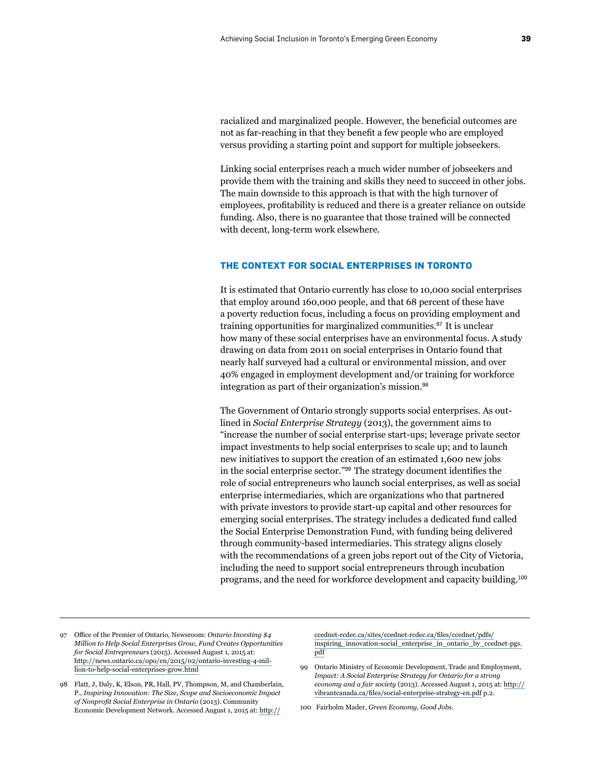racialized and marginalized people. However, the beneficial outcomes are not as far-reaching in that they benefit a few people who are employed versus providing a starting point and support for multiple jobseekers.

Linking social enterprises reach a much wider number of jobseekers and provide them with the training and skills they need to succeed in other jobs. The main downside to this approach is that with the high turnover of employees, profitability is reduced and there is a greater reliance on outside funding. Also, there is no guarantee that those trained will be connected with decent, long-term work elsewhere.

## THE CONTEXT FOR SOCIAL ENTERPRISES IN TORONTO

It is estimated that Ontario currently has close to 10,000 social enterprises that employ around 160,000 people, and that 68 percent of these have a poverty reduction focus, including a focus on providing employment and training opportunities for marginalized communities.[97] It is unclear how many of these social enterprises have an environmental focus. A study drawing on data from 2011 on social enterprises in Ontario found that nearly half surveyed had a cultural or environmental mission, and over 40% engaged in employment development and/or training for workforce integration as part of their organization's mission.[98]

The Government of Ontario strongly supports social enterprises. As outlined in *Social Enterprise Strategy* (2013), the government aims to "increase the number of social enterprise start-ups; leverage private sector impact investments to help social enterprises to scale up; and to launch new initiatives to support the creation of an estimated 1,600 new jobs in the social enterprise sector."[99] The strategy document identifies the role of social entrepreneurs who launch social enterprises, as well as social enterprise intermediaries, which are organizations who that partnered with private investors to provide start-up capital and other resources for emerging social enterprises. The strategy includes a dedicated fund called the Social Enterprise Demonstration Fund, with funding being delivered through community-based intermediaries. This strategy aligns closely with the recommendations of a green jobs report out of the City of Victoria, including the need to support social entrepreneurs through incubation programs, and the need for workforce development and capacity building.[100]

---

97 Office of the Premier of Ontario, Newsroom: *Ontario Investing $4 Million to Help Social Enterprises Grow, Fund Creates Opportunities for Social Entrepreneurs* (2015). Accessed August 1, 2015 at: http://news.ontario.ca/opo/en/2015/02/ontario-investing-4-million-to-help-social-enterprises-grow.html

98 Flatt, J, Daly, K, Elson, PR, Hall, PV, Thompson, M, and Chamberlain, P., *Inspiring Innovation: The Size, Scope and Socioeconomic Impact of Nonprofit Social Enterprise in Ontario* (2013). Community Economic Development Network. Accessed August 1, 2015 at: http://ccednet-rcdec.ca/sites/ccednet-rcdec.ca/files/ccednet/pdfs/inspiring_innovation-social_enterprise_in_ontario_by_ccednet-pgs.pdf

99 Ontario Ministry of Economic Development, Trade and Employment, *Impact: A Social Enterprise Strategy for Ontario for a strong economy and a fair society* (2013). Accessed August 1, 2015 at: http://vibrantcanada.ca/files/social-enterprise-strategy-en.pdf p.2.

100 Fairholm Mader, *Green Economy, Good Jobs.*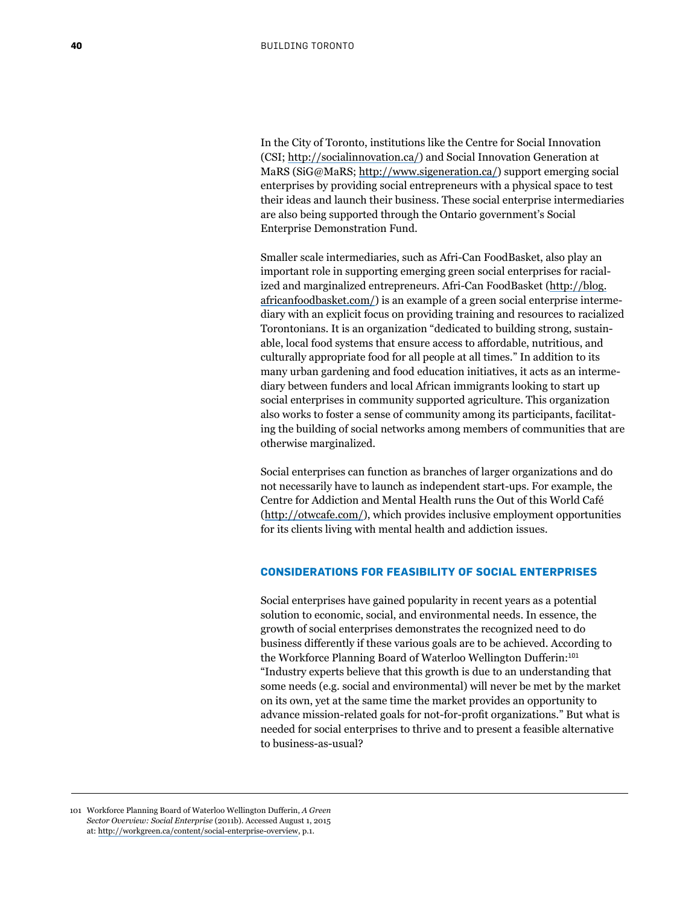In the City of Toronto, institutions like the Centre for Social Innovation (CSI; http://socialinnovation.ca/) and Social Innovation Generation at MaRS (SiG@MaRS; http://www.sigeneration.ca/) support emerging social enterprises by providing social entrepreneurs with a physical space to test their ideas and launch their business. These social enterprise intermediaries are also being supported through the Ontario government's Social Enterprise Demonstration Fund.

Smaller scale intermediaries, such as Afri-Can FoodBasket, also play an important role in supporting emerging green social enterprises for racialized and marginalized entrepreneurs. Afri-Can FoodBasket (http://blog.africanfoodbasket.com/) is an example of a green social enterprise intermediary with an explicit focus on providing training and resources to racialized Torontonians. It is an organization "dedicated to building strong, sustainable, local food systems that ensure access to affordable, nutritious, and culturally appropriate food for all people at all times." In addition to its many urban gardening and food education initiatives, it acts as an intermediary between funders and local African immigrants looking to start up social enterprises in community supported agriculture. This organization also works to foster a sense of community among its participants, facilitating the building of social networks among members of communities that are otherwise marginalized.

Social enterprises can function as branches of larger organizations and do not necessarily have to launch as independent start-ups. For example, the Centre for Addiction and Mental Health runs the Out of this World Café (http://otwcafe.com/), which provides inclusive employment opportunities for its clients living with mental health and addiction issues.

## CONSIDERATIONS FOR FEASIBILITY OF SOCIAL ENTERPRISES

Social enterprises have gained popularity in recent years as a potential solution to economic, social, and environmental needs. In essence, the growth of social enterprises demonstrates the recognized need to do business differently if these various goals are to be achieved. According to the Workforce Planning Board of Waterloo Wellington Dufferin:[101] "Industry experts believe that this growth is due to an understanding that some needs (e.g. social and environmental) will never be met by the market on its own, yet at the same time the market provides an opportunity to advance mission-related goals for not-for-profit organizations." But what is needed for social enterprises to thrive and to present a feasible alternative to business-as-usual?

---

101 Workforce Planning Board of Waterloo Wellington Dufferin, *A Green Sector Overview: Social Enterprise* (2011b). Accessed August 1, 2015 at: http://workgreen.ca/content/social-enterprise-overview, p.1.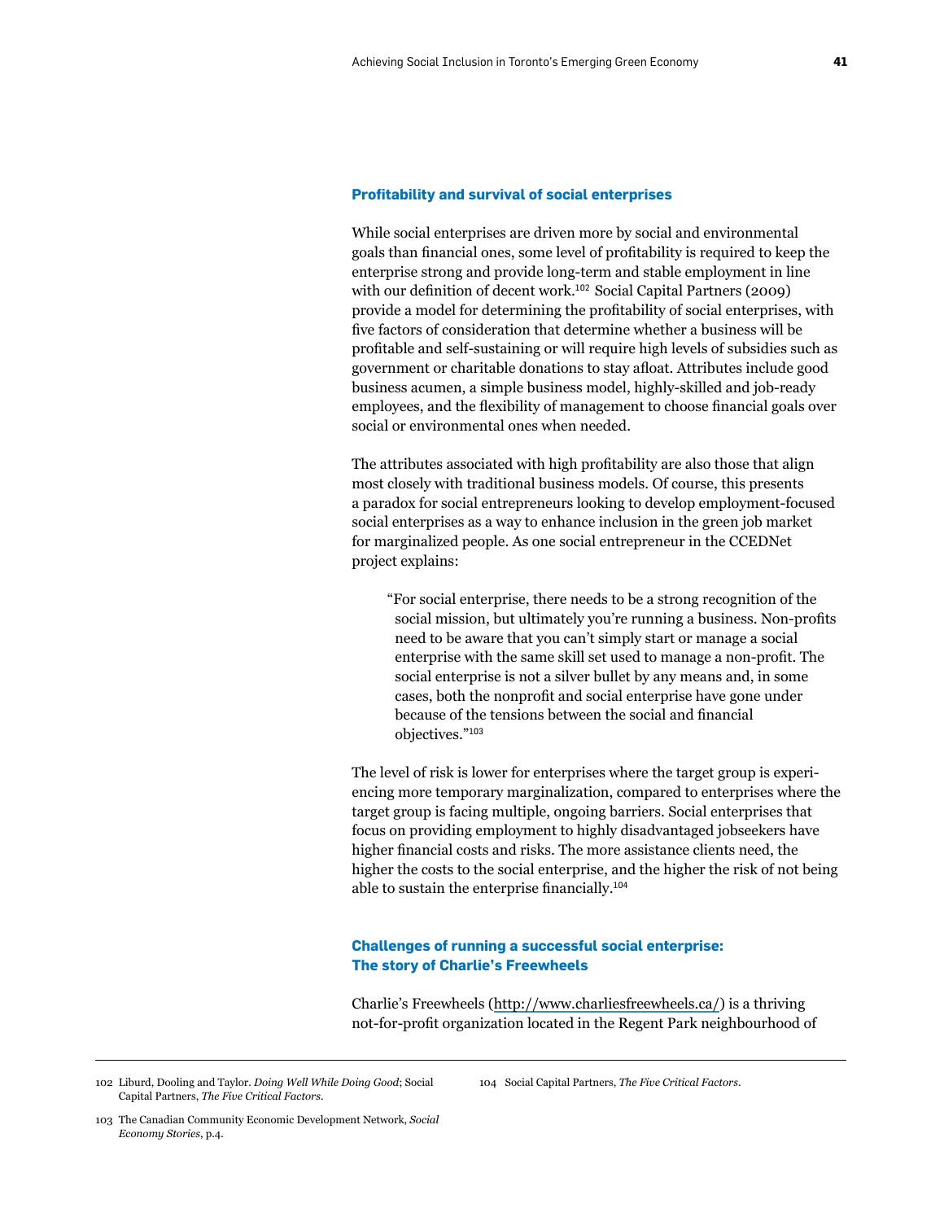### Profitability and survival of social enterprises

While social enterprises are driven more by social and environmental goals than financial ones, some level of profitability is required to keep the enterprise strong and provide long-term and stable employment in line with our definition of decent work.[102] Social Capital Partners (2009) provide a model for determining the profitability of social enterprises, with five factors of consideration that determine whether a business will be profitable and self-sustaining or will require high levels of subsidies such as government or charitable donations to stay afloat. Attributes include good business acumen, a simple business model, highly-skilled and job-ready employees, and the flexibility of management to choose financial goals over social or environmental ones when needed.

The attributes associated with high profitability are also those that align most closely with traditional business models. Of course, this presents a paradox for social entrepreneurs looking to develop employment-focused social enterprises as a way to enhance inclusion in the green job market for marginalized people. As one social entrepreneur in the CCEDNet project explains:

> "For social enterprise, there needs to be a strong recognition of the social mission, but ultimately you're running a business. Non-profits need to be aware that you can't simply start or manage a social enterprise with the same skill set used to manage a non-profit. The social enterprise is not a silver bullet by any means and, in some cases, both the nonprofit and social enterprise have gone under because of the tensions between the social and financial objectives."[103]

The level of risk is lower for enterprises where the target group is experiencing more temporary marginalization, compared to enterprises where the target group is facing multiple, ongoing barriers. Social enterprises that focus on providing employment to highly disadvantaged jobseekers have higher financial costs and risks. The more assistance clients need, the higher the costs to the social enterprise, and the higher the risk of not being able to sustain the enterprise financially.[104]

### Challenges of running a successful social enterprise: The story of Charlie's Freewheels

Charlie's Freewheels (http://www.charliesfreewheels.ca/) is a thriving not-for-profit organization located in the Regent Park neighbourhood of

---

102 Liburd, Dooling and Taylor. *Doing Well While Doing Good*; Social Capital Partners, *The Five Critical Factors*.

103 The Canadian Community Economic Development Network, *Social Economy Stories*, p.4.

104 Social Capital Partners, *The Five Critical Factors*.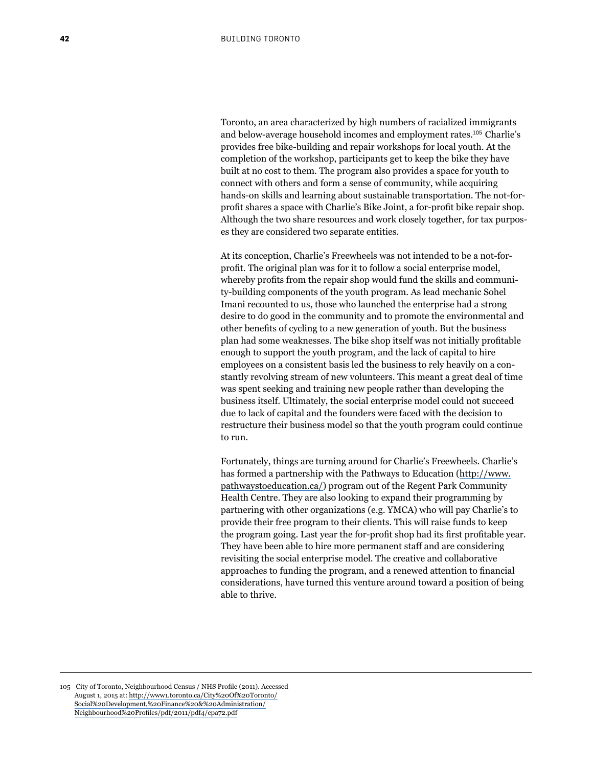Toronto, an area characterized by high numbers of racialized immigrants and below-average household incomes and employment rates.[105] Charlie's provides free bike-building and repair workshops for local youth. At the completion of the workshop, participants get to keep the bike they have built at no cost to them. The program also provides a space for youth to connect with others and form a sense of community, while acquiring hands-on skills and learning about sustainable transportation. The not-for-profit shares a space with Charlie's Bike Joint, a for-profit bike repair shop. Although the two share resources and work closely together, for tax purposes they are considered two separate entities.

At its conception, Charlie's Freewheels was not intended to be a not-for-profit. The original plan was for it to follow a social enterprise model, whereby profits from the repair shop would fund the skills and community-building components of the youth program. As lead mechanic Sohel Imani recounted to us, those who launched the enterprise had a strong desire to do good in the community and to promote the environmental and other benefits of cycling to a new generation of youth. But the business plan had some weaknesses. The bike shop itself was not initially profitable enough to support the youth program, and the lack of capital to hire employees on a consistent basis led the business to rely heavily on a constantly revolving stream of new volunteers. This meant a great deal of time was spent seeking and training new people rather than developing the business itself. Ultimately, the social enterprise model could not succeed due to lack of capital and the founders were faced with the decision to restructure their business model so that the youth program could continue to run.

Fortunately, things are turning around for Charlie's Freewheels. Charlie's has formed a partnership with the Pathways to Education (http://www.pathwaystoeducation.ca/) program out of the Regent Park Community Health Centre. They are also looking to expand their programming by partnering with other organizations (e.g. YMCA) who will pay Charlie's to provide their free program to their clients. This will raise funds to keep the program going. Last year the for-profit shop had its first profitable year. They have been able to hire more permanent staff and are considering revisiting the social enterprise model. The creative and collaborative approaches to funding the program, and a renewed attention to financial considerations, have turned this venture around toward a position of being able to thrive.

---

105 City of Toronto, Neighbourhood Census / NHS Profile (2011). Accessed August 1, 2015 at: http://www1.toronto.ca/City%20Of%20Toronto/Social%20Development,%20Finance%20&%20Administration/Neighbourhood%20Profiles/pdf/2011/pdf4/cpa72.pdf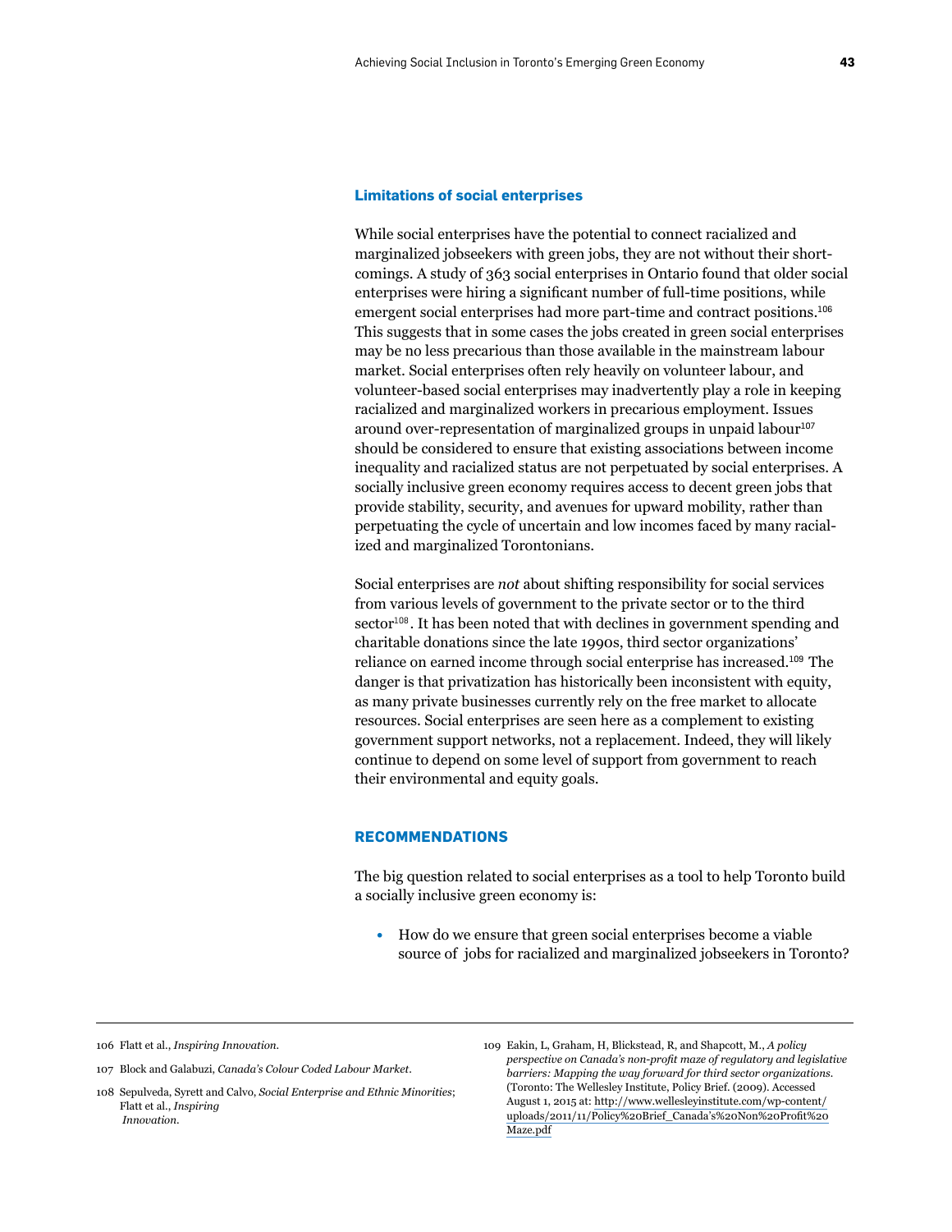### Limitations of social enterprises

While social enterprises have the potential to connect racialized and marginalized jobseekers with green jobs, they are not without their shortcomings. A study of 363 social enterprises in Ontario found that older social enterprises were hiring a significant number of full-time positions, while emergent social enterprises had more part-time and contract positions.[106] This suggests that in some cases the jobs created in green social enterprises may be no less precarious than those available in the mainstream labour market. Social enterprises often rely heavily on volunteer labour, and volunteer-based social enterprises may inadvertently play a role in keeping racialized and marginalized workers in precarious employment. Issues around over-representation of marginalized groups in unpaid labour[107] should be considered to ensure that existing associations between income inequality and racialized status are not perpetuated by social enterprises. A socially inclusive green economy requires access to decent green jobs that provide stability, security, and avenues for upward mobility, rather than perpetuating the cycle of uncertain and low incomes faced by many racialized and marginalized Torontonians.

Social enterprises are *not* about shifting responsibility for social services from various levels of government to the private sector or to the third sector[108]. It has been noted that with declines in government spending and charitable donations since the late 1990s, third sector organizations' reliance on earned income through social enterprise has increased.[109] The danger is that privatization has historically been inconsistent with equity, as many private businesses currently rely on the free market to allocate resources. Social enterprises are seen here as a complement to existing government support networks, not a replacement. Indeed, they will likely continue to depend on some level of support from government to reach their environmental and equity goals.

### RECOMMENDATIONS

The big question related to social enterprises as a tool to help Toronto build a socially inclusive green economy is:

- How do we ensure that green social enterprises become a viable source of jobs for racialized and marginalized jobseekers in Toronto?

---

106 Flatt et al., *Inspiring Innovation*.

107 Block and Galabuzi, *Canada's Colour Coded Labour Market*.

108 Sepulveda, Syrett and Calvo, *Social Enterprise and Ethnic Minorities*; Flatt et al., *Inspiring Innovation*.

109 Eakin, L, Graham, H, Blickstead, R, and Shapcott, M., *A policy perspective on Canada's non-profit maze of regulatory and legislative barriers: Mapping the way forward for third sector organizations*. (Toronto: The Wellesley Institute, Policy Brief. (2009). Accessed August 1, 2015 at: http://www.wellesleyinstitute.com/wp-content/uploads/2011/11/Policy%20Brief_Canada's%20Non%20Profit%20Maze.pdf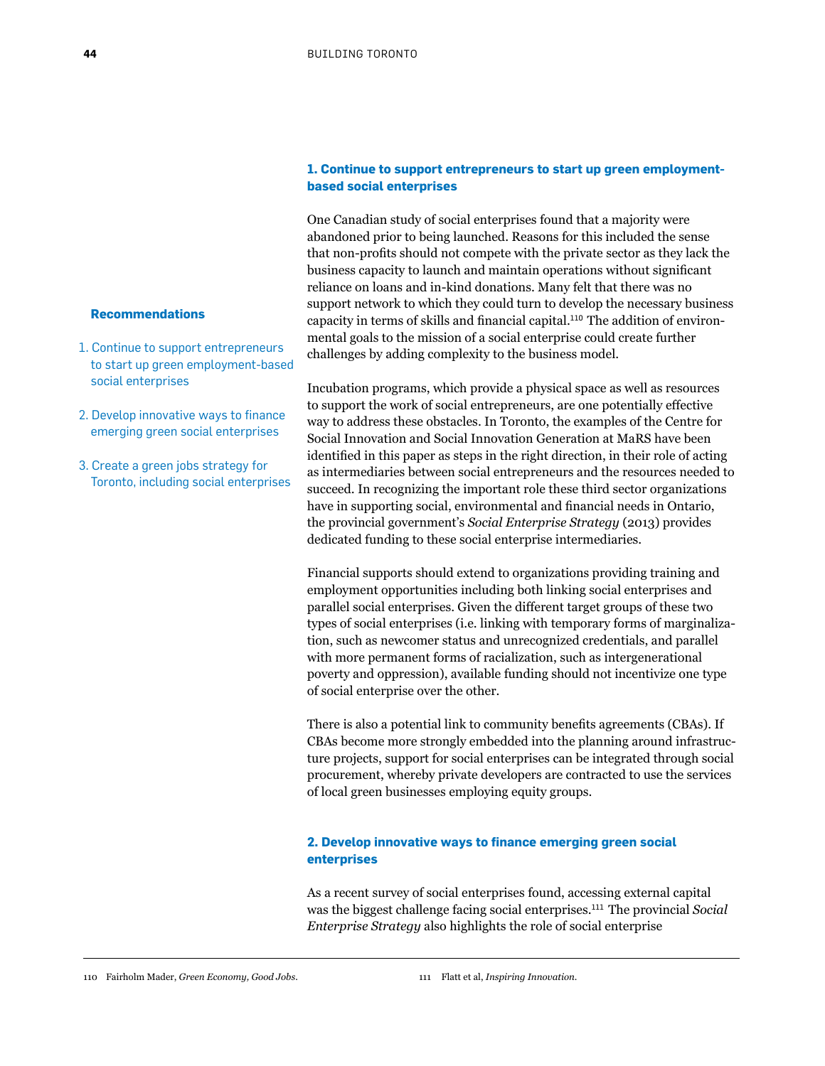**Recommendations**

1. Continue to support entrepreneurs to start up green employment-based social enterprises
2. Develop innovative ways to finance emerging green social enterprises
3. Create a green jobs strategy for Toronto, including social enterprises

### 1. Continue to support entrepreneurs to start up green employment-based social enterprises

One Canadian study of social enterprises found that a majority were abandoned prior to being launched. Reasons for this included the sense that non-profits should not compete with the private sector as they lack the business capacity to launch and maintain operations without significant reliance on loans and in-kind donations. Many felt that there was no support network to which they could turn to develop the necessary business capacity in terms of skills and financial capital.[110] The addition of environmental goals to the mission of a social enterprise could create further challenges by adding complexity to the business model.

Incubation programs, which provide a physical space as well as resources to support the work of social entrepreneurs, are one potentially effective way to address these obstacles. In Toronto, the examples of the Centre for Social Innovation and Social Innovation Generation at MaRS have been identified in this paper as steps in the right direction, in their role of acting as intermediaries between social entrepreneurs and the resources needed to succeed. In recognizing the important role these third sector organizations have in supporting social, environmental and financial needs in Ontario, the provincial government's *Social Enterprise Strategy* (2013) provides dedicated funding to these social enterprise intermediaries.

Financial supports should extend to organizations providing training and employment opportunities including both linking social enterprises and parallel social enterprises. Given the different target groups of these two types of social enterprises (i.e. linking with temporary forms of marginalization, such as newcomer status and unrecognized credentials, and parallel with more permanent forms of racialization, such as intergenerational poverty and oppression), available funding should not incentivize one type of social enterprise over the other.

There is also a potential link to community benefits agreements (CBAs). If CBAs become more strongly embedded into the planning around infrastructure projects, support for social enterprises can be integrated through social procurement, whereby private developers are contracted to use the services of local green businesses employing equity groups.

### 2. Develop innovative ways to finance emerging green social enterprises

As a recent survey of social enterprises found, accessing external capital was the biggest challenge facing social enterprises.[111] The provincial *Social Enterprise Strategy* also highlights the role of social enterprise

110 Fairholm Mader, *Green Economy, Good Jobs*.

111 Flatt et al, *Inspiring Innovation*.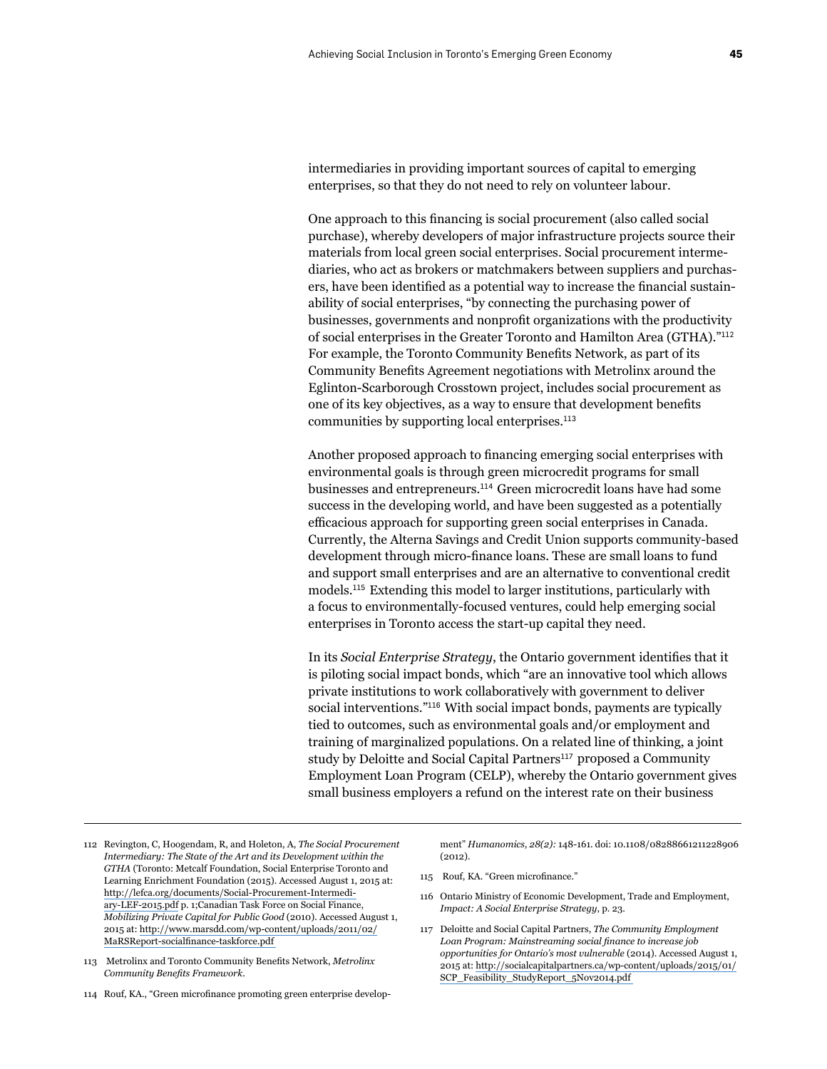intermediaries in providing important sources of capital to emerging enterprises, so that they do not need to rely on volunteer labour.

One approach to this financing is social procurement (also called social purchase), whereby developers of major infrastructure projects source their materials from local green social enterprises. Social procurement intermediaries, who act as brokers or matchmakers between suppliers and purchasers, have been identified as a potential way to increase the financial sustainability of social enterprises, "by connecting the purchasing power of businesses, governments and nonprofit organizations with the productivity of social enterprises in the Greater Toronto and Hamilton Area (GTHA)."[112] For example, the Toronto Community Benefits Network, as part of its Community Benefits Agreement negotiations with Metrolinx around the Eglinton-Scarborough Crosstown project, includes social procurement as one of its key objectives, as a way to ensure that development benefits communities by supporting local enterprises.[113]

Another proposed approach to financing emerging social enterprises with environmental goals is through green microcredit programs for small businesses and entrepreneurs.[114] Green microcredit loans have had some success in the developing world, and have been suggested as a potentially efficacious approach for supporting green social enterprises in Canada. Currently, the Alterna Savings and Credit Union supports community-based development through micro-finance loans. These are small loans to fund and support small enterprises and are an alternative to conventional credit models.[115] Extending this model to larger institutions, particularly with a focus to environmentally-focused ventures, could help emerging social enterprises in Toronto access the start-up capital they need.

In its *Social Enterprise Strategy*, the Ontario government identifies that it is piloting social impact bonds, which "are an innovative tool which allows private institutions to work collaboratively with government to deliver social interventions."[116] With social impact bonds, payments are typically tied to outcomes, such as environmental goals and/or employment and training of marginalized populations. On a related line of thinking, a joint study by Deloitte and Social Capital Partners[117] proposed a Community Employment Loan Program (CELP), whereby the Ontario government gives small business employers a refund on the interest rate on their business

---

112 Revington, C, Hoogendam, R, and Holeton, A, *The Social Procurement Intermediary: The State of the Art and its Development within the GTHA* (Toronto: Metcalf Foundation, Social Enterprise Toronto and Learning Enrichment Foundation (2015). Accessed August 1, 2015 at: http://lefca.org/documents/Social-Procurement-Intermediary-LEF-2015.pdf p. 1;Canadian Task Force on Social Finance, *Mobilizing Private Capital for Public Good* (2010). Accessed August 1, 2015 at: http://www.marsdd.com/wp-content/uploads/2011/02/MaRSReport-socialfinance-taskforce.pdf

113 Metrolinx and Toronto Community Benefits Network, *Metrolinx Community Benefits Framework*.

114 Rouf, KA., "Green microfinance promoting green enterprise development" *Humanomics, 28(2):* 148-161. doi: 10.1108/08288661211228906 (2012).

115 Rouf, KA. "Green microfinance."

116 Ontario Ministry of Economic Development, Trade and Employment, *Impact: A Social Enterprise Strategy*, p. 23.

117 Deloitte and Social Capital Partners, *The Community Employment Loan Program: Mainstreaming social finance to increase job opportunities for Ontario's most vulnerable* (2014). Accessed August 1, 2015 at: http://socialcapitalpartners.ca/wp-content/uploads/2015/01/SCP_Feasibility_StudyReport_5Nov2014.pdf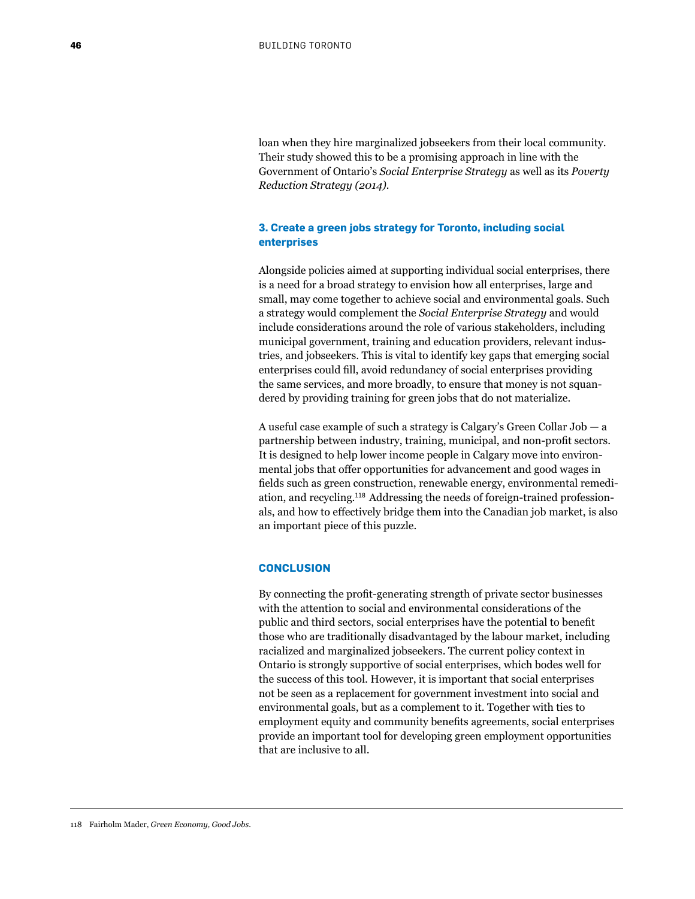loan when they hire marginalized jobseekers from their local community. Their study showed this to be a promising approach in line with the Government of Ontario's *Social Enterprise Strategy* as well as its *Poverty Reduction Strategy (2014)*.

### 3. Create a green jobs strategy for Toronto, including social enterprises

Alongside policies aimed at supporting individual social enterprises, there is a need for a broad strategy to envision how all enterprises, large and small, may come together to achieve social and environmental goals. Such a strategy would complement the *Social Enterprise Strategy* and would include considerations around the role of various stakeholders, including municipal government, training and education providers, relevant industries, and jobseekers. This is vital to identify key gaps that emerging social enterprises could fill, avoid redundancy of social enterprises providing the same services, and more broadly, to ensure that money is not squandered by providing training for green jobs that do not materialize.

A useful case example of such a strategy is Calgary's Green Collar Job — a partnership between industry, training, municipal, and non-profit sectors. It is designed to help lower income people in Calgary move into environmental jobs that offer opportunities for advancement and good wages in fields such as green construction, renewable energy, environmental remediation, and recycling.[118] Addressing the needs of foreign-trained professionals, and how to effectively bridge them into the Canadian job market, is also an important piece of this puzzle.

## CONCLUSION

By connecting the profit-generating strength of private sector businesses with the attention to social and environmental considerations of the public and third sectors, social enterprises have the potential to benefit those who are traditionally disadvantaged by the labour market, including racialized and marginalized jobseekers. The current policy context in Ontario is strongly supportive of social enterprises, which bodes well for the success of this tool. However, it is important that social enterprises not be seen as a replacement for government investment into social and environmental goals, but as a complement to it. Together with ties to employment equity and community benefits agreements, social enterprises provide an important tool for developing green employment opportunities that are inclusive to all.

---

118 Fairholm Mader, *Green Economy, Good Jobs*.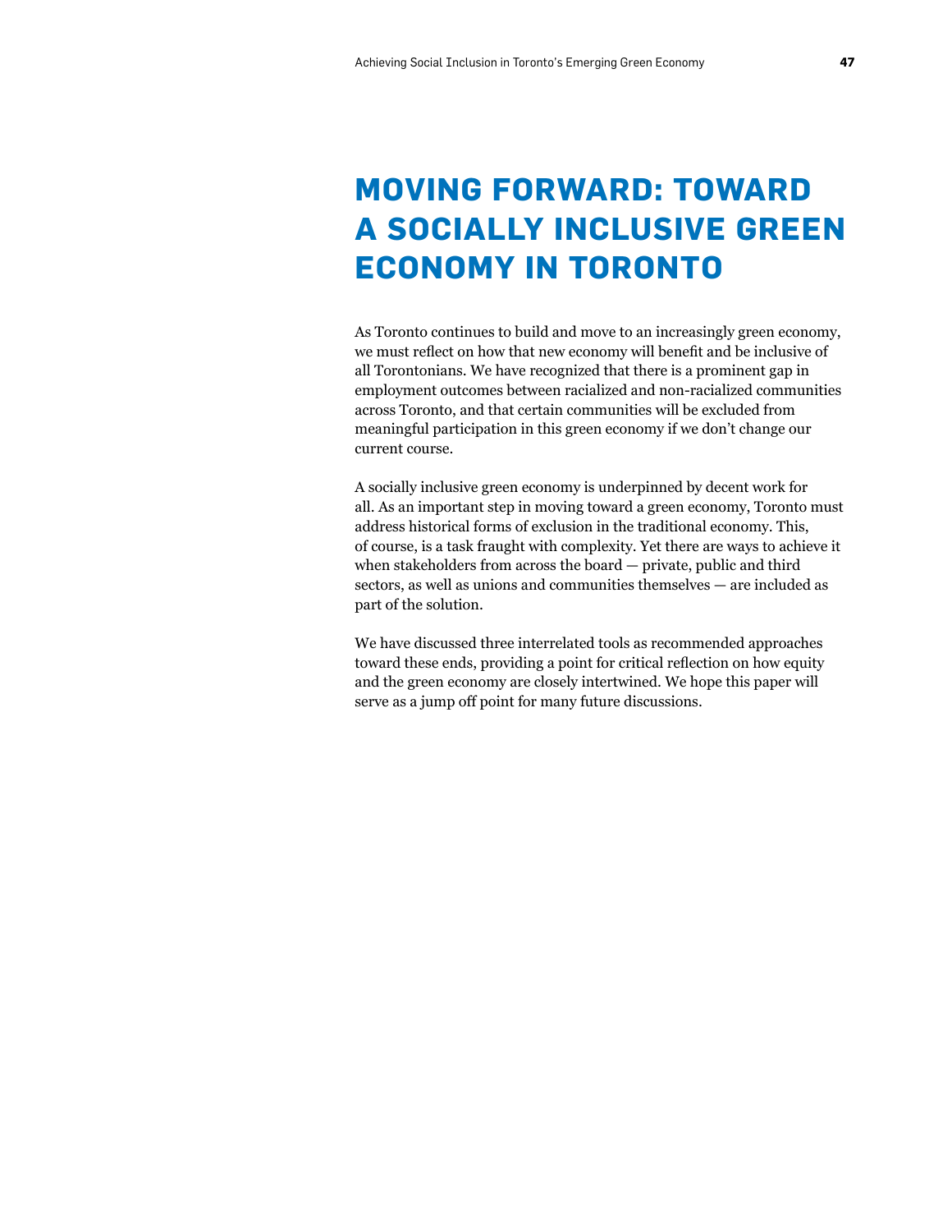# MOVING FORWARD: TOWARD A SOCIALLY INCLUSIVE GREEN ECONOMY IN TORONTO

As Toronto continues to build and move to an increasingly green economy, we must reflect on how that new economy will benefit and be inclusive of all Torontonians. We have recognized that there is a prominent gap in employment outcomes between racialized and non-racialized communities across Toronto, and that certain communities will be excluded from meaningful participation in this green economy if we don't change our current course.

A socially inclusive green economy is underpinned by decent work for all. As an important step in moving toward a green economy, Toronto must address historical forms of exclusion in the traditional economy. This, of course, is a task fraught with complexity. Yet there are ways to achieve it when stakeholders from across the board — private, public and third sectors, as well as unions and communities themselves — are included as part of the solution.

We have discussed three interrelated tools as recommended approaches toward these ends, providing a point for critical reflection on how equity and the green economy are closely intertwined. We hope this paper will serve as a jump off point for many future discussions.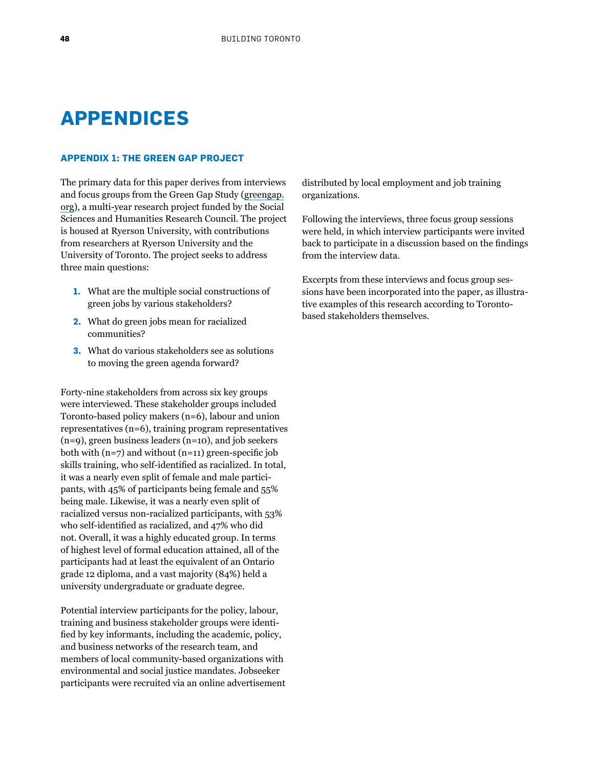# APPENDICES

### APPENDIX 1: THE GREEN GAP PROJECT

The primary data for this paper derives from interviews and focus groups from the Green Gap Study (greengap.org), a multi-year research project funded by the Social Sciences and Humanities Research Council. The project is housed at Ryerson University, with contributions from researchers at Ryerson University and the University of Toronto. The project seeks to address three main questions:

1. What are the multiple social constructions of green jobs by various stakeholders?
2. What do green jobs mean for racialized communities?
3. What do various stakeholders see as solutions to moving the green agenda forward?

Forty-nine stakeholders from across six key groups were interviewed. These stakeholder groups included Toronto-based policy makers (n=6), labour and union representatives (n=6), training program representatives (n=9), green business leaders (n=10), and job seekers both with (n=7) and without (n=11) green-specific job skills training, who self-identified as racialized. In total, it was a nearly even split of female and male participants, with 45% of participants being female and 55% being male. Likewise, it was a nearly even split of racialized versus non-racialized participants, with 53% who self-identified as racialized, and 47% who did not. Overall, it was a highly educated group. In terms of highest level of formal education attained, all of the participants had at least the equivalent of an Ontario grade 12 diploma, and a vast majority (84%) held a university undergraduate or graduate degree.

Potential interview participants for the policy, labour, training and business stakeholder groups were identified by key informants, including the academic, policy, and business networks of the research team, and members of local community-based organizations with environmental and social justice mandates. Jobseeker participants were recruited via an online advertisement distributed by local employment and job training organizations.

Following the interviews, three focus group sessions were held, in which interview participants were invited back to participate in a discussion based on the findings from the interview data.

Excerpts from these interviews and focus group sessions have been incorporated into the paper, as illustrative examples of this research according to Toronto-based stakeholders themselves.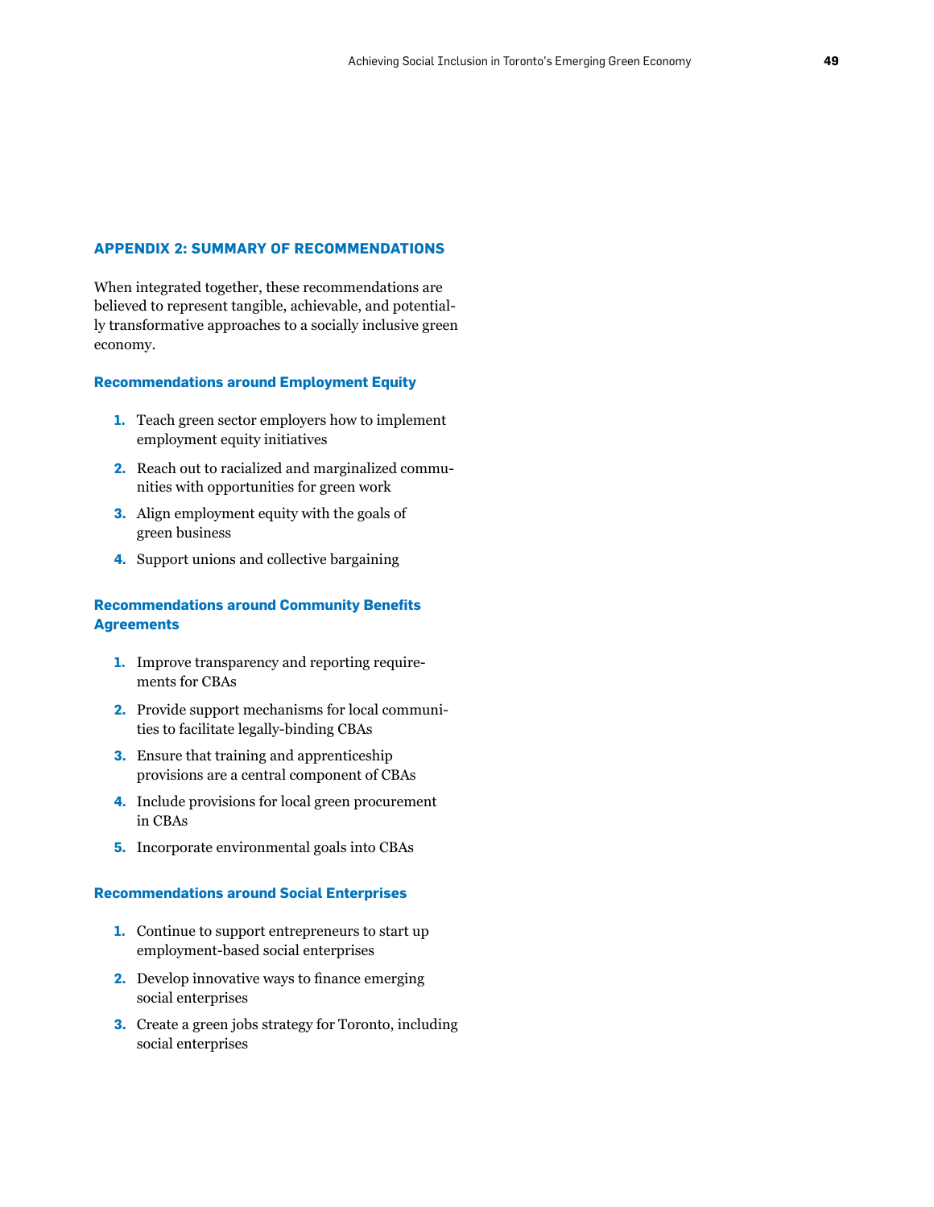## APPENDIX 2: SUMMARY OF RECOMMENDATIONS

When integrated together, these recommendations are believed to represent tangible, achievable, and potentially transformative approaches to a socially inclusive green economy.

### Recommendations around Employment Equity

1. Teach green sector employers how to implement employment equity initiatives
2. Reach out to racialized and marginalized communities with opportunities for green work
3. Align employment equity with the goals of green business
4. Support unions and collective bargaining

### Recommendations around Community Benefits Agreements

1. Improve transparency and reporting requirements for CBAs
2. Provide support mechanisms for local communities to facilitate legally-binding CBAs
3. Ensure that training and apprenticeship provisions are a central component of CBAs
4. Include provisions for local green procurement in CBAs
5. Incorporate environmental goals into CBAs

### Recommendations around Social Enterprises

1. Continue to support entrepreneurs to start up employment-based social enterprises
2. Develop innovative ways to finance emerging social enterprises
3. Create a green jobs strategy for Toronto, including social enterprises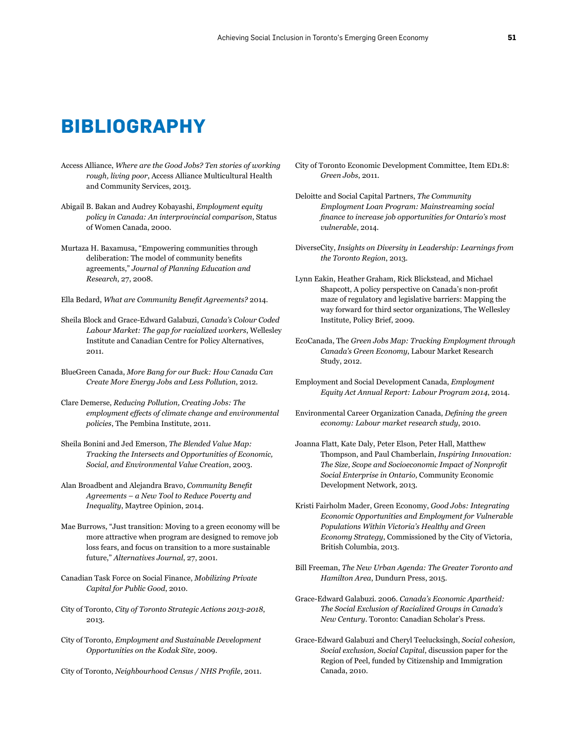# BIBLIOGRAPHY

Access Alliance, *Where are the Good Jobs? Ten stories of working rough, living poor*, Access Alliance Multicultural Health and Community Services, 2013.

Abigail B. Bakan and Audrey Kobayashi, *Employment equity policy in Canada: An interprovincial comparison*, Status of Women Canada, 2000.

Murtaza H. Baxamusa, "Empowering communities through deliberation: The model of community benefits agreements," *Journal of Planning Education and Research*, 27, 2008.

Ella Bedard, *What are Community Benefit Agreements?* 2014.

Sheila Block and Grace-Edward Galabuzi, *Canada's Colour Coded Labour Market: The gap for racialized workers*, Wellesley Institute and Canadian Centre for Policy Alternatives, 2011.

BlueGreen Canada, *More Bang for our Buck: How Canada Can Create More Energy Jobs and Less Pollution*, 2012.

Clare Demerse, *Reducing Pollution, Creating Jobs: The employment effects of climate change and environmental policies*, The Pembina Institute, 2011.

Sheila Bonini and Jed Emerson, *The Blended Value Map: Tracking the Intersects and Opportunities of Economic, Social, and Environmental Value Creation*, 2003.

Alan Broadbent and Alejandra Bravo, *Community Benefit Agreements – a New Tool to Reduce Poverty and Inequality*, Maytree Opinion, 2014.

Mae Burrows, "Just transition: Moving to a green economy will be more attractive when program are designed to remove job loss fears, and focus on transition to a more sustainable future," *Alternatives Journal*, 27, 2001.

Canadian Task Force on Social Finance, *Mobilizing Private Capital for Public Good*, 2010.

City of Toronto, *City of Toronto Strategic Actions 2013-2018*, 2013.

City of Toronto, *Employment and Sustainable Development Opportunities on the Kodak Site*, 2009.

City of Toronto, *Neighbourhood Census / NHS Profile*, 2011.

City of Toronto Economic Development Committee, Item ED1.8: *Green Jobs*, 2011.

Deloitte and Social Capital Partners, *The Community Employment Loan Program: Mainstreaming social finance to increase job opportunities for Ontario's most vulnerable*, 2014.

DiverseCity, *Insights on Diversity in Leadership: Learnings from the Toronto Region*, 2013.

Lynn Eakin, Heather Graham, Rick Blickstead, and Michael Shapcott, A policy perspective on Canada's non-profit maze of regulatory and legislative barriers: Mapping the way forward for third sector organizations, The Wellesley Institute, Policy Brief, 2009.

EcoCanada, The *Green Jobs Map: Tracking Employment through Canada's Green Economy*, Labour Market Research Study, 2012.

Employment and Social Development Canada, *Employment Equity Act Annual Report: Labour Program 2014*, 2014.

Environmental Career Organization Canada, *Defining the green economy: Labour market research study*, 2010.

Joanna Flatt, Kate Daly, Peter Elson, Peter Hall, Matthew Thompson, and Paul Chamberlain, *Inspiring Innovation: The Size, Scope and Socioeconomic Impact of Nonprofit Social Enterprise in Ontario*, Community Economic Development Network, 2013.

Kristi Fairholm Mader, Green Economy, *Good Jobs: Integrating Economic Opportunities and Employment for Vulnerable Populations Within Victoria's Healthy and Green Economy Strategy*, Commissioned by the City of Victoria, British Columbia, 2013.

Bill Freeman, *The New Urban Agenda: The Greater Toronto and Hamilton Area*, Dundurn Press, 2015.

Grace-Edward Galabuzi. 2006. *Canada's Economic Apartheid: The Social Exclusion of Racialized Groups in Canada's New Century*. Toronto: Canadian Scholar's Press.

Grace-Edward Galabuzi and Cheryl Teelucksingh, *Social cohesion, Social exclusion, Social Capital*, discussion paper for the Region of Peel, funded by Citizenship and Immigration Canada, 2010.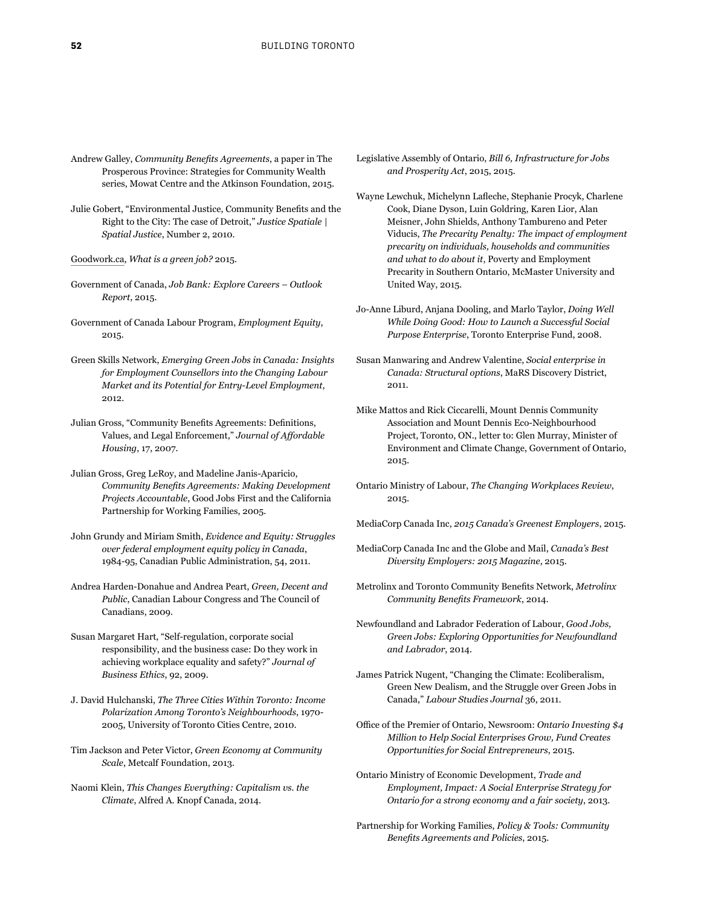Andrew Galley, *Community Benefits Agreements*, a paper in The Prosperous Province: Strategies for Community Wealth series, Mowat Centre and the Atkinson Foundation, 2015.

Julie Gobert, "Environmental Justice, Community Benefits and the Right to the City: The case of Detroit," *Justice Spatiale | Spatial Justice*, Number 2, 2010.

Goodwork.ca, *What is a green job?* 2015.

Government of Canada, *Job Bank: Explore Careers – Outlook Report*, 2015.

Government of Canada Labour Program, *Employment Equity*, 2015.

Green Skills Network, *Emerging Green Jobs in Canada: Insights for Employment Counsellors into the Changing Labour Market and its Potential for Entry-Level Employment*, 2012.

Julian Gross, "Community Benefits Agreements: Definitions, Values, and Legal Enforcement," *Journal of Affordable Housing*, 17, 2007.

Julian Gross, Greg LeRoy, and Madeline Janis-Aparicio, *Community Benefits Agreements: Making Development Projects Accountable*, Good Jobs First and the California Partnership for Working Families, 2005.

John Grundy and Miriam Smith, *Evidence and Equity: Struggles over federal employment equity policy in Canada*, 1984-95, Canadian Public Administration, 54, 2011.

Andrea Harden-Donahue and Andrea Peart, *Green, Decent and Public*, Canadian Labour Congress and The Council of Canadians, 2009.

Susan Margaret Hart, "Self-regulation, corporate social responsibility, and the business case: Do they work in achieving workplace equality and safety?" *Journal of Business Ethics*, 92, 2009.

J. David Hulchanski, *The Three Cities Within Toronto: Income Polarization Among Toronto's Neighbourhoods*, 1970-2005, University of Toronto Cities Centre, 2010.

Tim Jackson and Peter Victor, *Green Economy at Community Scale*, Metcalf Foundation, 2013.

Naomi Klein, *This Changes Everything: Capitalism vs. the Climate*, Alfred A. Knopf Canada, 2014.

Legislative Assembly of Ontario, *Bill 6, Infrastructure for Jobs and Prosperity Act*, 2015, 2015.

Wayne Lewchuk, Michelynn Lafleche, Stephanie Procyk, Charlene Cook, Diane Dyson, Luin Goldring, Karen Lior, Alan Meisner, John Shields, Anthony Tambureno and Peter Viducis, *The Precarity Penalty: The impact of employment precarity on individuals, households and communities and what to do about it*, Poverty and Employment Precarity in Southern Ontario, McMaster University and United Way, 2015.

Jo-Anne Liburd, Anjana Dooling, and Marlo Taylor, *Doing Well While Doing Good: How to Launch a Successful Social Purpose Enterprise*, Toronto Enterprise Fund, 2008.

Susan Manwaring and Andrew Valentine, *Social enterprise in Canada: Structural options*, MaRS Discovery District, 2011.

Mike Mattos and Rick Ciccarelli, Mount Dennis Community Association and Mount Dennis Eco-Neighbourhood Project, Toronto, ON., letter to: Glen Murray, Minister of Environment and Climate Change, Government of Ontario, 2015.

Ontario Ministry of Labour, *The Changing Workplaces Review*, 2015.

MediaCorp Canada Inc, *2015 Canada's Greenest Employers*, 2015.

MediaCorp Canada Inc and the Globe and Mail, *Canada's Best Diversity Employers: 2015 Magazine*, 2015.

Metrolinx and Toronto Community Benefits Network, *Metrolinx Community Benefits Framework*, 2014.

Newfoundland and Labrador Federation of Labour, *Good Jobs, Green Jobs: Exploring Opportunities for Newfoundland and Labrador*, 2014.

James Patrick Nugent, "Changing the Climate: Ecoliberalism, Green New Dealism, and the Struggle over Green Jobs in Canada," *Labour Studies Journal* 36, 2011.

Office of the Premier of Ontario, Newsroom: *Ontario Investing $4 Million to Help Social Enterprises Grow, Fund Creates Opportunities for Social Entrepreneurs*, 2015.

Ontario Ministry of Economic Development, *Trade and Employment, Impact: A Social Enterprise Strategy for Ontario for a strong economy and a fair society*, 2013.

Partnership for Working Families, *Policy & Tools: Community Benefits Agreements and Policies*, 2015.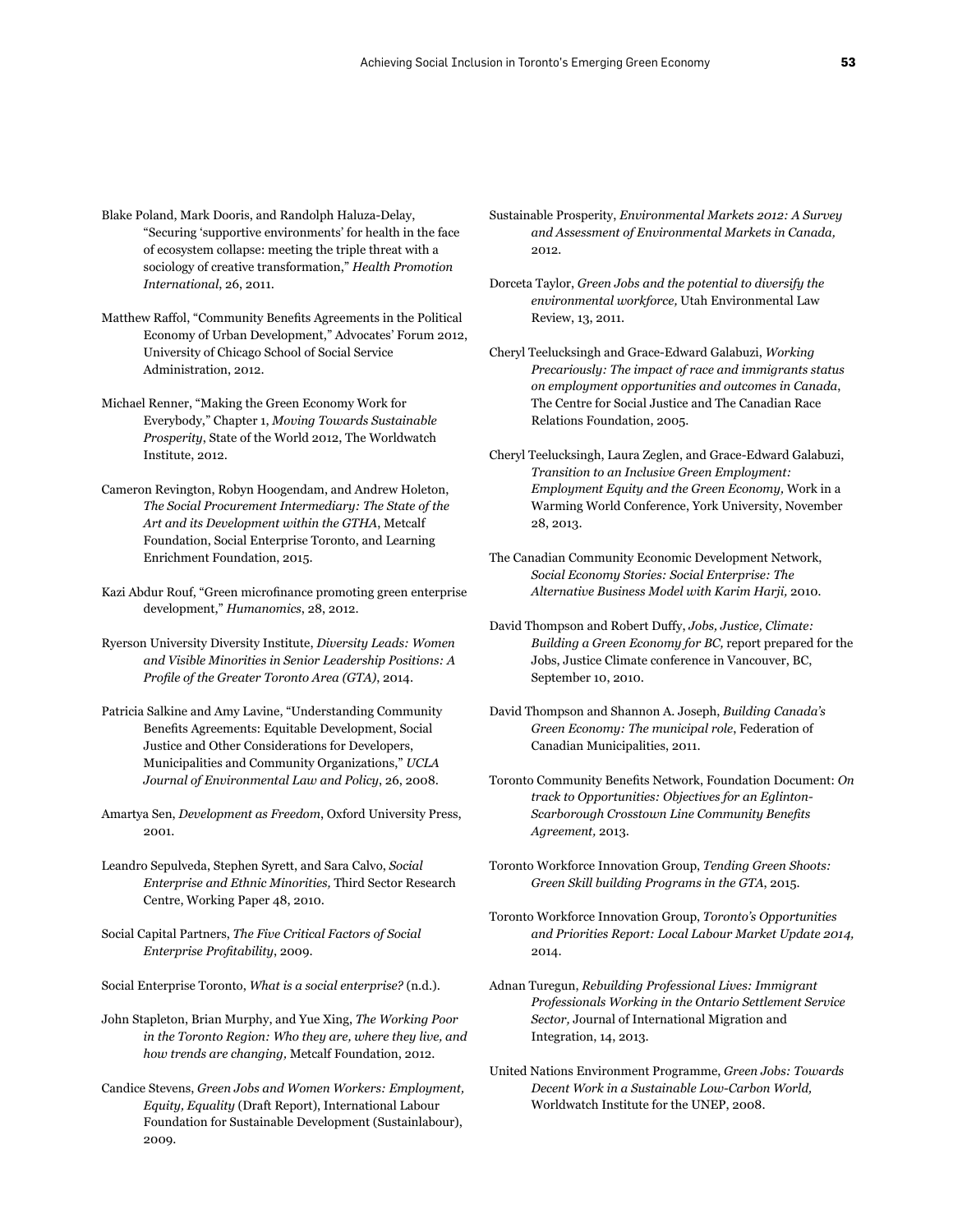Blake Poland, Mark Dooris, and Randolph Haluza-Delay, "Securing 'supportive environments' for health in the face of ecosystem collapse: meeting the triple threat with a sociology of creative transformation," *Health Promotion International*, 26, 2011.

Matthew Raffol, "Community Benefits Agreements in the Political Economy of Urban Development," Advocates' Forum 2012, University of Chicago School of Social Service Administration, 2012.

Michael Renner, "Making the Green Economy Work for Everybody," Chapter 1, *Moving Towards Sustainable Prosperity*, State of the World 2012, The Worldwatch Institute, 2012.

Cameron Revington, Robyn Hoogendam, and Andrew Holeton, *The Social Procurement Intermediary: The State of the Art and its Development within the GTHA*, Metcalf Foundation, Social Enterprise Toronto, and Learning Enrichment Foundation, 2015.

Kazi Abdur Rouf, "Green microfinance promoting green enterprise development," *Humanomics*, 28, 2012.

Ryerson University Diversity Institute, *Diversity Leads: Women and Visible Minorities in Senior Leadership Positions: A Profile of the Greater Toronto Area (GTA)*, 2014.

Patricia Salkine and Amy Lavine, "Understanding Community Benefits Agreements: Equitable Development, Social Justice and Other Considerations for Developers, Municipalities and Community Organizations," *UCLA Journal of Environmental Law and Policy*, 26, 2008.

Amartya Sen, *Development as Freedom*, Oxford University Press, 2001.

Leandro Sepulveda, Stephen Syrett, and Sara Calvo, *Social Enterprise and Ethnic Minorities,* Third Sector Research Centre, Working Paper 48, 2010.

Social Capital Partners, *The Five Critical Factors of Social Enterprise Profitability*, 2009.

Social Enterprise Toronto, *What is a social enterprise?* (n.d.).

John Stapleton, Brian Murphy, and Yue Xing, *The Working Poor in the Toronto Region: Who they are, where they live, and how trends are changing,* Metcalf Foundation, 2012.

Candice Stevens, *Green Jobs and Women Workers: Employment, Equity, Equality* (Draft Report), International Labour Foundation for Sustainable Development (Sustainlabour), 2009.

Sustainable Prosperity, *Environmental Markets 2012: A Survey and Assessment of Environmental Markets in Canada,* 2012.

Dorceta Taylor, *Green Jobs and the potential to diversify the environmental workforce,* Utah Environmental Law Review, 13, 2011.

Cheryl Teelucksingh and Grace-Edward Galabuzi, *Working Precariously: The impact of race and immigrants status on employment opportunities and outcomes in Canada*, The Centre for Social Justice and The Canadian Race Relations Foundation, 2005.

Cheryl Teelucksingh, Laura Zeglen, and Grace-Edward Galabuzi, *Transition to an Inclusive Green Employment: Employment Equity and the Green Economy*, Work in a Warming World Conference, York University, November 28, 2013.

The Canadian Community Economic Development Network, *Social Economy Stories: Social Enterprise: The Alternative Business Model with Karim Harji,* 2010.

David Thompson and Robert Duffy, *Jobs, Justice, Climate: Building a Green Economy for BC,* report prepared for the Jobs, Justice Climate conference in Vancouver, BC, September 10, 2010.

David Thompson and Shannon A. Joseph, *Building Canada's Green Economy: The municipal role*, Federation of Canadian Municipalities, 2011.

Toronto Community Benefits Network, Foundation Document: *On track to Opportunities: Objectives for an Eglinton-Scarborough Crosstown Line Community Benefits Agreement,* 2013.

Toronto Workforce Innovation Group, *Tending Green Shoots: Green Skill building Programs in the GTA*, 2015.

Toronto Workforce Innovation Group, *Toronto's Opportunities and Priorities Report: Local Labour Market Update 2014,* 2014.

Adnan Turegun, *Rebuilding Professional Lives: Immigrant Professionals Working in the Ontario Settlement Service Sector,* Journal of International Migration and Integration, 14, 2013.

United Nations Environment Programme, *Green Jobs: Towards Decent Work in a Sustainable Low-Carbon World,* Worldwatch Institute for the UNEP, 2008.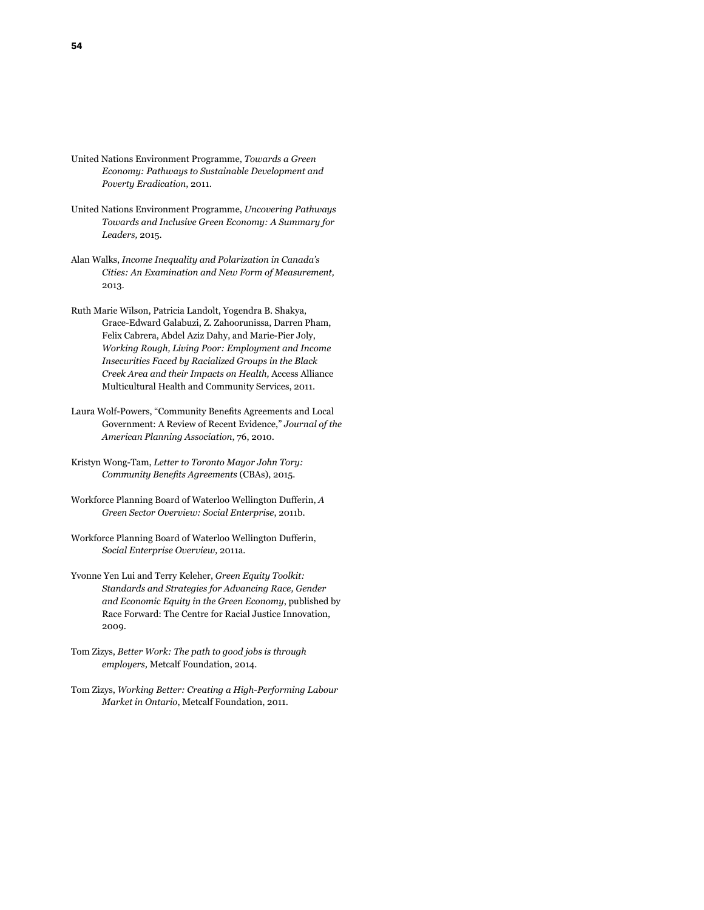United Nations Environment Programme, *Towards a Green Economy: Pathways to Sustainable Development and Poverty Eradication*, 2011.

United Nations Environment Programme, *Uncovering Pathways Towards and Inclusive Green Economy: A Summary for Leaders,* 2015.

Alan Walks, *Income Inequality and Polarization in Canada's Cities: An Examination and New Form of Measurement,* 2013.

Ruth Marie Wilson, Patricia Landolt, Yogendra B. Shakya, Grace-Edward Galabuzi, Z. Zahoorunissa, Darren Pham, Felix Cabrera, Abdel Aziz Dahy, and Marie-Pier Joly, *Working Rough, Living Poor: Employment and Income Insecurities Faced by Racialized Groups in the Black Creek Area and their Impacts on Health,* Access Alliance Multicultural Health and Community Services, 2011.

Laura Wolf-Powers, "Community Benefits Agreements and Local Government: A Review of Recent Evidence," *Journal of the American Planning Association*, 76, 2010.

Kristyn Wong-Tam, *Letter to Toronto Mayor John Tory: Community Benefits Agreements* (CBAs), 2015.

Workforce Planning Board of Waterloo Wellington Dufferin, *A Green Sector Overview: Social Enterprise*, 2011b.

Workforce Planning Board of Waterloo Wellington Dufferin, *Social Enterprise Overview,* 2011a.

Yvonne Yen Lui and Terry Keleher, *Green Equity Toolkit: Standards and Strategies for Advancing Race, Gender and Economic Equity in the Green Economy*, published by Race Forward: The Centre for Racial Justice Innovation, 2009.

Tom Zizys, *Better Work: The path to good jobs is through employers,* Metcalf Foundation, 2014.

Tom Zizys, *Working Better: Creating a High-Performing Labour Market in Ontario*, Metcalf Foundation, 2011.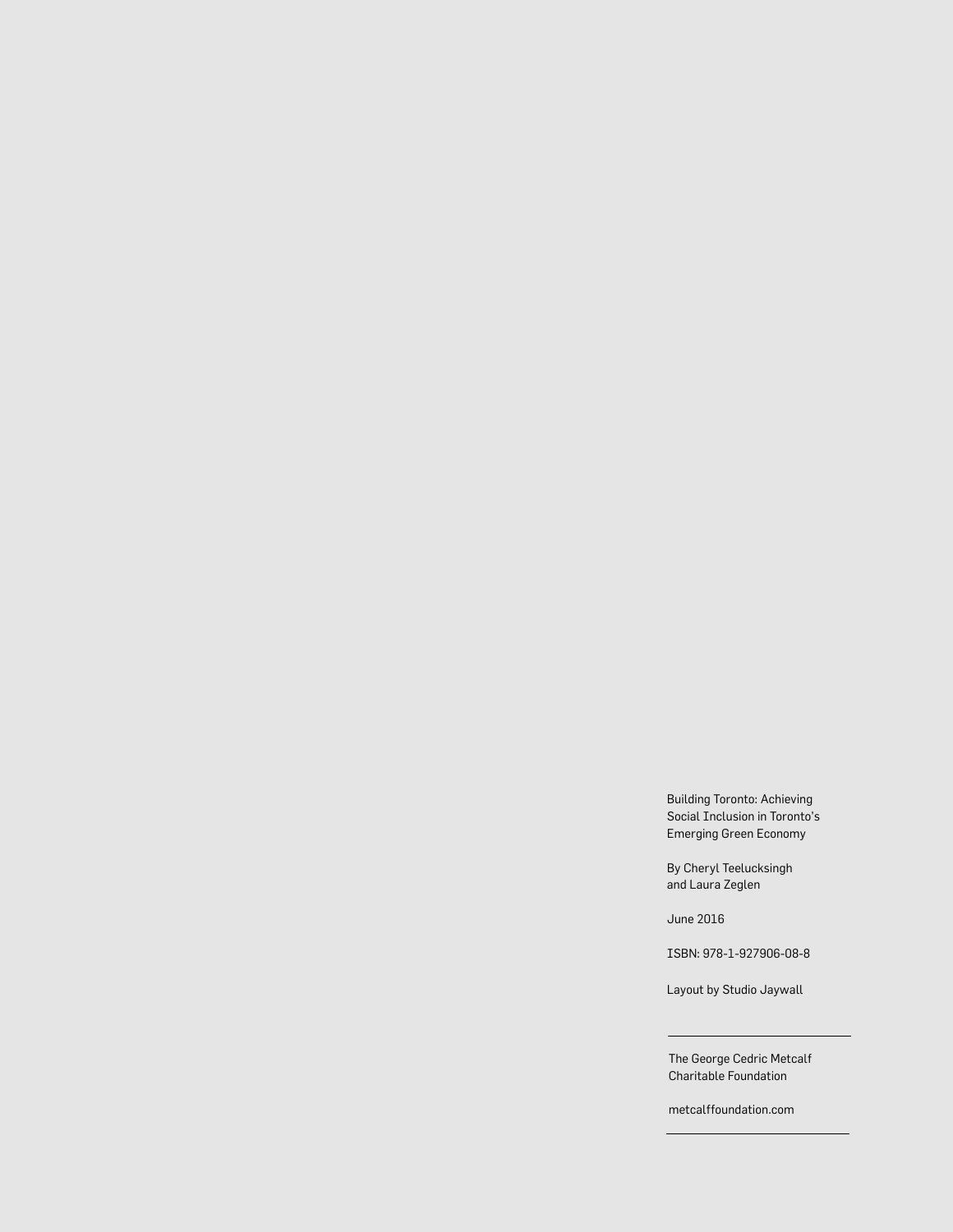Building Toronto: Achieving Social Inclusion in Toronto's Emerging Green Economy

By Cheryl Teelucksingh and Laura Zeglen

June 2016

ISBN: 978-1-927906-08-8

Layout by Studio Jaywall

---

The George Cedric Metcalf Charitable Foundation

metcalffoundation.com

---